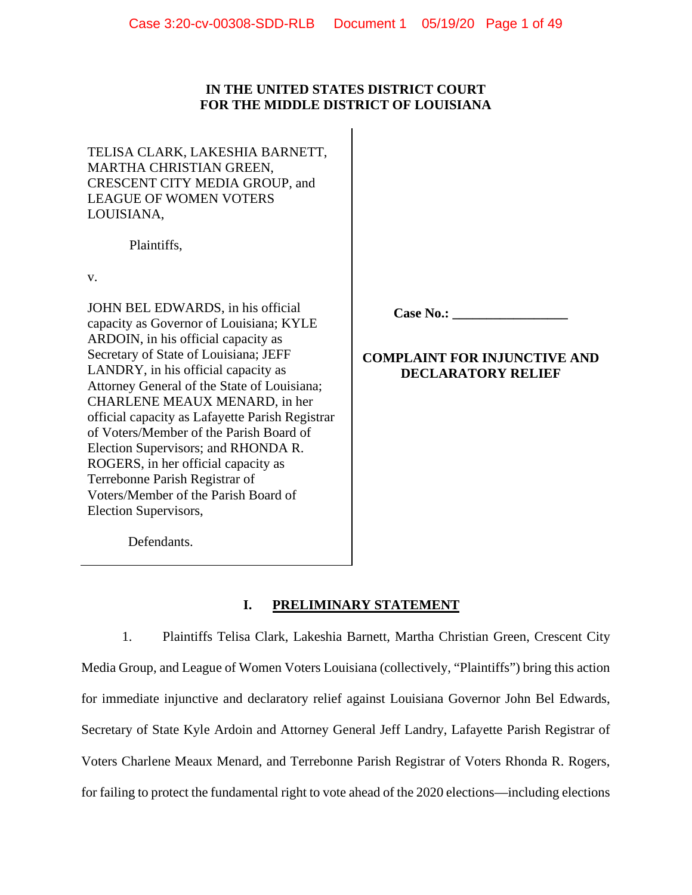**IN THE UNITED STATES DISTRICT COURT**
**FOR THE MIDDLE DISTRICT OF LOUISIANA**

TELISA CLARK, LAKESHIA BARNETT, MARTHA CHRISTIAN GREEN, CRESCENT CITY MEDIA GROUP, and LEAGUE OF WOMEN VOTERS LOUISIANA,

Plaintiffs,

v.

JOHN BEL EDWARDS, in his official capacity as Governor of Louisiana; KYLE ARDOIN, in his official capacity as Secretary of State of Louisiana; JEFF LANDRY, in his official capacity as Attorney General of the State of Louisiana; CHARLENE MEAUX MENARD, in her official capacity as Lafayette Parish Registrar of Voters/Member of the Parish Board of Election Supervisors; and RHONDA R. ROGERS, in her official capacity as Terrebonne Parish Registrar of Voters/Member of the Parish Board of Election Supervisors,

Defendants.

**Case No.: _________________**

**COMPLAINT FOR INJUNCTIVE AND DECLARATORY RELIEF**

## I. PRELIMINARY STATEMENT

1. Plaintiffs Telisa Clark, Lakeshia Barnett, Martha Christian Green, Crescent City Media Group, and League of Women Voters Louisiana (collectively, "Plaintiffs") bring this action for immediate injunctive and declaratory relief against Louisiana Governor John Bel Edwards, Secretary of State Kyle Ardoin and Attorney General Jeff Landry, Lafayette Parish Registrar of Voters Charlene Meaux Menard, and Terrebonne Parish Registrar of Voters Rhonda R. Rogers, for failing to protect the fundamental right to vote ahead of the 2020 elections—including elections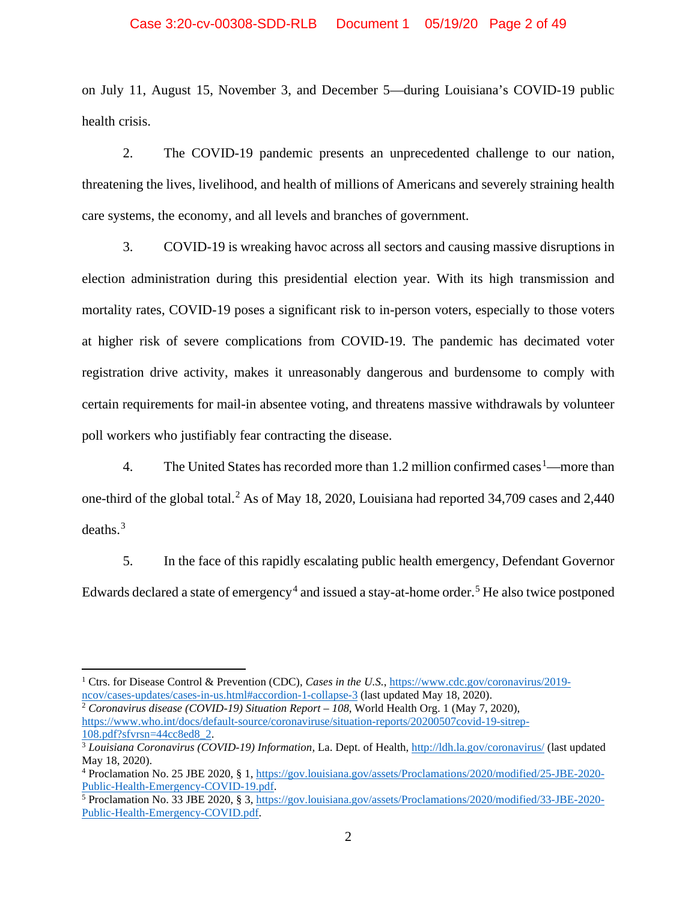on July 11, August 15, November 3, and December 5—during Louisiana's COVID-19 public health crisis.

2. The COVID-19 pandemic presents an unprecedented challenge to our nation, threatening the lives, livelihood, and health of millions of Americans and severely straining health care systems, the economy, and all levels and branches of government.

3. COVID-19 is wreaking havoc across all sectors and causing massive disruptions in election administration during this presidential election year. With its high transmission and mortality rates, COVID-19 poses a significant risk to in-person voters, especially to those voters at higher risk of severe complications from COVID-19. The pandemic has decimated voter registration drive activity, makes it unreasonably dangerous and burdensome to comply with certain requirements for mail-in absentee voting, and threatens massive withdrawals by volunteer poll workers who justifiably fear contracting the disease.

4. The United States has recorded more than 1.2 million confirmed cases[1]—more than one-third of the global total.[2] As of May 18, 2020, Louisiana had reported 34,709 cases and 2,440 deaths.[3]

5. In the face of this rapidly escalating public health emergency, Defendant Governor Edwards declared a state of emergency[4] and issued a stay-at-home order.[5] He also twice postponed

---

[1] Ctrs. for Disease Control & Prevention (CDC), *Cases in the U.S.*, https://www.cdc.gov/coronavirus/2019-ncov/cases-updates/cases-in-us.html#accordion-1-collapse-3 (last updated May 18, 2020).

[2] *Coronavirus disease (COVID-19) Situation Report – 108*, World Health Org. 1 (May 7, 2020), https://www.who.int/docs/default-source/coronaviruse/situation-reports/20200507covid-19-sitrep-108.pdf?sfvrsn=44cc8ed8_2.

[3] *Louisiana Coronavirus (COVID-19) Information*, La. Dept. of Health, http://ldh.la.gov/coronavirus/ (last updated May 18, 2020).

[4] Proclamation No. 25 JBE 2020, § 1, https://gov.louisiana.gov/assets/Proclamations/2020/modified/25-JBE-2020-Public-Health-Emergency-COVID-19.pdf.

[5] Proclamation No. 33 JBE 2020, § 3, https://gov.louisiana.gov/assets/Proclamations/2020/modified/33-JBE-2020-Public-Health-Emergency-COVID.pdf.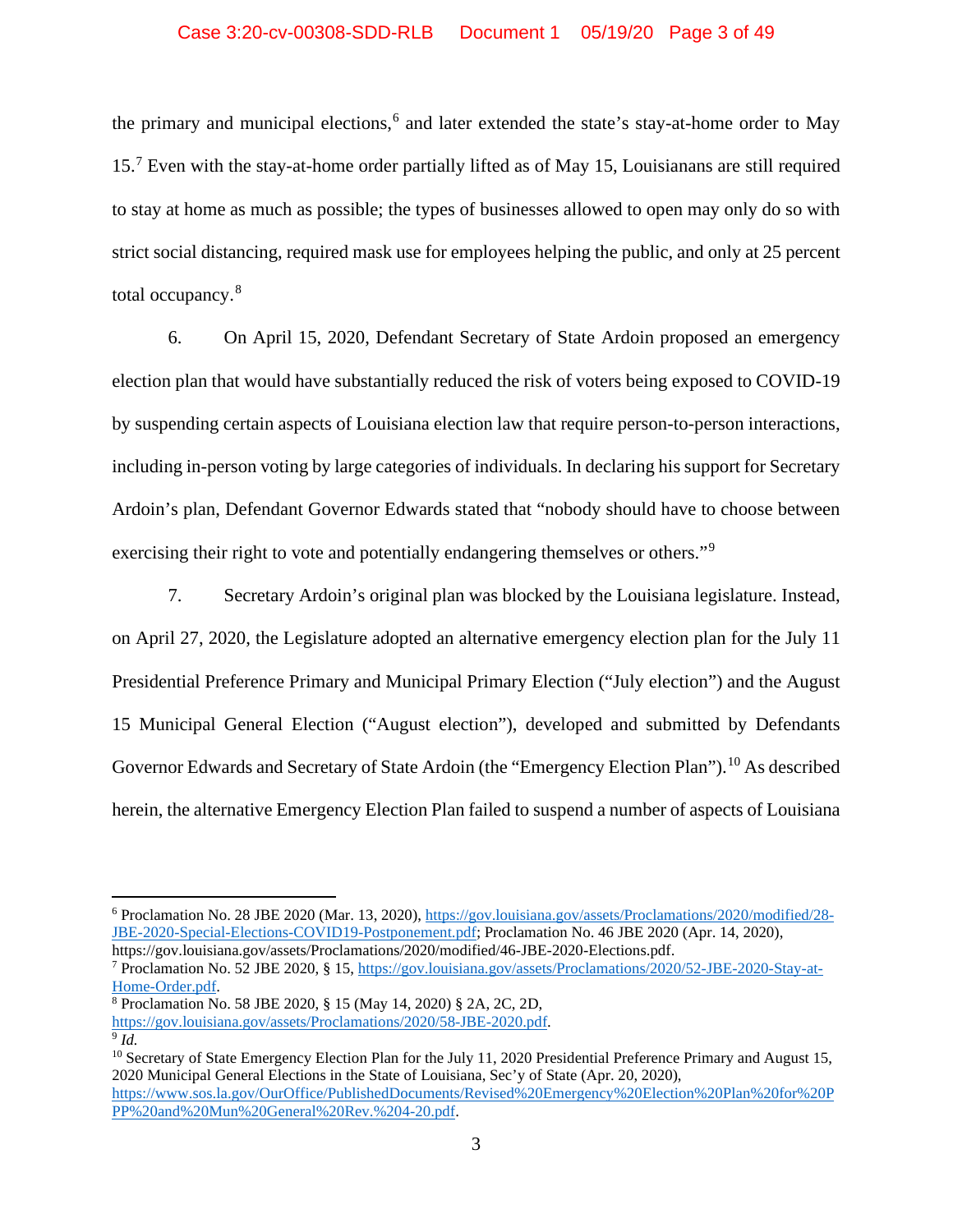the primary and municipal elections,[6] and later extended the state's stay-at-home order to May 15.[7] Even with the stay-at-home order partially lifted as of May 15, Louisianans are still required to stay at home as much as possible; the types of businesses allowed to open may only do so with strict social distancing, required mask use for employees helping the public, and only at 25 percent total occupancy.[8]

6. On April 15, 2020, Defendant Secretary of State Ardoin proposed an emergency election plan that would have substantially reduced the risk of voters being exposed to COVID-19 by suspending certain aspects of Louisiana election law that require person-to-person interactions, including in-person voting by large categories of individuals. In declaring his support for Secretary Ardoin's plan, Defendant Governor Edwards stated that "nobody should have to choose between exercising their right to vote and potentially endangering themselves or others."[9]

7. Secretary Ardoin's original plan was blocked by the Louisiana legislature. Instead, on April 27, 2020, the Legislature adopted an alternative emergency election plan for the July 11 Presidential Preference Primary and Municipal Primary Election ("July election") and the August 15 Municipal General Election ("August election"), developed and submitted by Defendants Governor Edwards and Secretary of State Ardoin (the "Emergency Election Plan").[10] As described herein, the alternative Emergency Election Plan failed to suspend a number of aspects of Louisiana

---

[6] Proclamation No. 28 JBE 2020 (Mar. 13, 2020), https://gov.louisiana.gov/assets/Proclamations/2020/modified/28-JBE-2020-Special-Elections-COVID19-Postponement.pdf; Proclamation No. 46 JBE 2020 (Apr. 14, 2020), https://gov.louisiana.gov/assets/Proclamations/2020/modified/46-JBE-2020-Elections.pdf.

[7] Proclamation No. 52 JBE 2020, § 15, https://gov.louisiana.gov/assets/Proclamations/2020/52-JBE-2020-Stay-at-Home-Order.pdf.

[8] Proclamation No. 58 JBE 2020, § 15 (May 14, 2020) § 2A, 2C, 2D, https://gov.louisiana.gov/assets/Proclamations/2020/58-JBE-2020.pdf.

[9] *Id.*

[10] Secretary of State Emergency Election Plan for the July 11, 2020 Presidential Preference Primary and August 15, 2020 Municipal General Elections in the State of Louisiana, Sec'y of State (Apr. 20, 2020), https://www.sos.la.gov/OurOffice/PublishedDocuments/Revised%20Emergency%20Election%20Plan%20for%20PPP%20and%20Mun%20General%20Rev.%204-20.pdf.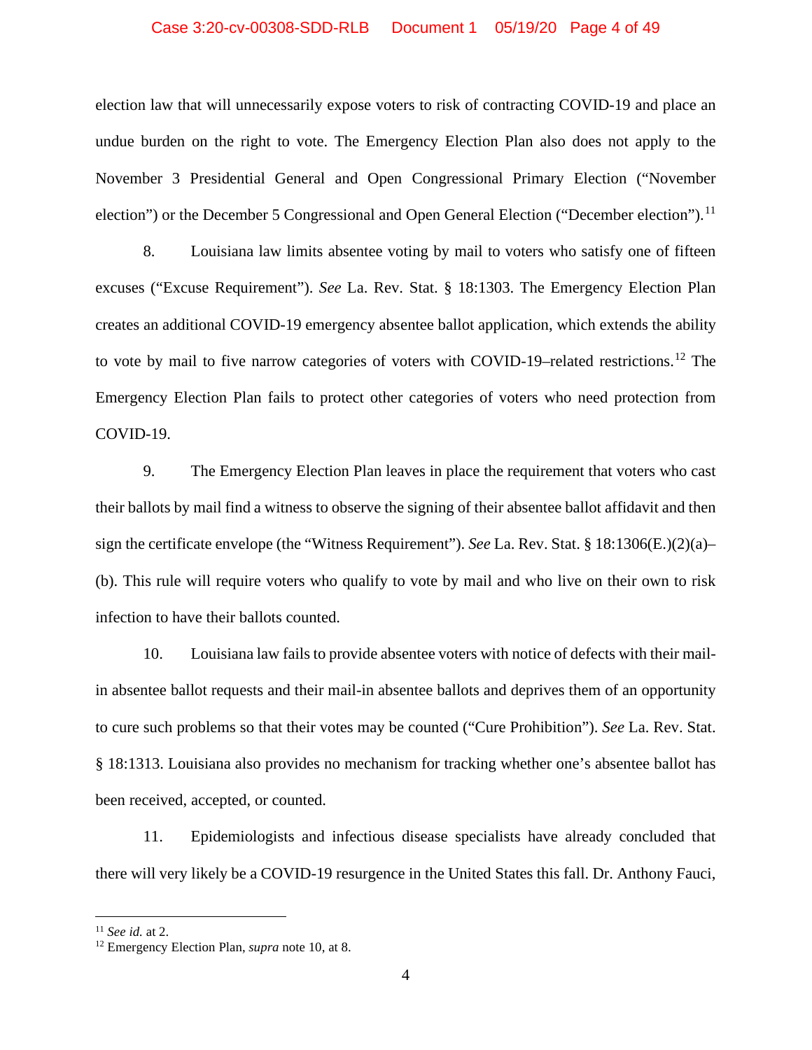election law that will unnecessarily expose voters to risk of contracting COVID-19 and place an undue burden on the right to vote. The Emergency Election Plan also does not apply to the November 3 Presidential General and Open Congressional Primary Election ("November election") or the December 5 Congressional and Open General Election ("December election").[11]

8. Louisiana law limits absentee voting by mail to voters who satisfy one of fifteen excuses ("Excuse Requirement"). *See* La. Rev. Stat. § 18:1303. The Emergency Election Plan creates an additional COVID-19 emergency absentee ballot application, which extends the ability to vote by mail to five narrow categories of voters with COVID-19–related restrictions.[12] The Emergency Election Plan fails to protect other categories of voters who need protection from COVID-19.

9. The Emergency Election Plan leaves in place the requirement that voters who cast their ballots by mail find a witness to observe the signing of their absentee ballot affidavit and then sign the certificate envelope (the "Witness Requirement"). *See* La. Rev. Stat. § 18:1306(E.)(2)(a)–(b). This rule will require voters who qualify to vote by mail and who live on their own to risk infection to have their ballots counted.

10. Louisiana law fails to provide absentee voters with notice of defects with their mail-in absentee ballot requests and their mail-in absentee ballots and deprives them of an opportunity to cure such problems so that their votes may be counted ("Cure Prohibition"). *See* La. Rev. Stat. § 18:1313. Louisiana also provides no mechanism for tracking whether one's absentee ballot has been received, accepted, or counted.

11. Epidemiologists and infectious disease specialists have already concluded that there will very likely be a COVID-19 resurgence in the United States this fall. Dr. Anthony Fauci,

---

[11] *See id.* at 2.

[12] Emergency Election Plan, *supra* note 10, at 8.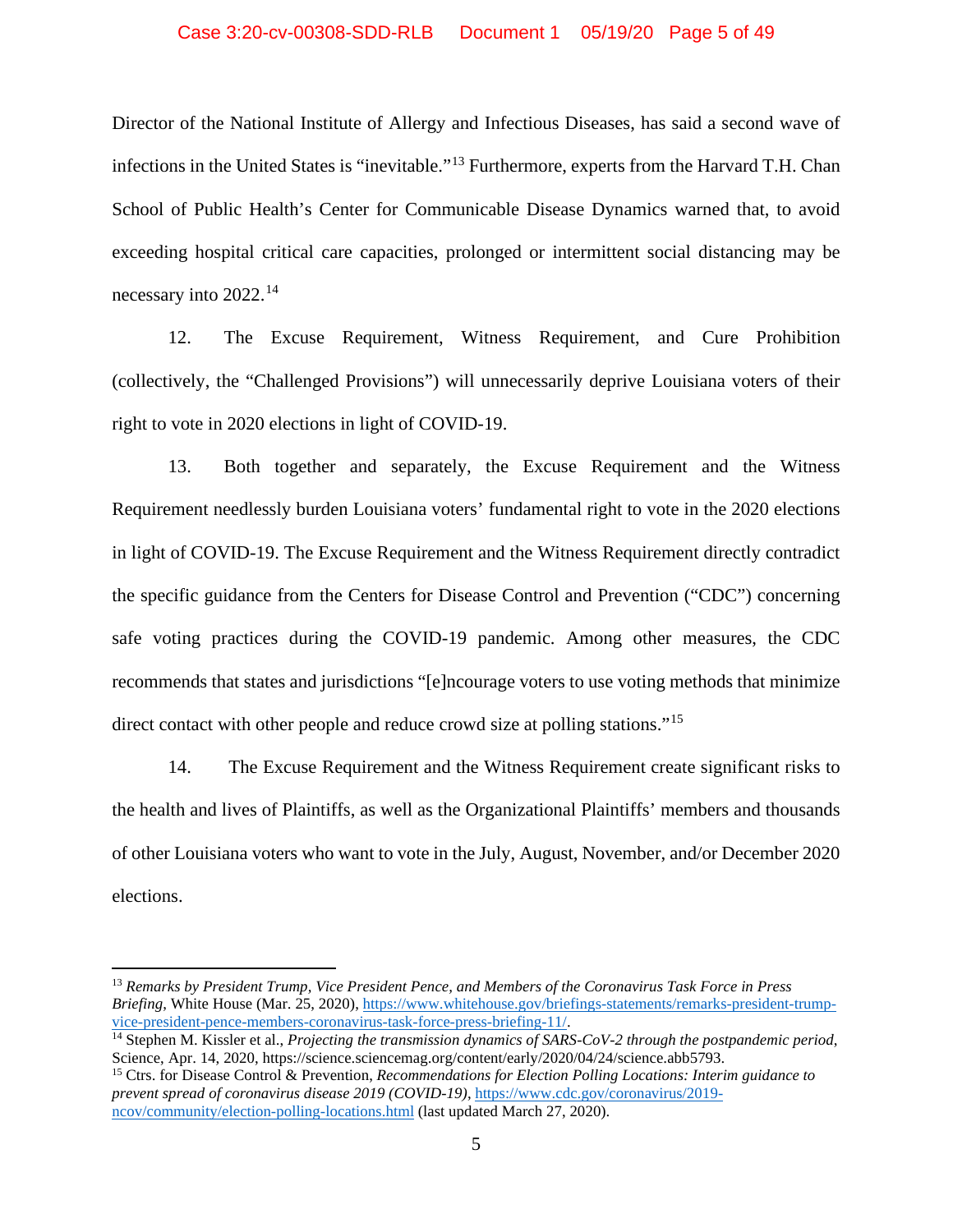Director of the National Institute of Allergy and Infectious Diseases, has said a second wave of infections in the United States is "inevitable."[13] Furthermore, experts from the Harvard T.H. Chan School of Public Health's Center for Communicable Disease Dynamics warned that, to avoid exceeding hospital critical care capacities, prolonged or intermittent social distancing may be necessary into 2022.[14]

12. The Excuse Requirement, Witness Requirement, and Cure Prohibition (collectively, the "Challenged Provisions") will unnecessarily deprive Louisiana voters of their right to vote in 2020 elections in light of COVID-19.

13. Both together and separately, the Excuse Requirement and the Witness Requirement needlessly burden Louisiana voters' fundamental right to vote in the 2020 elections in light of COVID-19. The Excuse Requirement and the Witness Requirement directly contradict the specific guidance from the Centers for Disease Control and Prevention ("CDC") concerning safe voting practices during the COVID-19 pandemic. Among other measures, the CDC recommends that states and jurisdictions "[e]ncourage voters to use voting methods that minimize direct contact with other people and reduce crowd size at polling stations."[15]

14. The Excuse Requirement and the Witness Requirement create significant risks to the health and lives of Plaintiffs, as well as the Organizational Plaintiffs' members and thousands of other Louisiana voters who want to vote in the July, August, November, and/or December 2020 elections.

---

[13] *Remarks by President Trump, Vice President Pence, and Members of the Coronavirus Task Force in Press Briefing*, White House (Mar. 25, 2020), https://www.whitehouse.gov/briefings-statements/remarks-president-trump-vice-president-pence-members-coronavirus-task-force-press-briefing-11/.

[14] Stephen M. Kissler et al., *Projecting the transmission dynamics of SARS-CoV-2 through the postpandemic period*, Science, Apr. 14, 2020, https://science.sciencemag.org/content/early/2020/04/24/science.abb5793.

[15] Ctrs. for Disease Control & Prevention, *Recommendations for Election Polling Locations: Interim guidance to prevent spread of coronavirus disease 2019 (COVID-19)*, https://www.cdc.gov/coronavirus/2019-ncov/community/election-polling-locations.html (last updated March 27, 2020).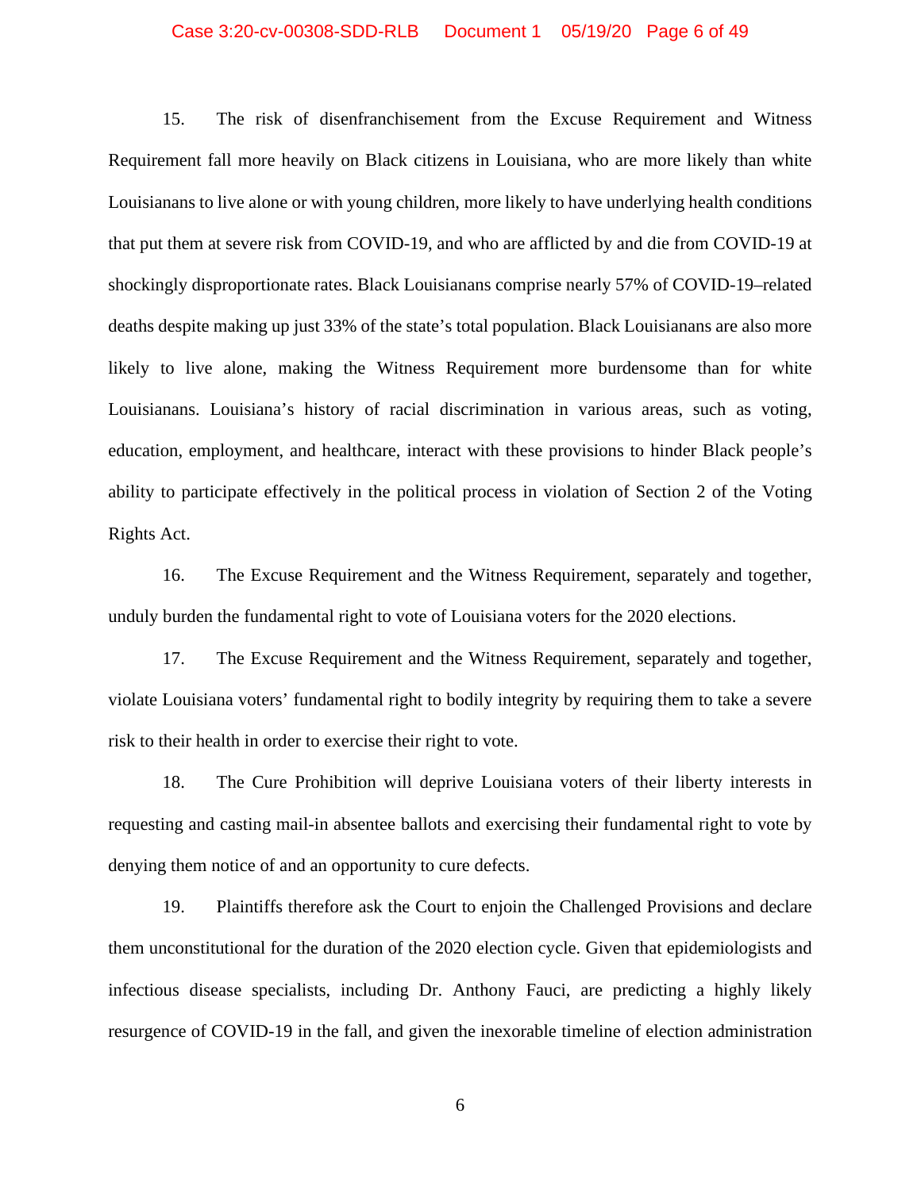15. The risk of disenfranchisement from the Excuse Requirement and Witness Requirement fall more heavily on Black citizens in Louisiana, who are more likely than white Louisianans to live alone or with young children, more likely to have underlying health conditions that put them at severe risk from COVID-19, and who are afflicted by and die from COVID-19 at shockingly disproportionate rates. Black Louisianans comprise nearly 57% of COVID-19–related deaths despite making up just 33% of the state's total population. Black Louisianans are also more likely to live alone, making the Witness Requirement more burdensome than for white Louisianans. Louisiana's history of racial discrimination in various areas, such as voting, education, employment, and healthcare, interact with these provisions to hinder Black people's ability to participate effectively in the political process in violation of Section 2 of the Voting Rights Act.

16. The Excuse Requirement and the Witness Requirement, separately and together, unduly burden the fundamental right to vote of Louisiana voters for the 2020 elections.

17. The Excuse Requirement and the Witness Requirement, separately and together, violate Louisiana voters' fundamental right to bodily integrity by requiring them to take a severe risk to their health in order to exercise their right to vote.

18. The Cure Prohibition will deprive Louisiana voters of their liberty interests in requesting and casting mail-in absentee ballots and exercising their fundamental right to vote by denying them notice of and an opportunity to cure defects.

19. Plaintiffs therefore ask the Court to enjoin the Challenged Provisions and declare them unconstitutional for the duration of the 2020 election cycle. Given that epidemiologists and infectious disease specialists, including Dr. Anthony Fauci, are predicting a highly likely resurgence of COVID-19 in the fall, and given the inexorable timeline of election administration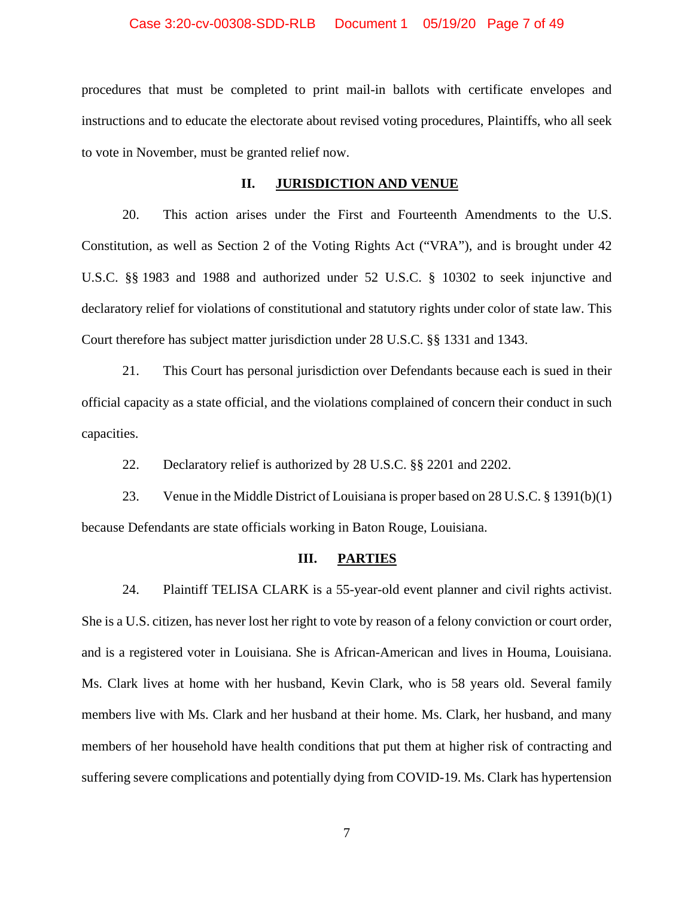procedures that must be completed to print mail-in ballots with certificate envelopes and instructions and to educate the electorate about revised voting procedures, Plaintiffs, who all seek to vote in November, must be granted relief now.

## II. JURISDICTION AND VENUE

20. This action arises under the First and Fourteenth Amendments to the U.S. Constitution, as well as Section 2 of the Voting Rights Act ("VRA"), and is brought under 42 U.S.C. §§ 1983 and 1988 and authorized under 52 U.S.C. § 10302 to seek injunctive and declaratory relief for violations of constitutional and statutory rights under color of state law. This Court therefore has subject matter jurisdiction under 28 U.S.C. §§ 1331 and 1343.

21. This Court has personal jurisdiction over Defendants because each is sued in their official capacity as a state official, and the violations complained of concern their conduct in such capacities.

22. Declaratory relief is authorized by 28 U.S.C. §§ 2201 and 2202.

23. Venue in the Middle District of Louisiana is proper based on 28 U.S.C. § 1391(b)(1) because Defendants are state officials working in Baton Rouge, Louisiana.

## III. PARTIES

24. Plaintiff TELISA CLARK is a 55-year-old event planner and civil rights activist. She is a U.S. citizen, has never lost her right to vote by reason of a felony conviction or court order, and is a registered voter in Louisiana. She is African-American and lives in Houma, Louisiana. Ms. Clark lives at home with her husband, Kevin Clark, who is 58 years old. Several family members live with Ms. Clark and her husband at their home. Ms. Clark, her husband, and many members of her household have health conditions that put them at higher risk of contracting and suffering severe complications and potentially dying from COVID-19. Ms. Clark has hypertension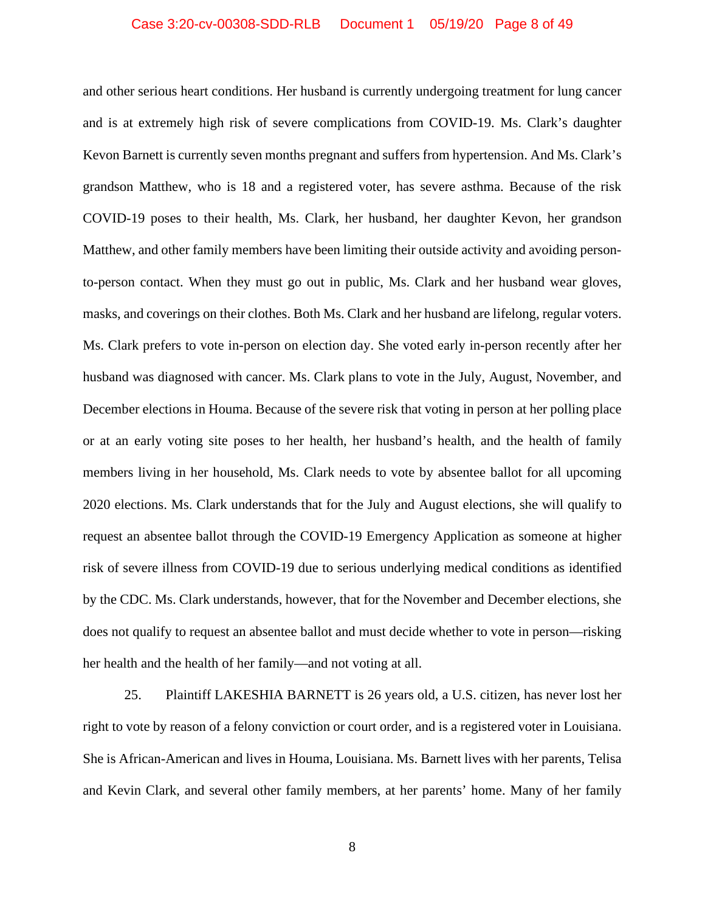and other serious heart conditions. Her husband is currently undergoing treatment for lung cancer and is at extremely high risk of severe complications from COVID-19. Ms. Clark's daughter Kevon Barnett is currently seven months pregnant and suffers from hypertension. And Ms. Clark's grandson Matthew, who is 18 and a registered voter, has severe asthma. Because of the risk COVID-19 poses to their health, Ms. Clark, her husband, her daughter Kevon, her grandson Matthew, and other family members have been limiting their outside activity and avoiding person-to-person contact. When they must go out in public, Ms. Clark and her husband wear gloves, masks, and coverings on their clothes. Both Ms. Clark and her husband are lifelong, regular voters. Ms. Clark prefers to vote in-person on election day. She voted early in-person recently after her husband was diagnosed with cancer. Ms. Clark plans to vote in the July, August, November, and December elections in Houma. Because of the severe risk that voting in person at her polling place or at an early voting site poses to her health, her husband's health, and the health of family members living in her household, Ms. Clark needs to vote by absentee ballot for all upcoming 2020 elections. Ms. Clark understands that for the July and August elections, she will qualify to request an absentee ballot through the COVID-19 Emergency Application as someone at higher risk of severe illness from COVID-19 due to serious underlying medical conditions as identified by the CDC. Ms. Clark understands, however, that for the November and December elections, she does not qualify to request an absentee ballot and must decide whether to vote in person—risking her health and the health of her family—and not voting at all.

25. Plaintiff LAKESHIA BARNETT is 26 years old, a U.S. citizen, has never lost her right to vote by reason of a felony conviction or court order, and is a registered voter in Louisiana. She is African-American and lives in Houma, Louisiana. Ms. Barnett lives with her parents, Telisa and Kevin Clark, and several other family members, at her parents' home. Many of her family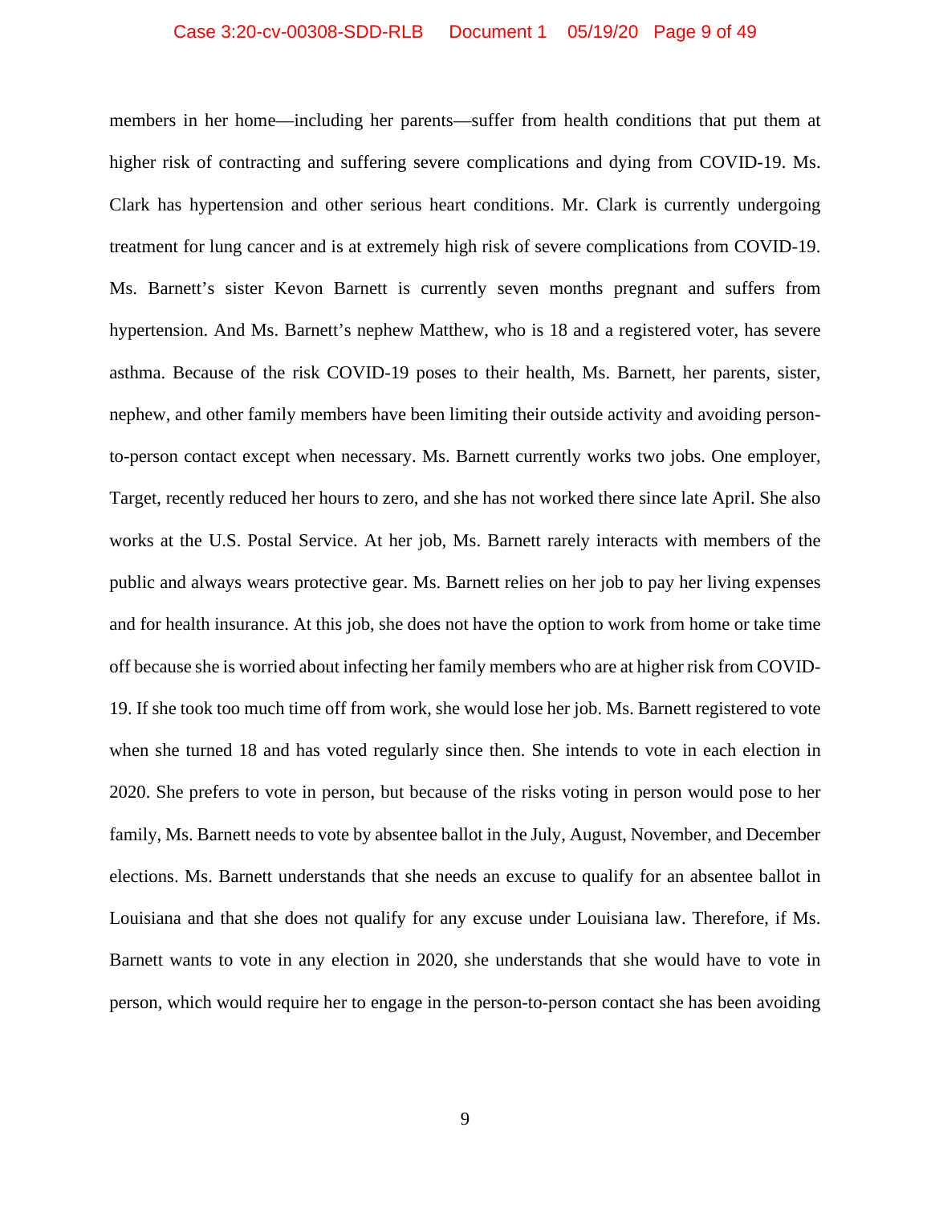members in her home—including her parents—suffer from health conditions that put them at higher risk of contracting and suffering severe complications and dying from COVID-19. Ms. Clark has hypertension and other serious heart conditions. Mr. Clark is currently undergoing treatment for lung cancer and is at extremely high risk of severe complications from COVID-19. Ms. Barnett's sister Kevon Barnett is currently seven months pregnant and suffers from hypertension. And Ms. Barnett's nephew Matthew, who is 18 and a registered voter, has severe asthma. Because of the risk COVID-19 poses to their health, Ms. Barnett, her parents, sister, nephew, and other family members have been limiting their outside activity and avoiding person-to-person contact except when necessary. Ms. Barnett currently works two jobs. One employer, Target, recently reduced her hours to zero, and she has not worked there since late April. She also works at the U.S. Postal Service. At her job, Ms. Barnett rarely interacts with members of the public and always wears protective gear. Ms. Barnett relies on her job to pay her living expenses and for health insurance. At this job, she does not have the option to work from home or take time off because she is worried about infecting her family members who are at higher risk from COVID-19. If she took too much time off from work, she would lose her job. Ms. Barnett registered to vote when she turned 18 and has voted regularly since then. She intends to vote in each election in 2020. She prefers to vote in person, but because of the risks voting in person would pose to her family, Ms. Barnett needs to vote by absentee ballot in the July, August, November, and December elections. Ms. Barnett understands that she needs an excuse to qualify for an absentee ballot in Louisiana and that she does not qualify for any excuse under Louisiana law. Therefore, if Ms. Barnett wants to vote in any election in 2020, she understands that she would have to vote in person, which would require her to engage in the person-to-person contact she has been avoiding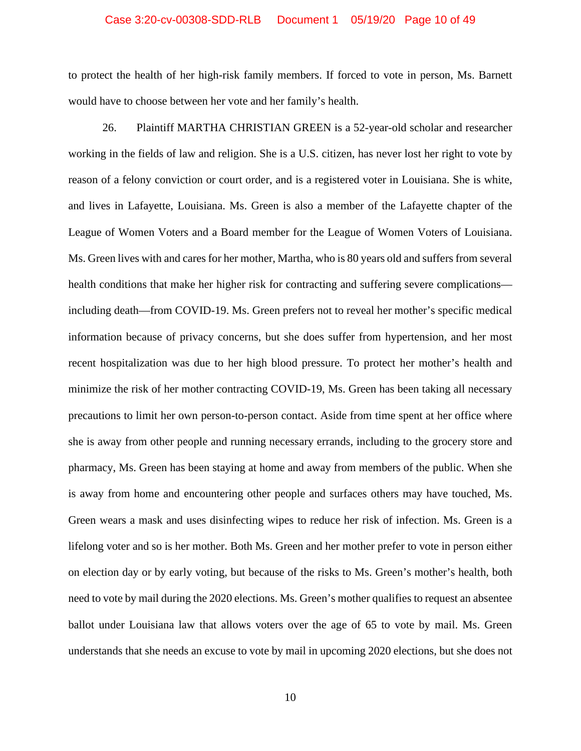to protect the health of her high-risk family members. If forced to vote in person, Ms. Barnett would have to choose between her vote and her family's health.

26. Plaintiff MARTHA CHRISTIAN GREEN is a 52-year-old scholar and researcher working in the fields of law and religion. She is a U.S. citizen, has never lost her right to vote by reason of a felony conviction or court order, and is a registered voter in Louisiana. She is white, and lives in Lafayette, Louisiana. Ms. Green is also a member of the Lafayette chapter of the League of Women Voters and a Board member for the League of Women Voters of Louisiana. Ms. Green lives with and cares for her mother, Martha, who is 80 years old and suffers from several health conditions that make her higher risk for contracting and suffering severe complications—including death—from COVID-19. Ms. Green prefers not to reveal her mother's specific medical information because of privacy concerns, but she does suffer from hypertension, and her most recent hospitalization was due to her high blood pressure. To protect her mother's health and minimize the risk of her mother contracting COVID-19, Ms. Green has been taking all necessary precautions to limit her own person-to-person contact. Aside from time spent at her office where she is away from other people and running necessary errands, including to the grocery store and pharmacy, Ms. Green has been staying at home and away from members of the public. When she is away from home and encountering other people and surfaces others may have touched, Ms. Green wears a mask and uses disinfecting wipes to reduce her risk of infection. Ms. Green is a lifelong voter and so is her mother. Both Ms. Green and her mother prefer to vote in person either on election day or by early voting, but because of the risks to Ms. Green's mother's health, both need to vote by mail during the 2020 elections. Ms. Green's mother qualifies to request an absentee ballot under Louisiana law that allows voters over the age of 65 to vote by mail. Ms. Green understands that she needs an excuse to vote by mail in upcoming 2020 elections, but she does not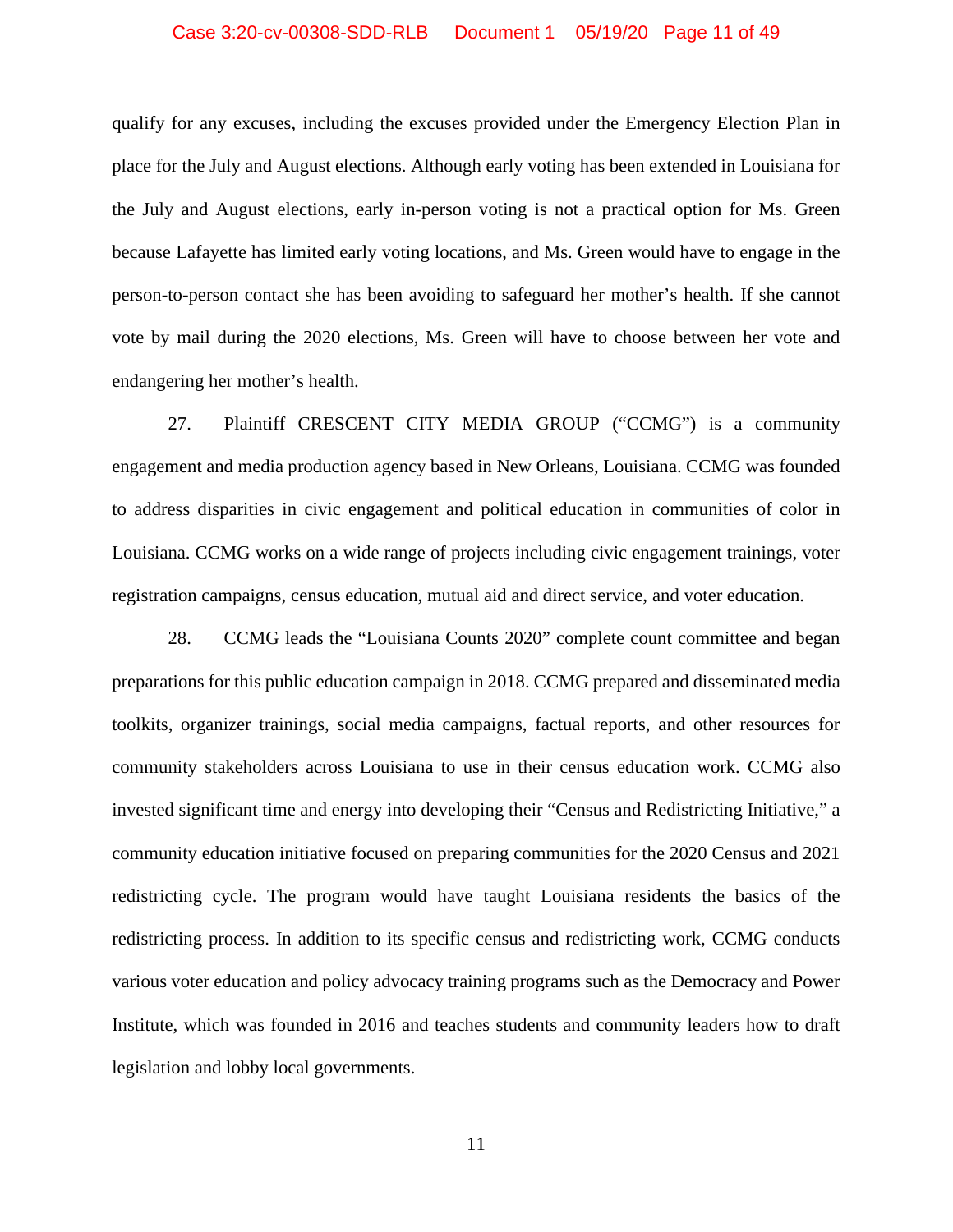qualify for any excuses, including the excuses provided under the Emergency Election Plan in place for the July and August elections. Although early voting has been extended in Louisiana for the July and August elections, early in-person voting is not a practical option for Ms. Green because Lafayette has limited early voting locations, and Ms. Green would have to engage in the person-to-person contact she has been avoiding to safeguard her mother's health. If she cannot vote by mail during the 2020 elections, Ms. Green will have to choose between her vote and endangering her mother's health.

27. Plaintiff CRESCENT CITY MEDIA GROUP ("CCMG") is a community engagement and media production agency based in New Orleans, Louisiana. CCMG was founded to address disparities in civic engagement and political education in communities of color in Louisiana. CCMG works on a wide range of projects including civic engagement trainings, voter registration campaigns, census education, mutual aid and direct service, and voter education.

28. CCMG leads the "Louisiana Counts 2020" complete count committee and began preparations for this public education campaign in 2018. CCMG prepared and disseminated media toolkits, organizer trainings, social media campaigns, factual reports, and other resources for community stakeholders across Louisiana to use in their census education work. CCMG also invested significant time and energy into developing their "Census and Redistricting Initiative," a community education initiative focused on preparing communities for the 2020 Census and 2021 redistricting cycle. The program would have taught Louisiana residents the basics of the redistricting process. In addition to its specific census and redistricting work, CCMG conducts various voter education and policy advocacy training programs such as the Democracy and Power Institute, which was founded in 2016 and teaches students and community leaders how to draft legislation and lobby local governments.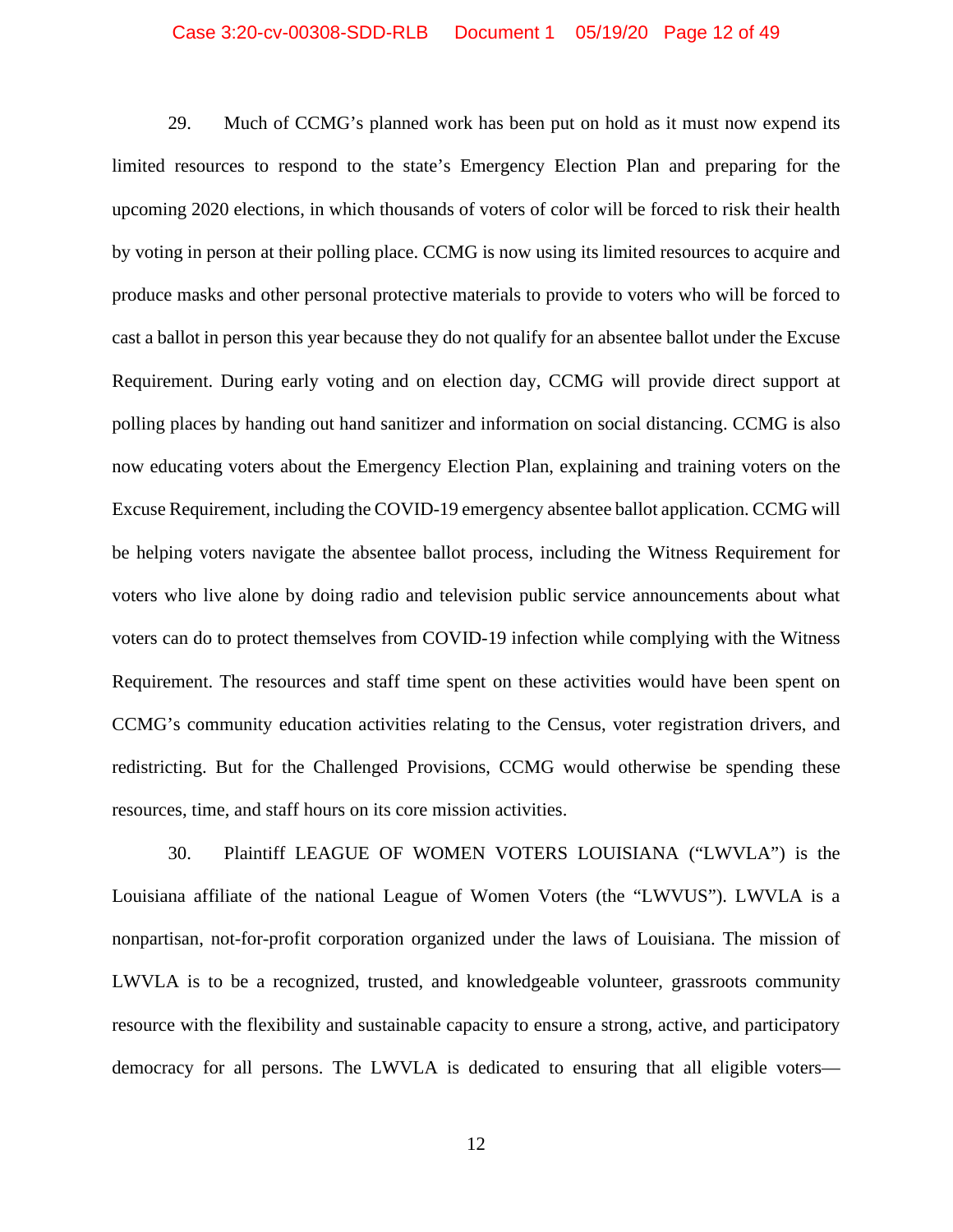29. Much of CCMG's planned work has been put on hold as it must now expend its limited resources to respond to the state's Emergency Election Plan and preparing for the upcoming 2020 elections, in which thousands of voters of color will be forced to risk their health by voting in person at their polling place. CCMG is now using its limited resources to acquire and produce masks and other personal protective materials to provide to voters who will be forced to cast a ballot in person this year because they do not qualify for an absentee ballot under the Excuse Requirement. During early voting and on election day, CCMG will provide direct support at polling places by handing out hand sanitizer and information on social distancing. CCMG is also now educating voters about the Emergency Election Plan, explaining and training voters on the Excuse Requirement, including the COVID-19 emergency absentee ballot application. CCMG will be helping voters navigate the absentee ballot process, including the Witness Requirement for voters who live alone by doing radio and television public service announcements about what voters can do to protect themselves from COVID-19 infection while complying with the Witness Requirement. The resources and staff time spent on these activities would have been spent on CCMG's community education activities relating to the Census, voter registration drivers, and redistricting. But for the Challenged Provisions, CCMG would otherwise be spending these resources, time, and staff hours on its core mission activities.

30. Plaintiff LEAGUE OF WOMEN VOTERS LOUISIANA ("LWVLA") is the Louisiana affiliate of the national League of Women Voters (the "LWVUS"). LWVLA is a nonpartisan, not-for-profit corporation organized under the laws of Louisiana. The mission of LWVLA is to be a recognized, trusted, and knowledgeable volunteer, grassroots community resource with the flexibility and sustainable capacity to ensure a strong, active, and participatory democracy for all persons. The LWVLA is dedicated to ensuring that all eligible voters—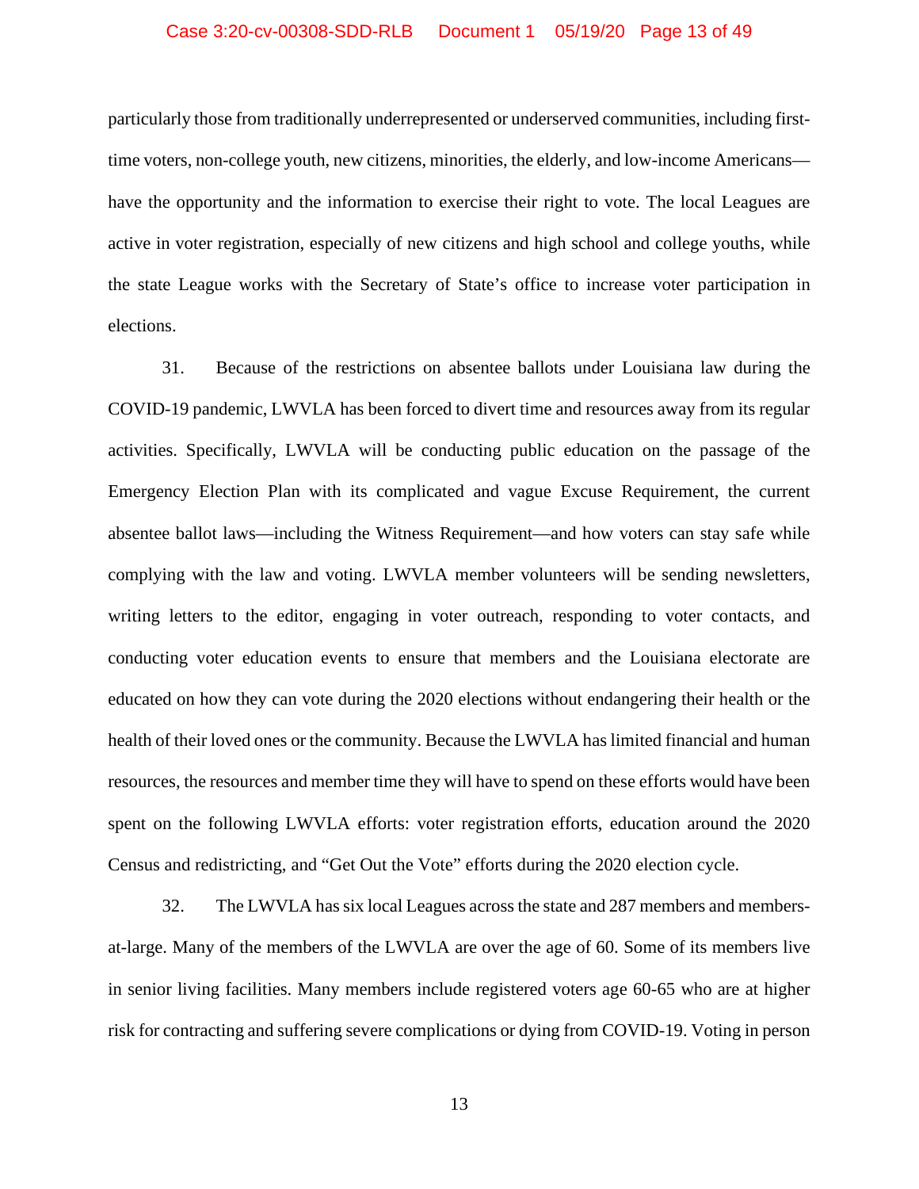particularly those from traditionally underrepresented or underserved communities, including first-time voters, non-college youth, new citizens, minorities, the elderly, and low-income Americans—have the opportunity and the information to exercise their right to vote. The local Leagues are active in voter registration, especially of new citizens and high school and college youths, while the state League works with the Secretary of State's office to increase voter participation in elections.

31. Because of the restrictions on absentee ballots under Louisiana law during the COVID-19 pandemic, LWVLA has been forced to divert time and resources away from its regular activities. Specifically, LWVLA will be conducting public education on the passage of the Emergency Election Plan with its complicated and vague Excuse Requirement, the current absentee ballot laws—including the Witness Requirement—and how voters can stay safe while complying with the law and voting. LWVLA member volunteers will be sending newsletters, writing letters to the editor, engaging in voter outreach, responding to voter contacts, and conducting voter education events to ensure that members and the Louisiana electorate are educated on how they can vote during the 2020 elections without endangering their health or the health of their loved ones or the community. Because the LWVLA has limited financial and human resources, the resources and member time they will have to spend on these efforts would have been spent on the following LWVLA efforts: voter registration efforts, education around the 2020 Census and redistricting, and "Get Out the Vote" efforts during the 2020 election cycle.

32. The LWVLA has six local Leagues across the state and 287 members and members-at-large. Many of the members of the LWVLA are over the age of 60. Some of its members live in senior living facilities. Many members include registered voters age 60-65 who are at higher risk for contracting and suffering severe complications or dying from COVID-19. Voting in person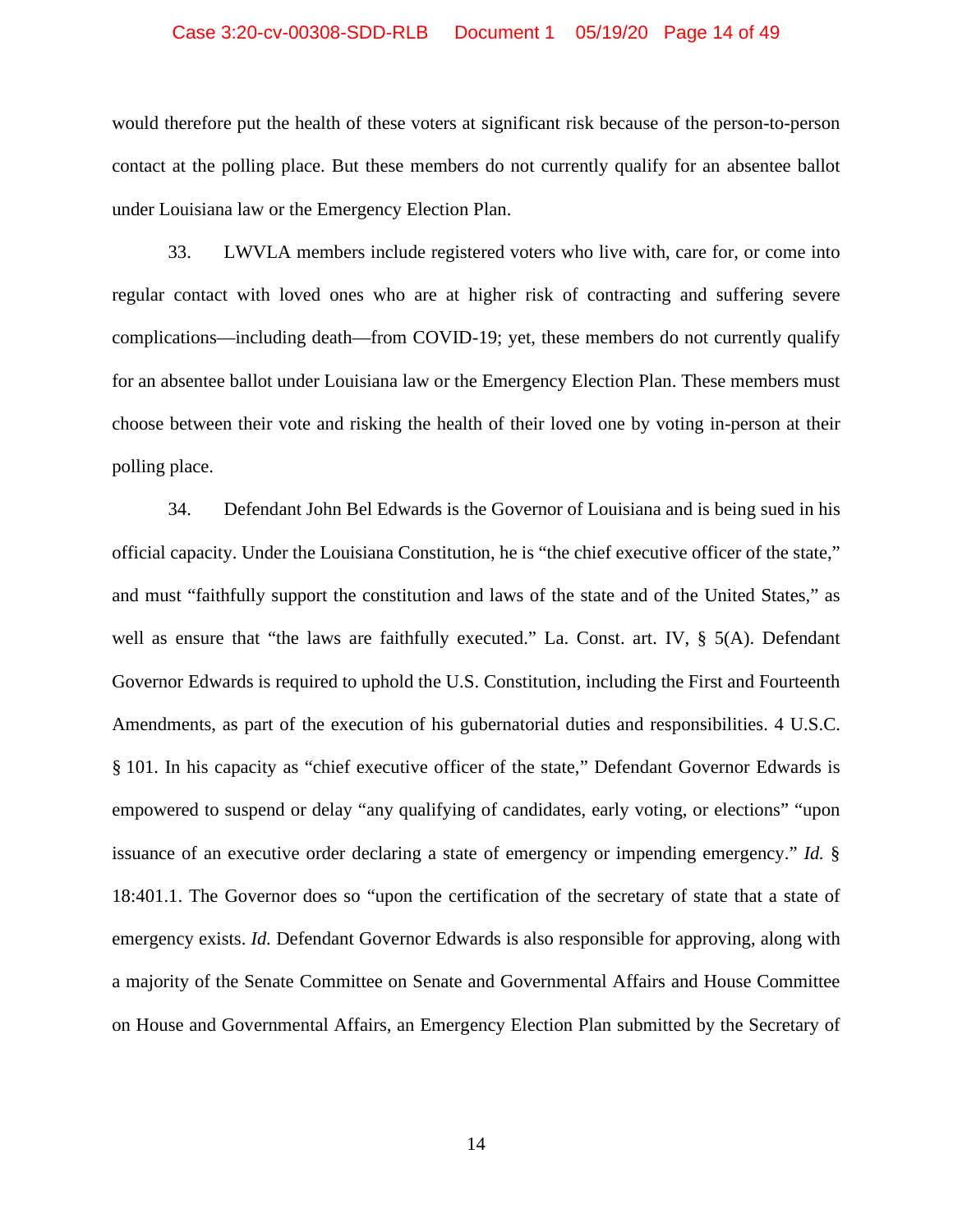would therefore put the health of these voters at significant risk because of the person-to-person contact at the polling place. But these members do not currently qualify for an absentee ballot under Louisiana law or the Emergency Election Plan.

33. LWVLA members include registered voters who live with, care for, or come into regular contact with loved ones who are at higher risk of contracting and suffering severe complications—including death—from COVID-19; yet, these members do not currently qualify for an absentee ballot under Louisiana law or the Emergency Election Plan. These members must choose between their vote and risking the health of their loved one by voting in-person at their polling place.

34. Defendant John Bel Edwards is the Governor of Louisiana and is being sued in his official capacity. Under the Louisiana Constitution, he is "the chief executive officer of the state," and must "faithfully support the constitution and laws of the state and of the United States," as well as ensure that "the laws are faithfully executed." La. Const. art. IV, § 5(A). Defendant Governor Edwards is required to uphold the U.S. Constitution, including the First and Fourteenth Amendments, as part of the execution of his gubernatorial duties and responsibilities. 4 U.S.C. § 101. In his capacity as "chief executive officer of the state," Defendant Governor Edwards is empowered to suspend or delay "any qualifying of candidates, early voting, or elections" "upon issuance of an executive order declaring a state of emergency or impending emergency." *Id.* § 18:401.1. The Governor does so "upon the certification of the secretary of state that a state of emergency exists. *Id.* Defendant Governor Edwards is also responsible for approving, along with a majority of the Senate Committee on Senate and Governmental Affairs and House Committee on House and Governmental Affairs, an Emergency Election Plan submitted by the Secretary of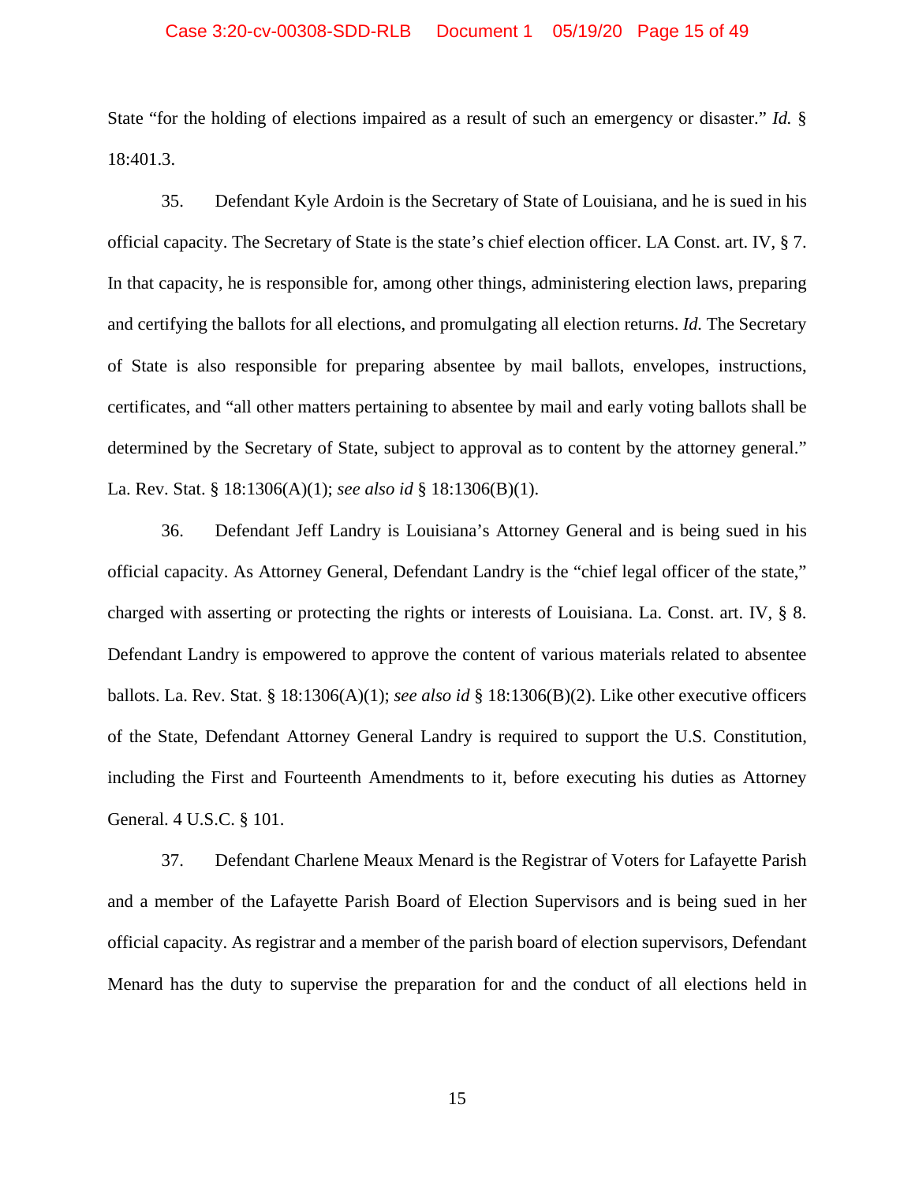State "for the holding of elections impaired as a result of such an emergency or disaster." *Id.* § 18:401.3.

35. Defendant Kyle Ardoin is the Secretary of State of Louisiana, and he is sued in his official capacity. The Secretary of State is the state's chief election officer. LA Const. art. IV, § 7. In that capacity, he is responsible for, among other things, administering election laws, preparing and certifying the ballots for all elections, and promulgating all election returns. *Id.* The Secretary of State is also responsible for preparing absentee by mail ballots, envelopes, instructions, certificates, and "all other matters pertaining to absentee by mail and early voting ballots shall be determined by the Secretary of State, subject to approval as to content by the attorney general." La. Rev. Stat. § 18:1306(A)(1); *see also id* § 18:1306(B)(1).

36. Defendant Jeff Landry is Louisiana's Attorney General and is being sued in his official capacity. As Attorney General, Defendant Landry is the "chief legal officer of the state," charged with asserting or protecting the rights or interests of Louisiana. La. Const. art. IV, § 8. Defendant Landry is empowered to approve the content of various materials related to absentee ballots. La. Rev. Stat. § 18:1306(A)(1); *see also id* § 18:1306(B)(2). Like other executive officers of the State, Defendant Attorney General Landry is required to support the U.S. Constitution, including the First and Fourteenth Amendments to it, before executing his duties as Attorney General. 4 U.S.C. § 101.

37. Defendant Charlene Meaux Menard is the Registrar of Voters for Lafayette Parish and a member of the Lafayette Parish Board of Election Supervisors and is being sued in her official capacity. As registrar and a member of the parish board of election supervisors, Defendant Menard has the duty to supervise the preparation for and the conduct of all elections held in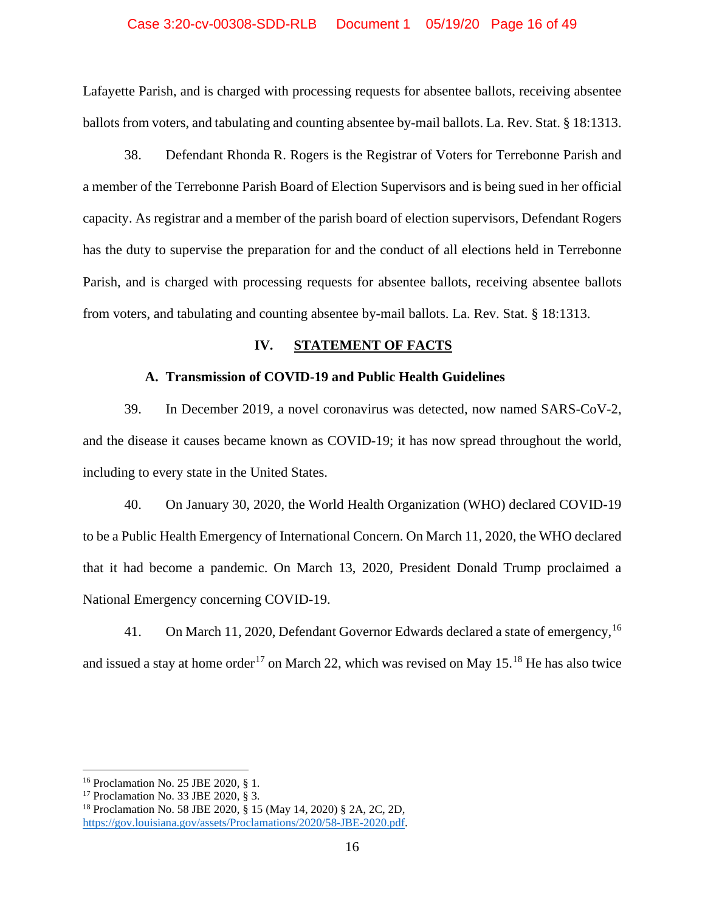Lafayette Parish, and is charged with processing requests for absentee ballots, receiving absentee ballots from voters, and tabulating and counting absentee by-mail ballots. La. Rev. Stat. § 18:1313.

38. Defendant Rhonda R. Rogers is the Registrar of Voters for Terrebonne Parish and a member of the Terrebonne Parish Board of Election Supervisors and is being sued in her official capacity. As registrar and a member of the parish board of election supervisors, Defendant Rogers has the duty to supervise the preparation for and the conduct of all elections held in Terrebonne Parish, and is charged with processing requests for absentee ballots, receiving absentee ballots from voters, and tabulating and counting absentee by-mail ballots. La. Rev. Stat. § 18:1313.

## IV. STATEMENT OF FACTS

### A. Transmission of COVID-19 and Public Health Guidelines

39. In December 2019, a novel coronavirus was detected, now named SARS-CoV-2, and the disease it causes became known as COVID-19; it has now spread throughout the world, including to every state in the United States.

40. On January 30, 2020, the World Health Organization (WHO) declared COVID-19 to be a Public Health Emergency of International Concern. On March 11, 2020, the WHO declared that it had become a pandemic. On March 13, 2020, President Donald Trump proclaimed a National Emergency concerning COVID-19.

41. On March 11, 2020, Defendant Governor Edwards declared a state of emergency,[16] and issued a stay at home order[17] on March 22, which was revised on May 15.[18] He has also twice

---

[16] Proclamation No. 25 JBE 2020, § 1.

[17] Proclamation No. 33 JBE 2020, § 3.

[18] Proclamation No. 58 JBE 2020, § 15 (May 14, 2020) § 2A, 2C, 2D, https://gov.louisiana.gov/assets/Proclamations/2020/58-JBE-2020.pdf.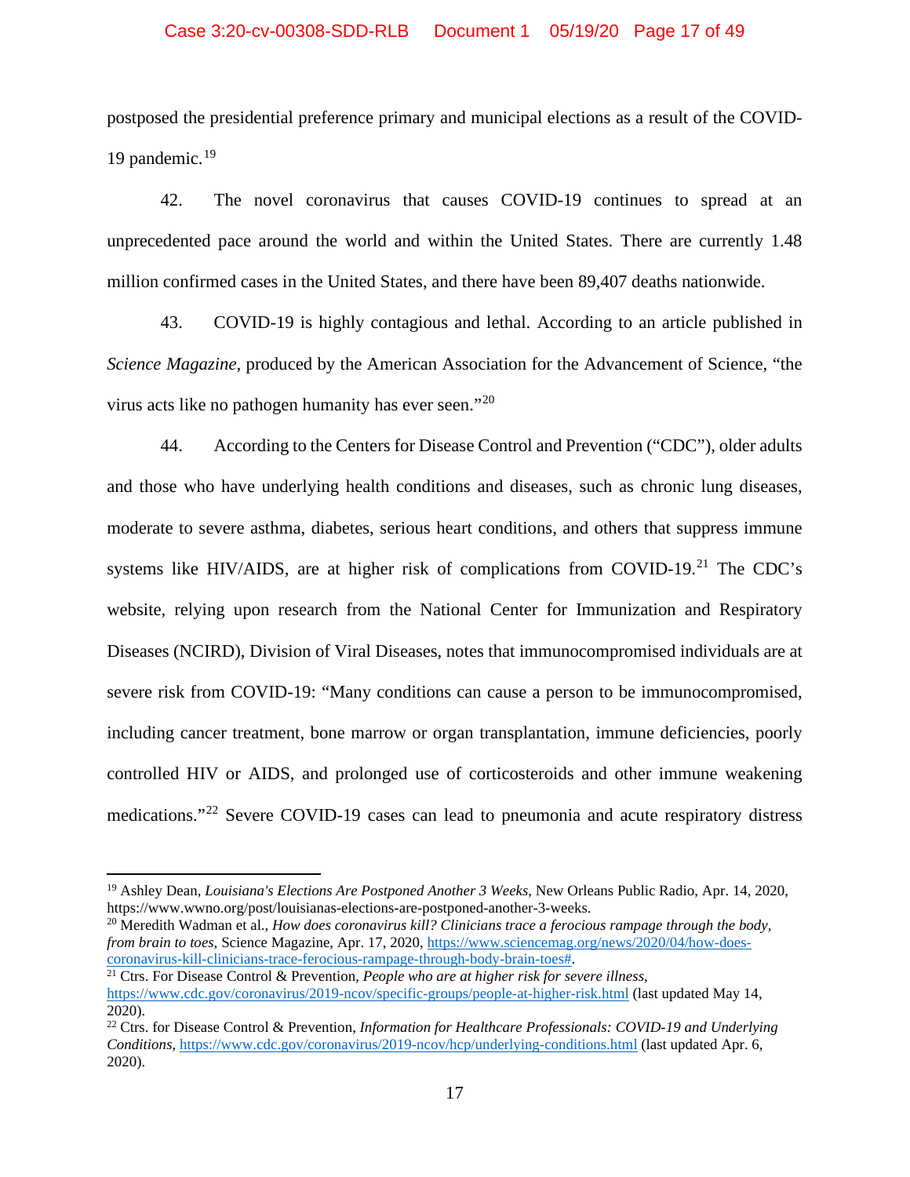postposed the presidential preference primary and municipal elections as a result of the COVID-19 pandemic.[19]

42. The novel coronavirus that causes COVID-19 continues to spread at an unprecedented pace around the world and within the United States. There are currently 1.48 million confirmed cases in the United States, and there have been 89,407 deaths nationwide.

43. COVID-19 is highly contagious and lethal. According to an article published in *Science Magazine*, produced by the American Association for the Advancement of Science, "the virus acts like no pathogen humanity has ever seen."[20]

44. According to the Centers for Disease Control and Prevention ("CDC"), older adults and those who have underlying health conditions and diseases, such as chronic lung diseases, moderate to severe asthma, diabetes, serious heart conditions, and others that suppress immune systems like HIV/AIDS, are at higher risk of complications from COVID-19.[21] The CDC's website, relying upon research from the National Center for Immunization and Respiratory Diseases (NCIRD), Division of Viral Diseases, notes that immunocompromised individuals are at severe risk from COVID-19: "Many conditions can cause a person to be immunocompromised, including cancer treatment, bone marrow or organ transplantation, immune deficiencies, poorly controlled HIV or AIDS, and prolonged use of corticosteroids and other immune weakening medications."[22] Severe COVID-19 cases can lead to pneumonia and acute respiratory distress

---

[19] Ashley Dean, *Louisiana's Elections Are Postponed Another 3 Weeks*, New Orleans Public Radio, Apr. 14, 2020, https://www.wwno.org/post/louisianas-elections-are-postponed-another-3-weeks.

[20] Meredith Wadman et al., *How does coronavirus kill? Clinicians trace a ferocious rampage through the body, from brain to toes*, Science Magazine, Apr. 17, 2020, https://www.sciencemag.org/news/2020/04/how-does-coronavirus-kill-clinicians-trace-ferocious-rampage-through-body-brain-toes#.

[21] Ctrs. For Disease Control & Prevention, *People who are at higher risk for severe illness*, https://www.cdc.gov/coronavirus/2019-ncov/specific-groups/people-at-higher-risk.html (last updated May 14, 2020).

[22] Ctrs. for Disease Control & Prevention, *Information for Healthcare Professionals: COVID-19 and Underlying Conditions*, https://www.cdc.gov/coronavirus/2019-ncov/hcp/underlying-conditions.html (last updated Apr. 6, 2020).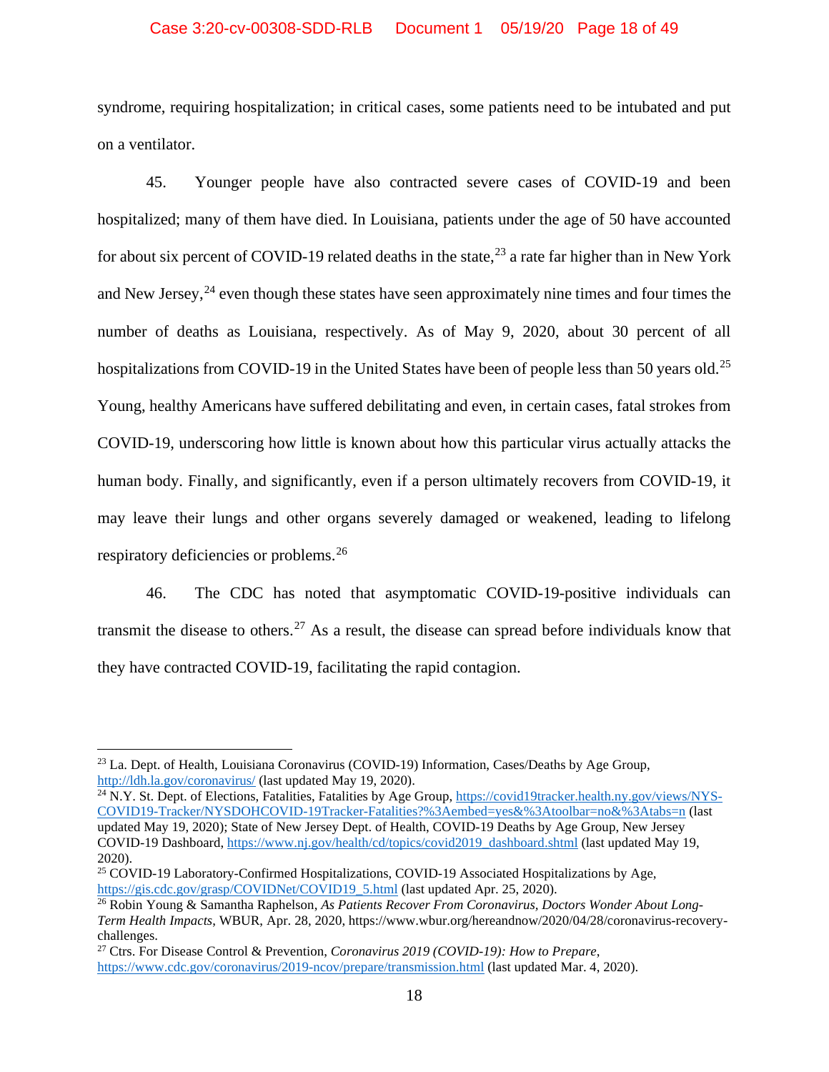syndrome, requiring hospitalization; in critical cases, some patients need to be intubated and put on a ventilator.

45. Younger people have also contracted severe cases of COVID-19 and been hospitalized; many of them have died. In Louisiana, patients under the age of 50 have accounted for about six percent of COVID-19 related deaths in the state,[23] a rate far higher than in New York and New Jersey,[24] even though these states have seen approximately nine times and four times the number of deaths as Louisiana, respectively. As of May 9, 2020, about 30 percent of all hospitalizations from COVID-19 in the United States have been of people less than 50 years old.[25] Young, healthy Americans have suffered debilitating and even, in certain cases, fatal strokes from COVID-19, underscoring how little is known about how this particular virus actually attacks the human body. Finally, and significantly, even if a person ultimately recovers from COVID-19, it may leave their lungs and other organs severely damaged or weakened, leading to lifelong respiratory deficiencies or problems.[26]

46. The CDC has noted that asymptomatic COVID-19-positive individuals can transmit the disease to others.[27] As a result, the disease can spread before individuals know that they have contracted COVID-19, facilitating the rapid contagion.

---

[23] La. Dept. of Health, Louisiana Coronavirus (COVID-19) Information, Cases/Deaths by Age Group, http://ldh.la.gov/coronavirus/ (last updated May 19, 2020).

[24] N.Y. St. Dept. of Elections, Fatalities, Fatalities by Age Group, https://covid19tracker.health.ny.gov/views/NYS-COVID19-Tracker/NYSDOHCOVID-19Tracker-Fatalities?%3Aembed=yes&%3Atoolbar=no&%3Atabs=n (last updated May 19, 2020); State of New Jersey Dept. of Health, COVID-19 Deaths by Age Group, New Jersey COVID-19 Dashboard, https://www.nj.gov/health/cd/topics/covid2019_dashboard.shtml (last updated May 19, 2020).

[25] COVID-19 Laboratory-Confirmed Hospitalizations, COVID-19 Associated Hospitalizations by Age, https://gis.cdc.gov/grasp/COVIDNet/COVID19_5.html (last updated Apr. 25, 2020).

[26] Robin Young & Samantha Raphelson, *As Patients Recover From Coronavirus, Doctors Wonder About Long-Term Health Impacts*, WBUR, Apr. 28, 2020, https://www.wbur.org/hereandnow/2020/04/28/coronavirus-recovery-challenges.

[27] Ctrs. For Disease Control & Prevention, *Coronavirus 2019 (COVID-19): How to Prepare*, https://www.cdc.gov/coronavirus/2019-ncov/prepare/transmission.html (last updated Mar. 4, 2020).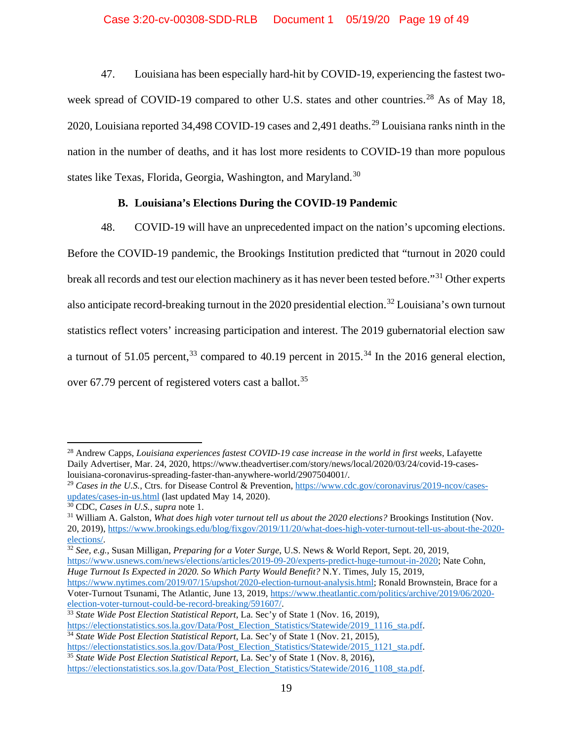47. Louisiana has been especially hard-hit by COVID-19, experiencing the fastest two-week spread of COVID-19 compared to other U.S. states and other countries.[28] As of May 18, 2020, Louisiana reported 34,498 COVID-19 cases and 2,491 deaths.[29] Louisiana ranks ninth in the nation in the number of deaths, and it has lost more residents to COVID-19 than more populous states like Texas, Florida, Georgia, Washington, and Maryland.[30]

### B. Louisiana's Elections During the COVID-19 Pandemic

48. COVID-19 will have an unprecedented impact on the nation's upcoming elections. Before the COVID-19 pandemic, the Brookings Institution predicted that "turnout in 2020 could break all records and test our election machinery as it has never been tested before."[31] Other experts also anticipate record-breaking turnout in the 2020 presidential election.[32] Louisiana's own turnout statistics reflect voters' increasing participation and interest. The 2019 gubernatorial election saw a turnout of 51.05 percent,[33] compared to 40.19 percent in 2015.[34] In the 2016 general election, over 67.79 percent of registered voters cast a ballot.[35]

---

[28] Andrew Capps, *Louisiana experiences fastest COVID-19 case increase in the world in first weeks*, Lafayette Daily Advertiser, Mar. 24, 2020, https://www.theadvertiser.com/story/news/local/2020/03/24/covid-19-cases-louisiana-coronavirus-spreading-faster-than-anywhere-world/2907504001/.

[29] *Cases in the U.S.*, Ctrs. for Disease Control & Prevention, https://www.cdc.gov/coronavirus/2019-ncov/cases-updates/cases-in-us.html (last updated May 14, 2020).

[30] CDC, *Cases in U.S.*, *supra* note 1.

[31] William A. Galston, *What does high voter turnout tell us about the 2020 elections?* Brookings Institution (Nov. 20, 2019), https://www.brookings.edu/blog/fixgov/2019/11/20/what-does-high-voter-turnout-tell-us-about-the-2020-elections/.

[32] *See, e.g.*, Susan Milligan, *Preparing for a Voter Surge*, U.S. News & World Report, Sept. 20, 2019, https://www.usnews.com/news/elections/articles/2019-09-20/experts-predict-huge-turnout-in-2020; Nate Cohn, *Huge Turnout Is Expected in 2020. So Which Party Would Benefit?* N.Y. Times, July 15, 2019, https://www.nytimes.com/2019/07/15/upshot/2020-election-turnout-analysis.html; Ronald Brownstein, Brace for a Voter-Turnout Tsunami, The Atlantic, June 13, 2019, https://www.theatlantic.com/politics/archive/2019/06/2020-election-voter-turnout-could-be-record-breaking/591607/.

[33] *State Wide Post Election Statistical Report*, La. Sec'y of State 1 (Nov. 16, 2019), https://electionstatistics.sos.la.gov/Data/Post_Election_Statistics/Statewide/2019_1116_sta.pdf.

[34] *State Wide Post Election Statistical Report*, La. Sec'y of State 1 (Nov. 21, 2015), https://electionstatistics.sos.la.gov/Data/Post_Election_Statistics/Statewide/2015_1121_sta.pdf.

[35] *State Wide Post Election Statistical Report*, La. Sec'y of State 1 (Nov. 8, 2016), https://electionstatistics.sos.la.gov/Data/Post_Election_Statistics/Statewide/2016_1108_sta.pdf.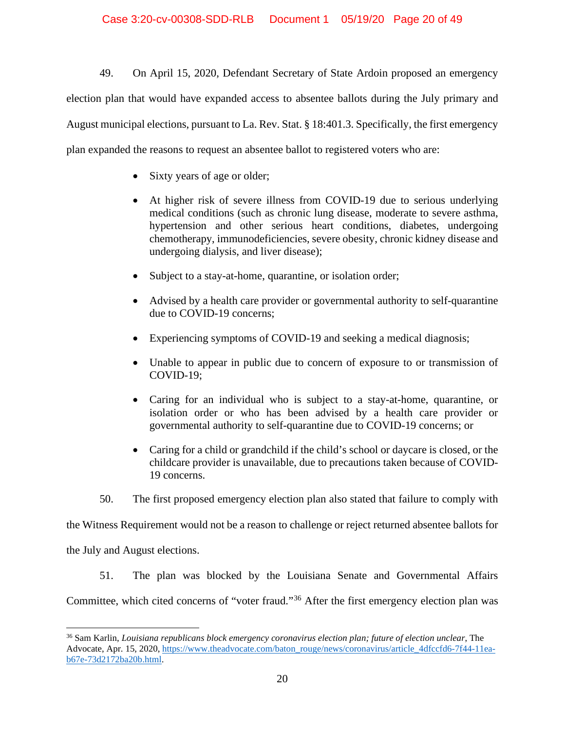49. On April 15, 2020, Defendant Secretary of State Ardoin proposed an emergency election plan that would have expanded access to absentee ballots during the July primary and August municipal elections, pursuant to La. Rev. Stat. § 18:401.3. Specifically, the first emergency plan expanded the reasons to request an absentee ballot to registered voters who are:

- Sixty years of age or older;
- At higher risk of severe illness from COVID-19 due to serious underlying medical conditions (such as chronic lung disease, moderate to severe asthma, hypertension and other serious heart conditions, diabetes, undergoing chemotherapy, immunodeficiencies, severe obesity, chronic kidney disease and undergoing dialysis, and liver disease);
- Subject to a stay-at-home, quarantine, or isolation order;
- Advised by a health care provider or governmental authority to self-quarantine due to COVID-19 concerns;
- Experiencing symptoms of COVID-19 and seeking a medical diagnosis;
- Unable to appear in public due to concern of exposure to or transmission of COVID-19;
- Caring for an individual who is subject to a stay-at-home, quarantine, or isolation order or who has been advised by a health care provider or governmental authority to self-quarantine due to COVID-19 concerns; or
- Caring for a child or grandchild if the child's school or daycare is closed, or the childcare provider is unavailable, due to precautions taken because of COVID-19 concerns.

50. The first proposed emergency election plan also stated that failure to comply with the Witness Requirement would not be a reason to challenge or reject returned absentee ballots for the July and August elections.

51. The plan was blocked by the Louisiana Senate and Governmental Affairs Committee, which cited concerns of "voter fraud."[36] After the first emergency election plan was

[36] Sam Karlin, *Louisiana republicans block emergency coronavirus election plan; future of election unclear*, The Advocate, Apr. 15, 2020, https://www.theadvocate.com/baton_rouge/news/coronavirus/article_4dfccfd6-7f44-11ea-b67e-73d2172ba20b.html.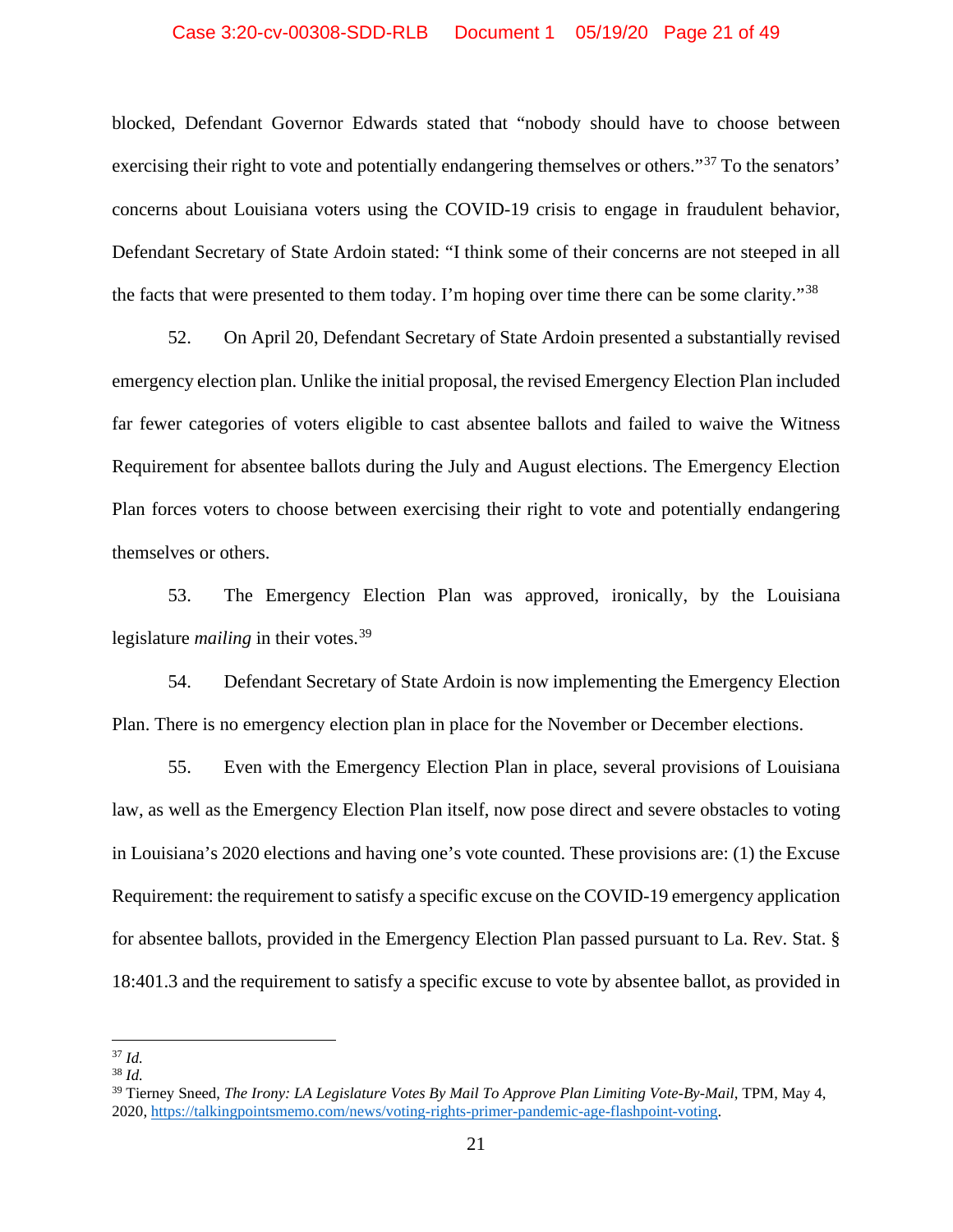blocked, Defendant Governor Edwards stated that "nobody should have to choose between exercising their right to vote and potentially endangering themselves or others."[37] To the senators' concerns about Louisiana voters using the COVID-19 crisis to engage in fraudulent behavior, Defendant Secretary of State Ardoin stated: "I think some of their concerns are not steeped in all the facts that were presented to them today. I'm hoping over time there can be some clarity."[38]

52. On April 20, Defendant Secretary of State Ardoin presented a substantially revised emergency election plan. Unlike the initial proposal, the revised Emergency Election Plan included far fewer categories of voters eligible to cast absentee ballots and failed to waive the Witness Requirement for absentee ballots during the July and August elections. The Emergency Election Plan forces voters to choose between exercising their right to vote and potentially endangering themselves or others.

53. The Emergency Election Plan was approved, ironically, by the Louisiana legislature *mailing* in their votes.[39]

54. Defendant Secretary of State Ardoin is now implementing the Emergency Election Plan. There is no emergency election plan in place for the November or December elections.

55. Even with the Emergency Election Plan in place, several provisions of Louisiana law, as well as the Emergency Election Plan itself, now pose direct and severe obstacles to voting in Louisiana's 2020 elections and having one's vote counted. These provisions are: (1) the Excuse Requirement: the requirement to satisfy a specific excuse on the COVID-19 emergency application for absentee ballots, provided in the Emergency Election Plan passed pursuant to La. Rev. Stat. § 18:401.3 and the requirement to satisfy a specific excuse to vote by absentee ballot, as provided in

---

[37] *Id.*

[38] *Id.*

[39] Tierney Sneed, *The Irony: LA Legislature Votes By Mail To Approve Plan Limiting Vote-By-Mail*, TPM, May 4, 2020, https://talkingpointsmemo.com/news/voting-rights-primer-pandemic-age-flashpoint-voting.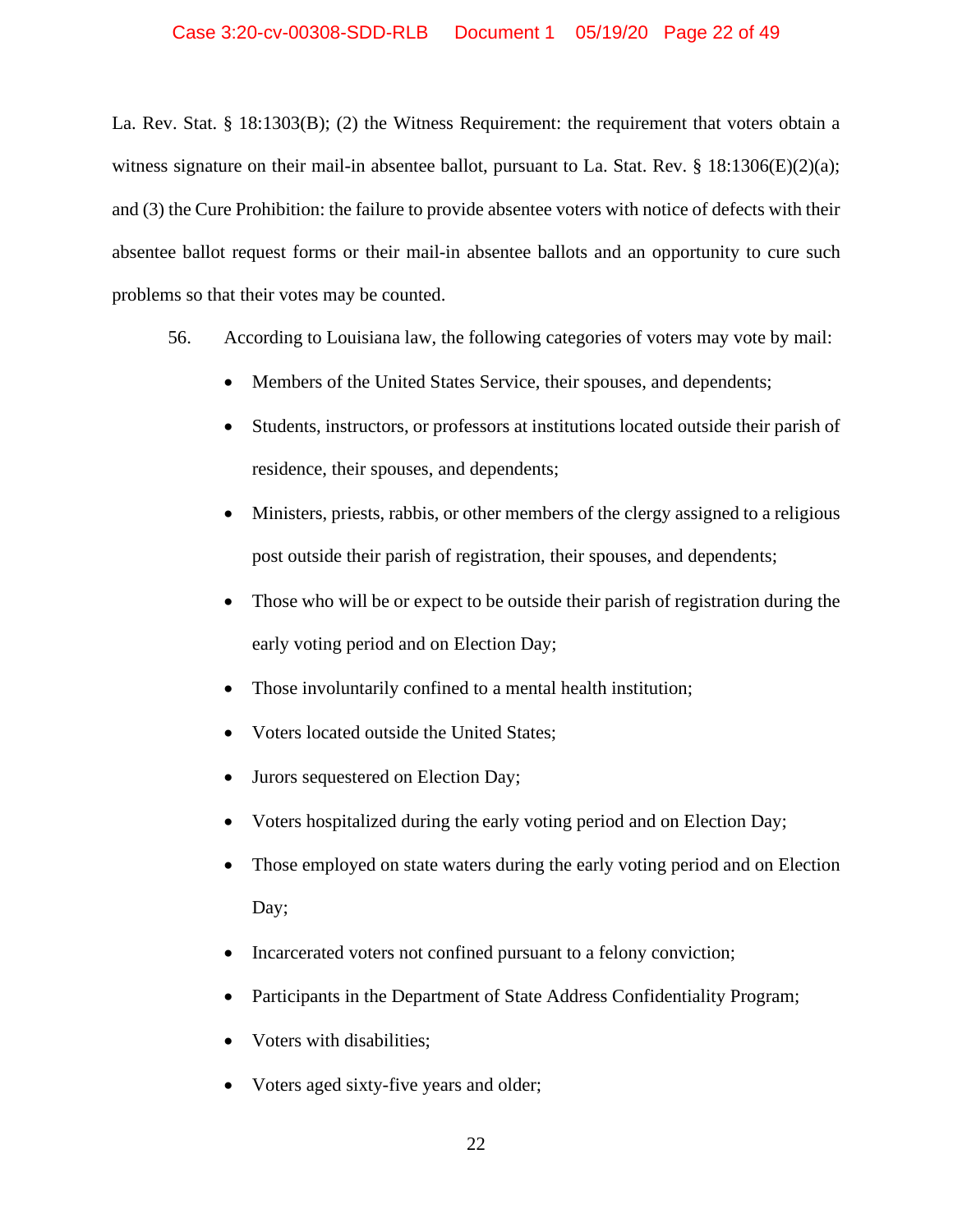La. Rev. Stat. § 18:1303(B); (2) the Witness Requirement: the requirement that voters obtain a witness signature on their mail-in absentee ballot, pursuant to La. Stat. Rev. § 18:1306(E)(2)(a); and (3) the Cure Prohibition: the failure to provide absentee voters with notice of defects with their absentee ballot request forms or their mail-in absentee ballots and an opportunity to cure such problems so that their votes may be counted.

56. According to Louisiana law, the following categories of voters may vote by mail:

- Members of the United States Service, their spouses, and dependents;
- Students, instructors, or professors at institutions located outside their parish of residence, their spouses, and dependents;
- Ministers, priests, rabbis, or other members of the clergy assigned to a religious post outside their parish of registration, their spouses, and dependents;
- Those who will be or expect to be outside their parish of registration during the early voting period and on Election Day;
- Those involuntarily confined to a mental health institution;
- Voters located outside the United States;
- Jurors sequestered on Election Day;
- Voters hospitalized during the early voting period and on Election Day;
- Those employed on state waters during the early voting period and on Election Day;
- Incarcerated voters not confined pursuant to a felony conviction;
- Participants in the Department of State Address Confidentiality Program;
- Voters with disabilities;
- Voters aged sixty-five years and older;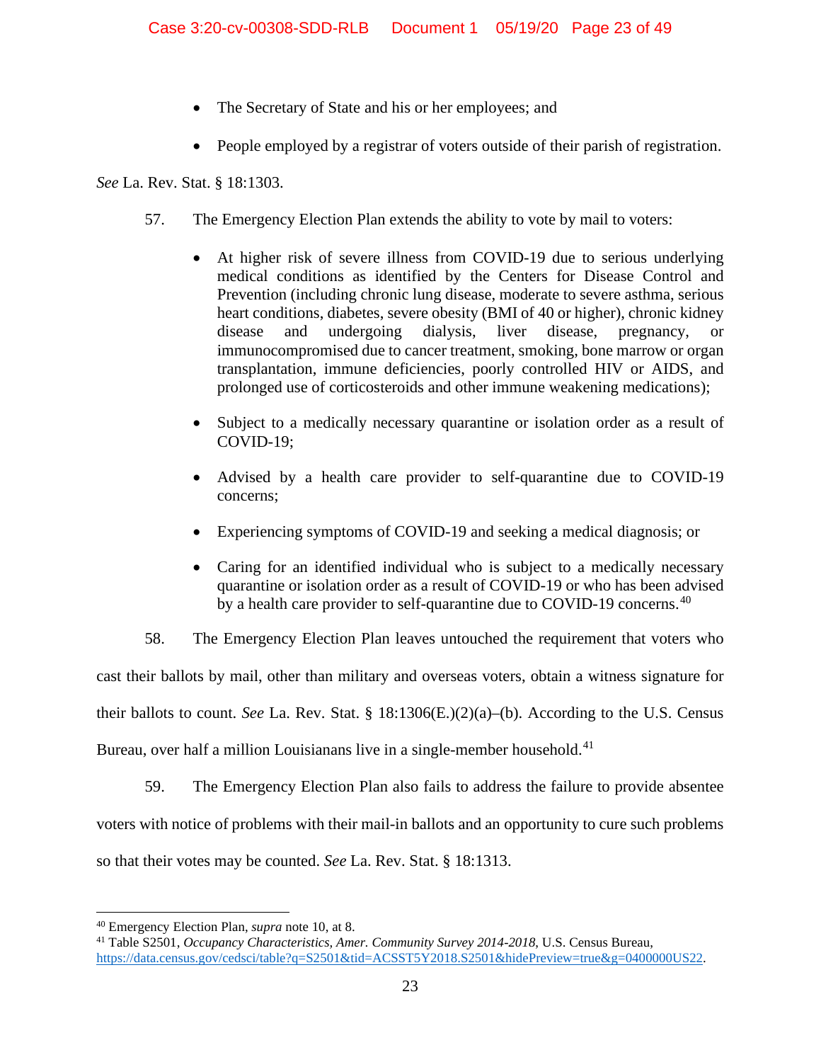- The Secretary of State and his or her employees; and
- People employed by a registrar of voters outside of their parish of registration.

*See* La. Rev. Stat. § 18:1303.

57. The Emergency Election Plan extends the ability to vote by mail to voters:

- At higher risk of severe illness from COVID-19 due to serious underlying medical conditions as identified by the Centers for Disease Control and Prevention (including chronic lung disease, moderate to severe asthma, serious heart conditions, diabetes, severe obesity (BMI of 40 or higher), chronic kidney disease and undergoing dialysis, liver disease, pregnancy, or immunocompromised due to cancer treatment, smoking, bone marrow or organ transplantation, immune deficiencies, poorly controlled HIV or AIDS, and prolonged use of corticosteroids and other immune weakening medications);
- Subject to a medically necessary quarantine or isolation order as a result of COVID-19;
- Advised by a health care provider to self-quarantine due to COVID-19 concerns;
- Experiencing symptoms of COVID-19 and seeking a medical diagnosis; or
- Caring for an identified individual who is subject to a medically necessary quarantine or isolation order as a result of COVID-19 or who has been advised by a health care provider to self-quarantine due to COVID-19 concerns.[40]

58. The Emergency Election Plan leaves untouched the requirement that voters who cast their ballots by mail, other than military and overseas voters, obtain a witness signature for their ballots to count. *See* La. Rev. Stat. § 18:1306(E.)(2)(a)–(b). According to the U.S. Census Bureau, over half a million Louisianans live in a single-member household.[41]

59. The Emergency Election Plan also fails to address the failure to provide absentee voters with notice of problems with their mail-in ballots and an opportunity to cure such problems so that their votes may be counted. *See* La. Rev. Stat. § 18:1313.

---

[40] Emergency Election Plan, *supra* note 10, at 8.

[41] Table S2501, *Occupancy Characteristics, Amer. Community Survey 2014-2018*, U.S. Census Bureau, https://data.census.gov/cedsci/table?q=S2501&tid=ACSST5Y2018.S2501&hidePreview=true&g=0400000US22.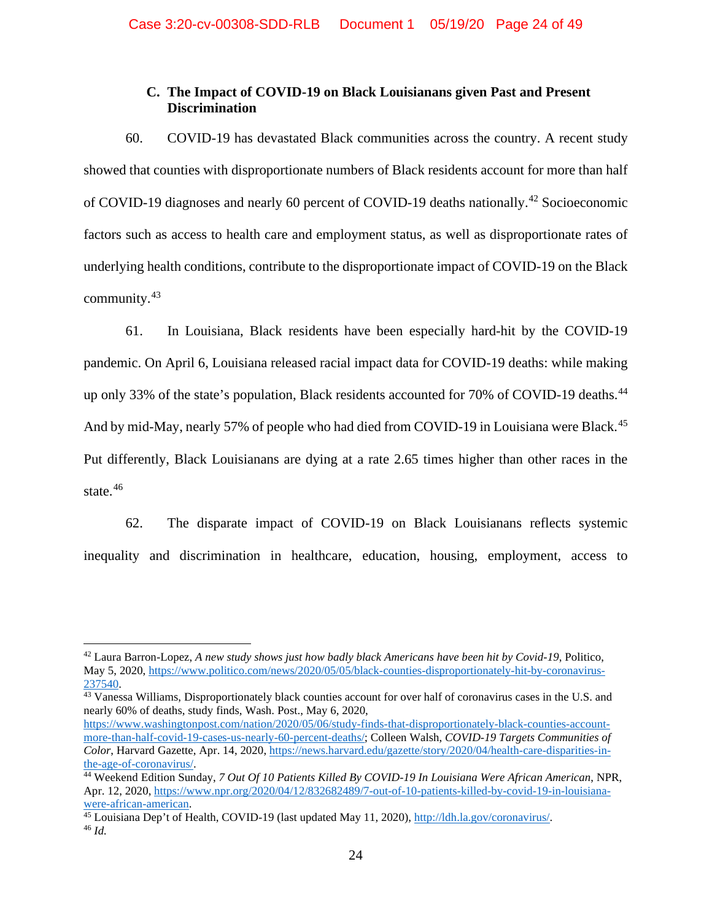### C. The Impact of COVID-19 on Black Louisianans given Past and Present Discrimination

60. COVID-19 has devastated Black communities across the country. A recent study showed that counties with disproportionate numbers of Black residents account for more than half of COVID-19 diagnoses and nearly 60 percent of COVID-19 deaths nationally.[42] Socioeconomic factors such as access to health care and employment status, as well as disproportionate rates of underlying health conditions, contribute to the disproportionate impact of COVID-19 on the Black community.[43]

61. In Louisiana, Black residents have been especially hard-hit by the COVID-19 pandemic. On April 6, Louisiana released racial impact data for COVID-19 deaths: while making up only 33% of the state's population, Black residents accounted for 70% of COVID-19 deaths.[44] And by mid-May, nearly 57% of people who had died from COVID-19 in Louisiana were Black.[45] Put differently, Black Louisianans are dying at a rate 2.65 times higher than other races in the state.[46]

62. The disparate impact of COVID-19 on Black Louisianans reflects systemic inequality and discrimination in healthcare, education, housing, employment, access to

---

[42] Laura Barron-Lopez, *A new study shows just how badly black Americans have been hit by Covid-19*, Politico, May 5, 2020, https://www.politico.com/news/2020/05/05/black-counties-disproportionately-hit-by-coronavirus-237540.

[43] Vanessa Williams, Disproportionately black counties account for over half of coronavirus cases in the U.S. and nearly 60% of deaths, study finds, Wash. Post., May 6, 2020, https://www.washingtonpost.com/nation/2020/05/06/study-finds-that-disproportionately-black-counties-account-more-than-half-covid-19-cases-us-nearly-60-percent-deaths/; Colleen Walsh, *COVID-19 Targets Communities of Color*, Harvard Gazette, Apr. 14, 2020, https://news.harvard.edu/gazette/story/2020/04/health-care-disparities-in-the-age-of-coronavirus/.

[44] Weekend Edition Sunday, *7 Out Of 10 Patients Killed By COVID-19 In Louisiana Were African American*, NPR, Apr. 12, 2020, https://www.npr.org/2020/04/12/832682489/7-out-of-10-patients-killed-by-covid-19-in-louisiana-were-african-american.

[45] Louisiana Dep't of Health, COVID-19 (last updated May 11, 2020), http://ldh.la.gov/coronavirus/.

[46] *Id.*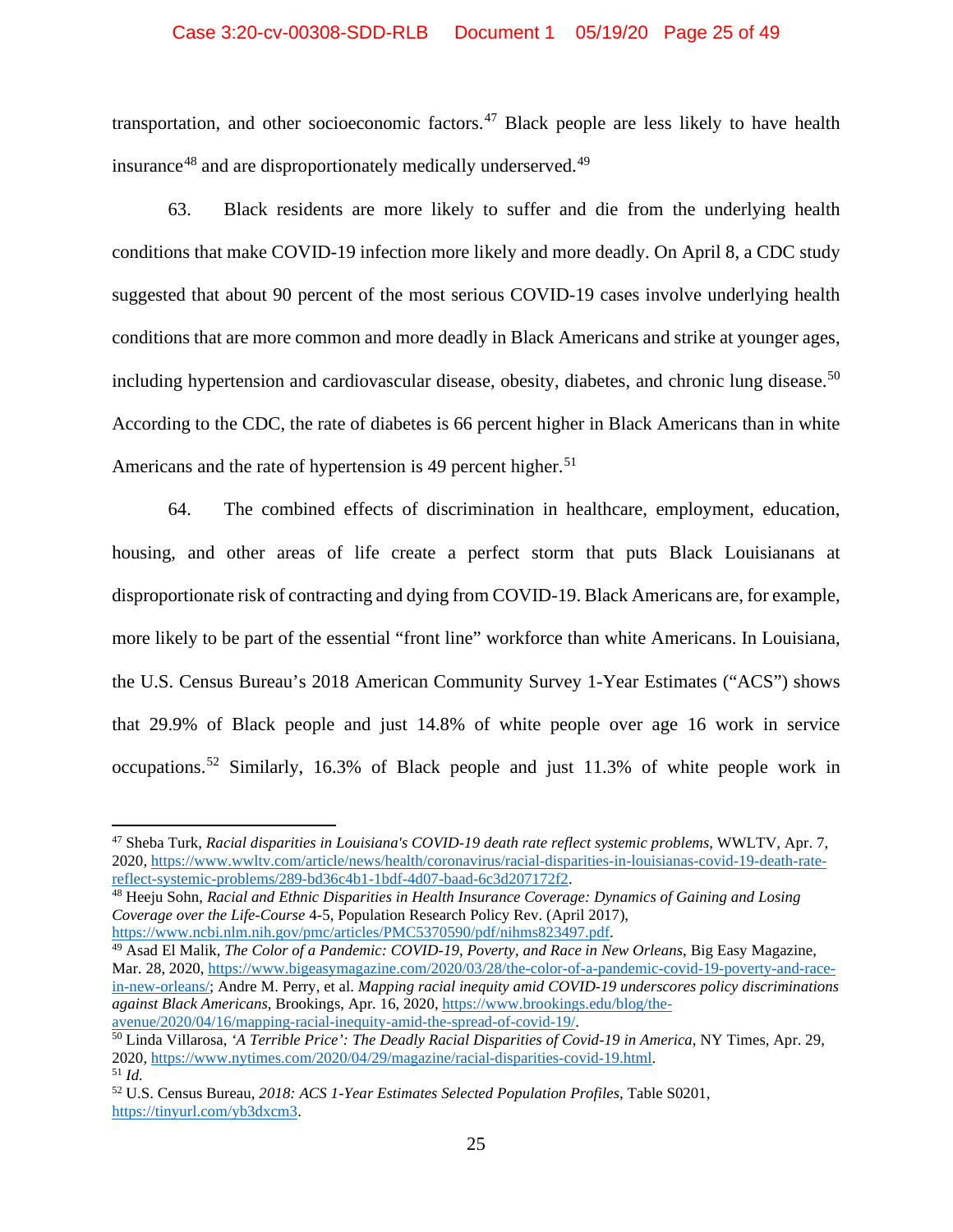transportation, and other socioeconomic factors.[47] Black people are less likely to have health insurance[48] and are disproportionately medically underserved.[49]

63. Black residents are more likely to suffer and die from the underlying health conditions that make COVID-19 infection more likely and more deadly. On April 8, a CDC study suggested that about 90 percent of the most serious COVID-19 cases involve underlying health conditions that are more common and more deadly in Black Americans and strike at younger ages, including hypertension and cardiovascular disease, obesity, diabetes, and chronic lung disease.[50] According to the CDC, the rate of diabetes is 66 percent higher in Black Americans than in white Americans and the rate of hypertension is 49 percent higher.[51]

64. The combined effects of discrimination in healthcare, employment, education, housing, and other areas of life create a perfect storm that puts Black Louisianans at disproportionate risk of contracting and dying from COVID-19. Black Americans are, for example, more likely to be part of the essential "front line" workforce than white Americans. In Louisiana, the U.S. Census Bureau's 2018 American Community Survey 1-Year Estimates ("ACS") shows that 29.9% of Black people and just 14.8% of white people over age 16 work in service occupations.[52] Similarly, 16.3% of Black people and just 11.3% of white people work in

---

[47] Sheba Turk, *Racial disparities in Louisiana's COVID-19 death rate reflect systemic problems*, WWLTV, Apr. 7, 2020, https://www.wwltv.com/article/news/health/coronavirus/racial-disparities-in-louisianas-covid-19-death-rate-reflect-systemic-problems/289-bd36c4b1-1bdf-4d07-baad-6c3d207172f2.

[48] Heeju Sohn, *Racial and Ethnic Disparities in Health Insurance Coverage: Dynamics of Gaining and Losing Coverage over the Life-Course* 4-5, Population Research Policy Rev. (April 2017), https://www.ncbi.nlm.nih.gov/pmc/articles/PMC5370590/pdf/nihms823497.pdf.

[49] Asad El Malik, *The Color of a Pandemic: COVID-19, Poverty, and Race in New Orleans*, Big Easy Magazine, Mar. 28, 2020, https://www.bigeasymagazine.com/2020/03/28/the-color-of-a-pandemic-covid-19-poverty-and-race-in-new-orleans/; Andre M. Perry, et al. *Mapping racial inequity amid COVID-19 underscores policy discriminations against Black Americans*, Brookings, Apr. 16, 2020, https://www.brookings.edu/blog/the-avenue/2020/04/16/mapping-racial-inequity-amid-the-spread-of-covid-19/.

[50] Linda Villarosa, *'A Terrible Price': The Deadly Racial Disparities of Covid-19 in America*, NY Times, Apr. 29, 2020, https://www.nytimes.com/2020/04/29/magazine/racial-disparities-covid-19.html.

[51] *Id.*

[52] U.S. Census Bureau, *2018: ACS 1-Year Estimates Selected Population Profiles*, Table S0201, https://tinyurl.com/yb3dxcm3.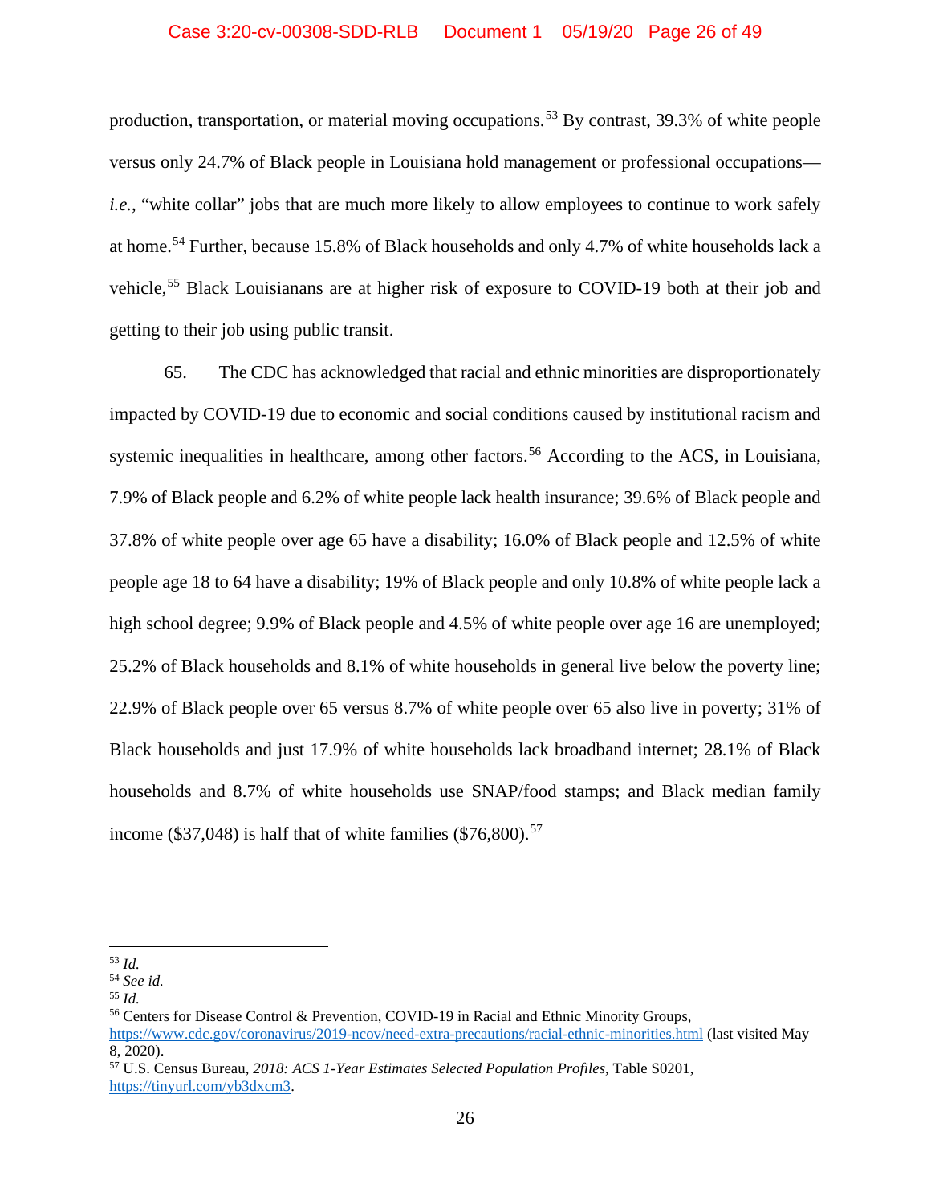production, transportation, or material moving occupations.[53] By contrast, 39.3% of white people versus only 24.7% of Black people in Louisiana hold management or professional occupations—*i.e.*, "white collar" jobs that are much more likely to allow employees to continue to work safely at home.[54] Further, because 15.8% of Black households and only 4.7% of white households lack a vehicle,[55] Black Louisianans are at higher risk of exposure to COVID-19 both at their job and getting to their job using public transit.

65. The CDC has acknowledged that racial and ethnic minorities are disproportionately impacted by COVID-19 due to economic and social conditions caused by institutional racism and systemic inequalities in healthcare, among other factors.[56] According to the ACS, in Louisiana, 7.9% of Black people and 6.2% of white people lack health insurance; 39.6% of Black people and 37.8% of white people over age 65 have a disability; 16.0% of Black people and 12.5% of white people age 18 to 64 have a disability; 19% of Black people and only 10.8% of white people lack a high school degree; 9.9% of Black people and 4.5% of white people over age 16 are unemployed; 25.2% of Black households and 8.1% of white households in general live below the poverty line; 22.9% of Black people over 65 versus 8.7% of white people over 65 also live in poverty; 31% of Black households and just 17.9% of white households lack broadband internet; 28.1% of Black households and 8.7% of white households use SNAP/food stamps; and Black median family income ($37,048) is half that of white families ($76,800).[57]

---

[53] *Id.*

[54] *See id.*

[55] *Id.*

[56] Centers for Disease Control & Prevention, COVID-19 in Racial and Ethnic Minority Groups, https://www.cdc.gov/coronavirus/2019-ncov/need-extra-precautions/racial-ethnic-minorities.html (last visited May 8, 2020).

[57] U.S. Census Bureau, *2018: ACS 1-Year Estimates Selected Population Profiles*, Table S0201, https://tinyurl.com/yb3dxcm3.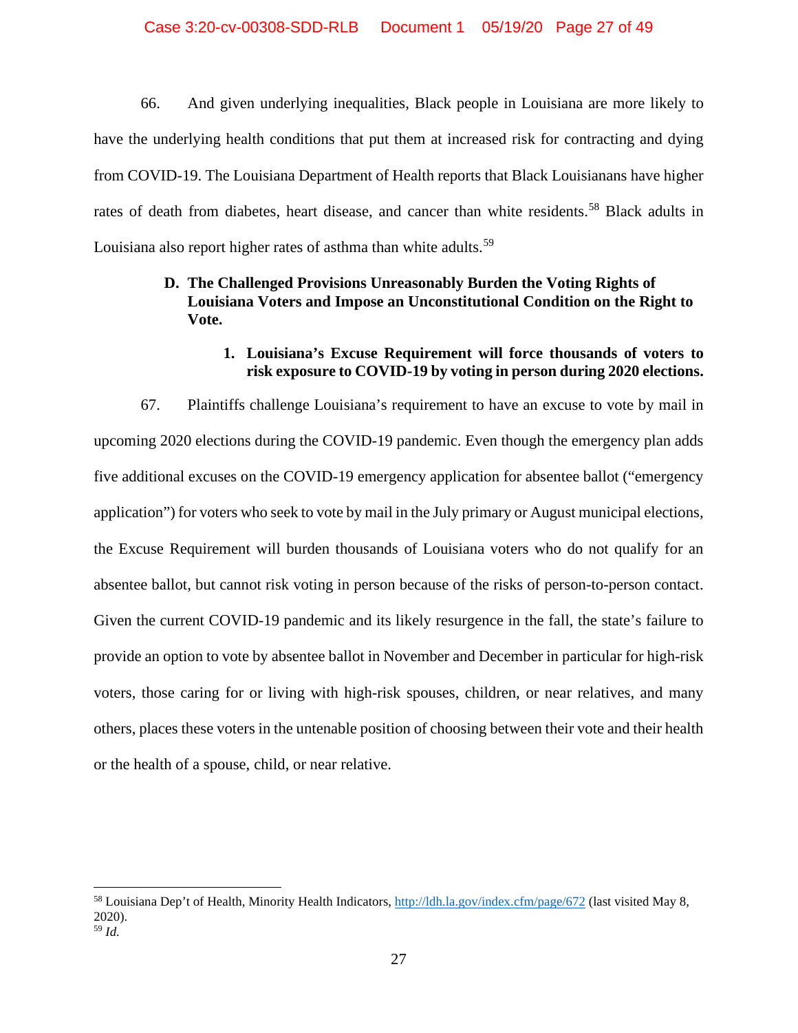66. And given underlying inequalities, Black people in Louisiana are more likely to have the underlying health conditions that put them at increased risk for contracting and dying from COVID-19. The Louisiana Department of Health reports that Black Louisianans have higher rates of death from diabetes, heart disease, and cancer than white residents.[58] Black adults in Louisiana also report higher rates of asthma than white adults.[59]

### D. The Challenged Provisions Unreasonably Burden the Voting Rights of Louisiana Voters and Impose an Unconstitutional Condition on the Right to Vote.

#### 1. Louisiana's Excuse Requirement will force thousands of voters to risk exposure to COVID-19 by voting in person during 2020 elections.

67. Plaintiffs challenge Louisiana's requirement to have an excuse to vote by mail in upcoming 2020 elections during the COVID-19 pandemic. Even though the emergency plan adds five additional excuses on the COVID-19 emergency application for absentee ballot ("emergency application") for voters who seek to vote by mail in the July primary or August municipal elections, the Excuse Requirement will burden thousands of Louisiana voters who do not qualify for an absentee ballot, but cannot risk voting in person because of the risks of person-to-person contact. Given the current COVID-19 pandemic and its likely resurgence in the fall, the state's failure to provide an option to vote by absentee ballot in November and December in particular for high-risk voters, those caring for or living with high-risk spouses, children, or near relatives, and many others, places these voters in the untenable position of choosing between their vote and their health or the health of a spouse, child, or near relative.

---

[58] Louisiana Dep't of Health, Minority Health Indicators, http://ldh.la.gov/index.cfm/page/672 (last visited May 8, 2020).

[59] *Id.*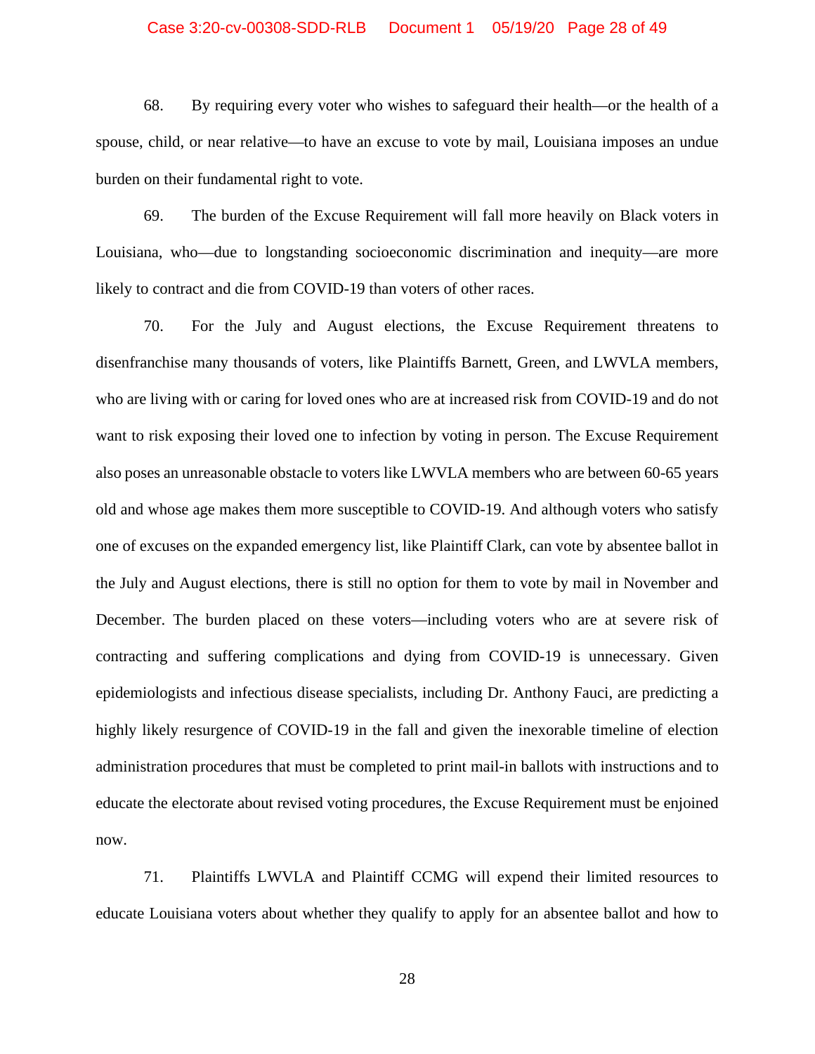68. By requiring every voter who wishes to safeguard their health—or the health of a spouse, child, or near relative—to have an excuse to vote by mail, Louisiana imposes an undue burden on their fundamental right to vote.

69. The burden of the Excuse Requirement will fall more heavily on Black voters in Louisiana, who—due to longstanding socioeconomic discrimination and inequity—are more likely to contract and die from COVID-19 than voters of other races.

70. For the July and August elections, the Excuse Requirement threatens to disenfranchise many thousands of voters, like Plaintiffs Barnett, Green, and LWVLA members, who are living with or caring for loved ones who are at increased risk from COVID-19 and do not want to risk exposing their loved one to infection by voting in person. The Excuse Requirement also poses an unreasonable obstacle to voters like LWVLA members who are between 60-65 years old and whose age makes them more susceptible to COVID-19. And although voters who satisfy one of excuses on the expanded emergency list, like Plaintiff Clark, can vote by absentee ballot in the July and August elections, there is still no option for them to vote by mail in November and December. The burden placed on these voters—including voters who are at severe risk of contracting and suffering complications and dying from COVID-19 is unnecessary. Given epidemiologists and infectious disease specialists, including Dr. Anthony Fauci, are predicting a highly likely resurgence of COVID-19 in the fall and given the inexorable timeline of election administration procedures that must be completed to print mail-in ballots with instructions and to educate the electorate about revised voting procedures, the Excuse Requirement must be enjoined now.

71. Plaintiffs LWVLA and Plaintiff CCMG will expend their limited resources to educate Louisiana voters about whether they qualify to apply for an absentee ballot and how to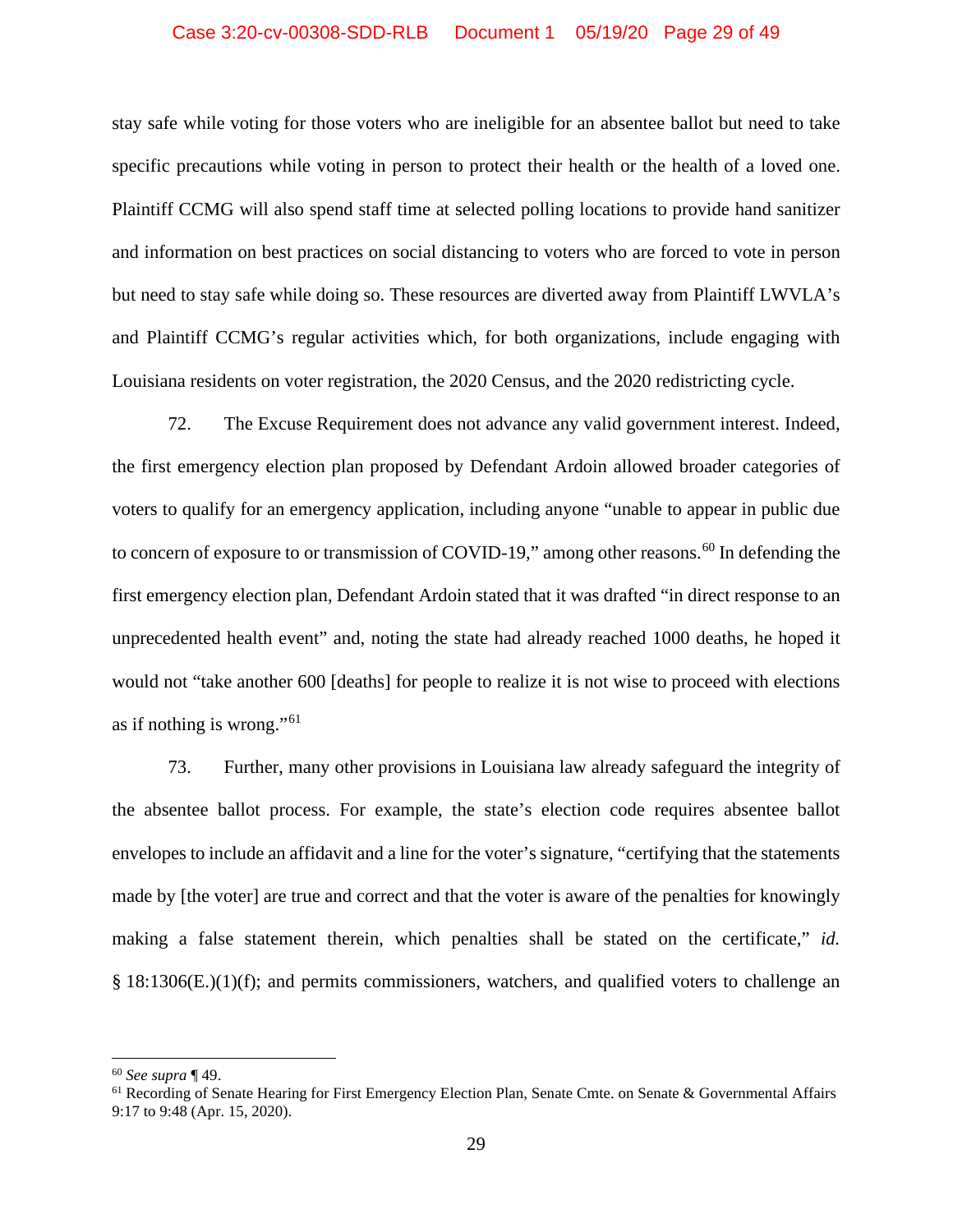stay safe while voting for those voters who are ineligible for an absentee ballot but need to take specific precautions while voting in person to protect their health or the health of a loved one. Plaintiff CCMG will also spend staff time at selected polling locations to provide hand sanitizer and information on best practices on social distancing to voters who are forced to vote in person but need to stay safe while doing so. These resources are diverted away from Plaintiff LWVLA's and Plaintiff CCMG's regular activities which, for both organizations, include engaging with Louisiana residents on voter registration, the 2020 Census, and the 2020 redistricting cycle.

72. The Excuse Requirement does not advance any valid government interest. Indeed, the first emergency election plan proposed by Defendant Ardoin allowed broader categories of voters to qualify for an emergency application, including anyone "unable to appear in public due to concern of exposure to or transmission of COVID-19," among other reasons.[60] In defending the first emergency election plan, Defendant Ardoin stated that it was drafted "in direct response to an unprecedented health event" and, noting the state had already reached 1000 deaths, he hoped it would not "take another 600 [deaths] for people to realize it is not wise to proceed with elections as if nothing is wrong."[61]

73. Further, many other provisions in Louisiana law already safeguard the integrity of the absentee ballot process. For example, the state's election code requires absentee ballot envelopes to include an affidavit and a line for the voter's signature, "certifying that the statements made by [the voter] are true and correct and that the voter is aware of the penalties for knowingly making a false statement therein, which penalties shall be stated on the certificate," *id.* § 18:1306(E.)(1)(f); and permits commissioners, watchers, and qualified voters to challenge an

---

[60] *See supra* ¶ 49.

[61] Recording of Senate Hearing for First Emergency Election Plan, Senate Cmte. on Senate & Governmental Affairs 9:17 to 9:48 (Apr. 15, 2020).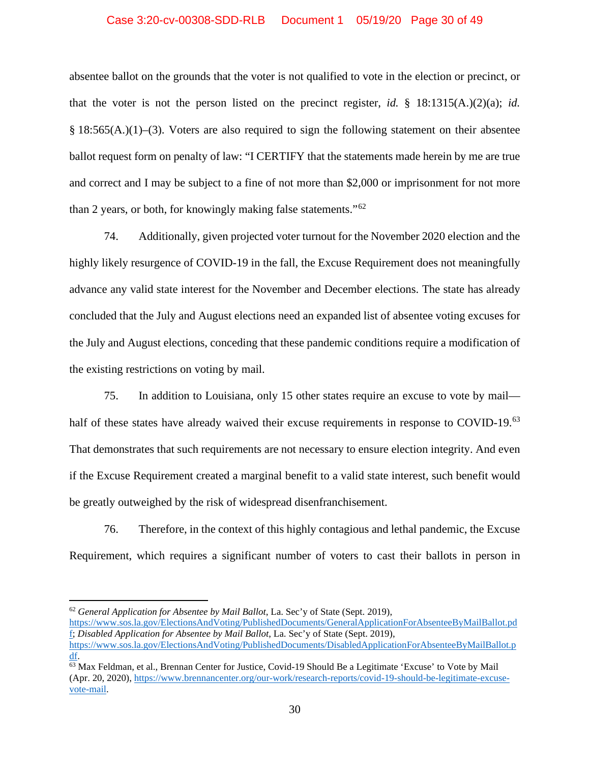absentee ballot on the grounds that the voter is not qualified to vote in the election or precinct, or that the voter is not the person listed on the precinct register, *id.* § 18:1315(A.)(2)(a); *id.* § 18:565(A.)(1)–(3). Voters are also required to sign the following statement on their absentee ballot request form on penalty of law: "I CERTIFY that the statements made herein by me are true and correct and I may be subject to a fine of not more than $2,000 or imprisonment for not more than 2 years, or both, for knowingly making false statements."[62]

74. Additionally, given projected voter turnout for the November 2020 election and the highly likely resurgence of COVID-19 in the fall, the Excuse Requirement does not meaningfully advance any valid state interest for the November and December elections. The state has already concluded that the July and August elections need an expanded list of absentee voting excuses for the July and August elections, conceding that these pandemic conditions require a modification of the existing restrictions on voting by mail.

75. In addition to Louisiana, only 15 other states require an excuse to vote by mail—half of these states have already waived their excuse requirements in response to COVID-19.[63] That demonstrates that such requirements are not necessary to ensure election integrity. And even if the Excuse Requirement created a marginal benefit to a valid state interest, such benefit would be greatly outweighed by the risk of widespread disenfranchisement.

76. Therefore, in the context of this highly contagious and lethal pandemic, the Excuse Requirement, which requires a significant number of voters to cast their ballots in person in

---

[62] *General Application for Absentee by Mail Ballot*, La. Sec'y of State (Sept. 2019), https://www.sos.la.gov/ElectionsAndVoting/PublishedDocuments/GeneralApplicationForAbsenteeByMailBallot.pdf; *Disabled Application for Absentee by Mail Ballot*, La. Sec'y of State (Sept. 2019), https://www.sos.la.gov/ElectionsAndVoting/PublishedDocuments/DisabledApplicationForAbsenteeByMailBallot.pdf.

[63] Max Feldman, et al., Brennan Center for Justice, Covid-19 Should Be a Legitimate 'Excuse' to Vote by Mail (Apr. 20, 2020), https://www.brennancenter.org/our-work/research-reports/covid-19-should-be-legitimate-excuse-vote-mail.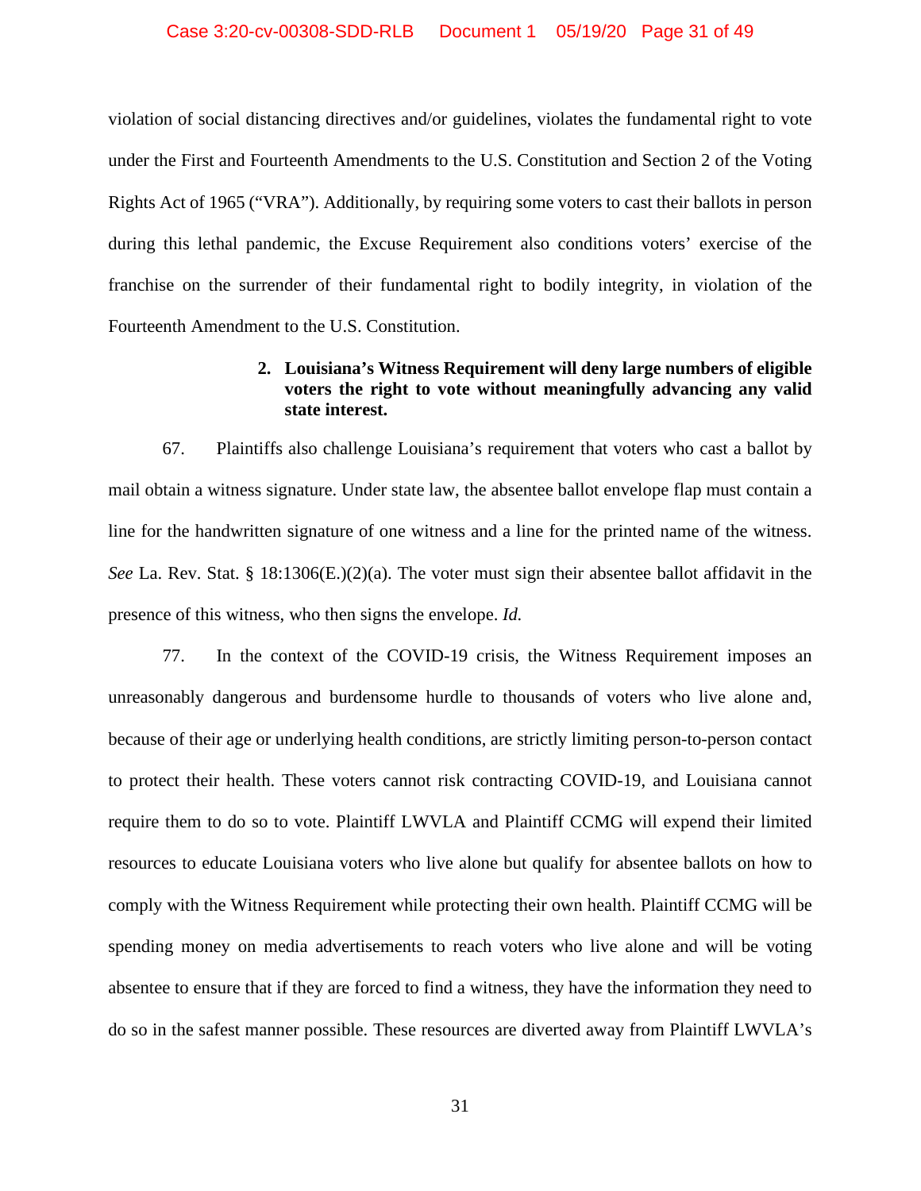violation of social distancing directives and/or guidelines, violates the fundamental right to vote under the First and Fourteenth Amendments to the U.S. Constitution and Section 2 of the Voting Rights Act of 1965 ("VRA"). Additionally, by requiring some voters to cast their ballots in person during this lethal pandemic, the Excuse Requirement also conditions voters' exercise of the franchise on the surrender of their fundamental right to bodily integrity, in violation of the Fourteenth Amendment to the U.S. Constitution.

**2. Louisiana's Witness Requirement will deny large numbers of eligible voters the right to vote without meaningfully advancing any valid state interest.**

67. Plaintiffs also challenge Louisiana's requirement that voters who cast a ballot by mail obtain a witness signature. Under state law, the absentee ballot envelope flap must contain a line for the handwritten signature of one witness and a line for the printed name of the witness. *See* La. Rev. Stat. § 18:1306(E.)(2)(a). The voter must sign their absentee ballot affidavit in the presence of this witness, who then signs the envelope. *Id.*

77. In the context of the COVID-19 crisis, the Witness Requirement imposes an unreasonably dangerous and burdensome hurdle to thousands of voters who live alone and, because of their age or underlying health conditions, are strictly limiting person-to-person contact to protect their health. These voters cannot risk contracting COVID-19, and Louisiana cannot require them to do so to vote. Plaintiff LWVLA and Plaintiff CCMG will expend their limited resources to educate Louisiana voters who live alone but qualify for absentee ballots on how to comply with the Witness Requirement while protecting their own health. Plaintiff CCMG will be spending money on media advertisements to reach voters who live alone and will be voting absentee to ensure that if they are forced to find a witness, they have the information they need to do so in the safest manner possible. These resources are diverted away from Plaintiff LWVLA's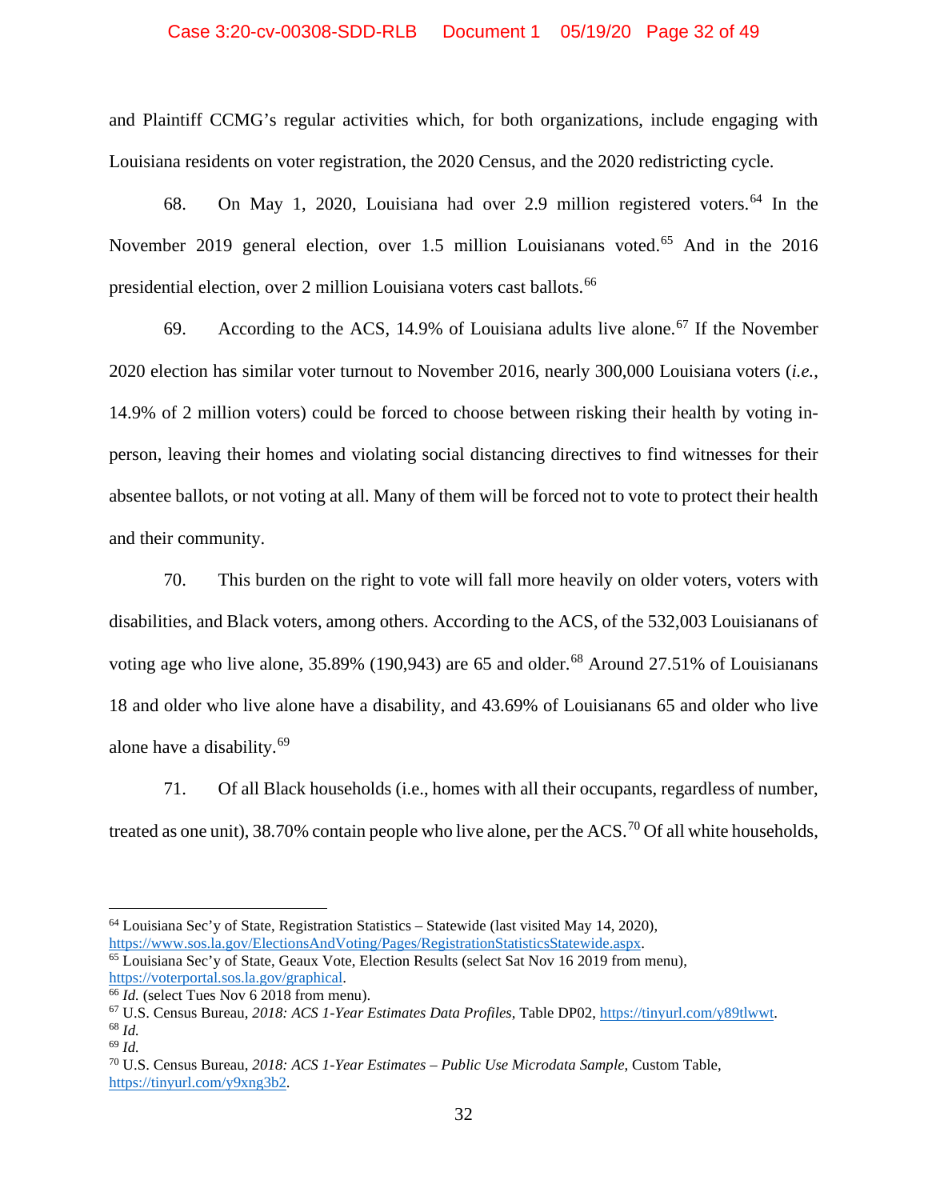and Plaintiff CCMG's regular activities which, for both organizations, include engaging with Louisiana residents on voter registration, the 2020 Census, and the 2020 redistricting cycle.

68. On May 1, 2020, Louisiana had over 2.9 million registered voters.[64] In the November 2019 general election, over 1.5 million Louisianans voted.[65] And in the 2016 presidential election, over 2 million Louisiana voters cast ballots.[66]

69. According to the ACS, 14.9% of Louisiana adults live alone.[67] If the November 2020 election has similar voter turnout to November 2016, nearly 300,000 Louisiana voters (*i.e.*, 14.9% of 2 million voters) could be forced to choose between risking their health by voting in-person, leaving their homes and violating social distancing directives to find witnesses for their absentee ballots, or not voting at all. Many of them will be forced not to vote to protect their health and their community.

70. This burden on the right to vote will fall more heavily on older voters, voters with disabilities, and Black voters, among others. According to the ACS, of the 532,003 Louisianans of voting age who live alone, 35.89% (190,943) are 65 and older.[68] Around 27.51% of Louisianans 18 and older who live alone have a disability, and 43.69% of Louisianans 65 and older who live alone have a disability.[69]

71. Of all Black households (i.e., homes with all their occupants, regardless of number, treated as one unit), 38.70% contain people who live alone, per the ACS.[70] Of all white households,

---

[64] Louisiana Sec'y of State, Registration Statistics – Statewide (last visited May 14, 2020), https://www.sos.la.gov/ElectionsAndVoting/Pages/RegistrationStatisticsStatewide.aspx.

[65] Louisiana Sec'y of State, Geaux Vote, Election Results (select Sat Nov 16 2019 from menu), https://voterportal.sos.la.gov/graphical.

[66] *Id.* (select Tues Nov 6 2018 from menu).

[67] U.S. Census Bureau, *2018: ACS 1-Year Estimates Data Profiles*, Table DP02, https://tinyurl.com/y89tlwwt.

[68] *Id.*

[69] *Id.*

[70] U.S. Census Bureau, *2018: ACS 1-Year Estimates – Public Use Microdata Sample*, Custom Table, https://tinyurl.com/y9xng3b2.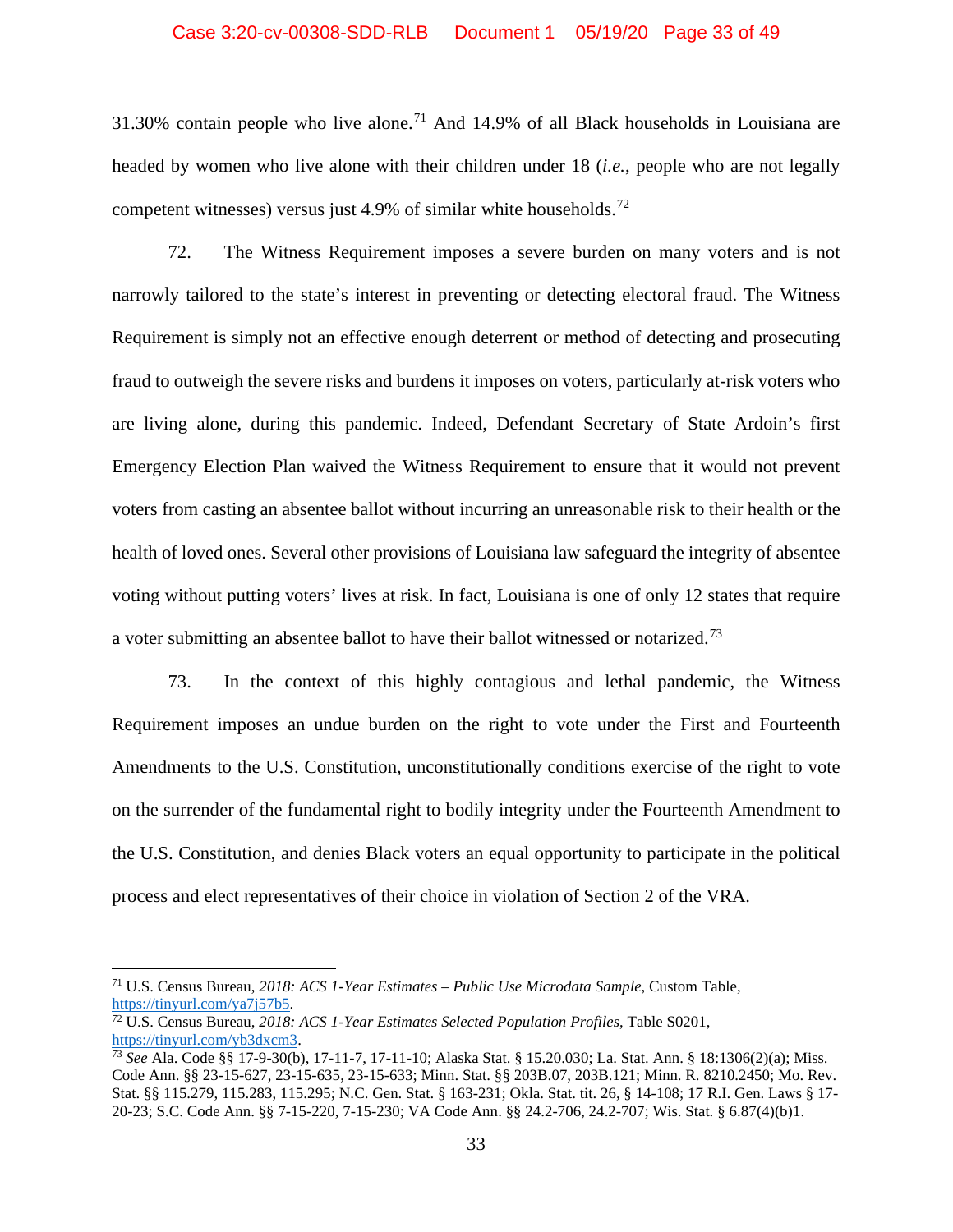31.30% contain people who live alone.[71] And 14.9% of all Black households in Louisiana are headed by women who live alone with their children under 18 (*i.e.*, people who are not legally competent witnesses) versus just 4.9% of similar white households.[72]

72. The Witness Requirement imposes a severe burden on many voters and is not narrowly tailored to the state's interest in preventing or detecting electoral fraud. The Witness Requirement is simply not an effective enough deterrent or method of detecting and prosecuting fraud to outweigh the severe risks and burdens it imposes on voters, particularly at-risk voters who are living alone, during this pandemic. Indeed, Defendant Secretary of State Ardoin's first Emergency Election Plan waived the Witness Requirement to ensure that it would not prevent voters from casting an absentee ballot without incurring an unreasonable risk to their health or the health of loved ones. Several other provisions of Louisiana law safeguard the integrity of absentee voting without putting voters' lives at risk. In fact, Louisiana is one of only 12 states that require a voter submitting an absentee ballot to have their ballot witnessed or notarized.[73]

73. In the context of this highly contagious and lethal pandemic, the Witness Requirement imposes an undue burden on the right to vote under the First and Fourteenth Amendments to the U.S. Constitution, unconstitutionally conditions exercise of the right to vote on the surrender of the fundamental right to bodily integrity under the Fourteenth Amendment to the U.S. Constitution, and denies Black voters an equal opportunity to participate in the political process and elect representatives of their choice in violation of Section 2 of the VRA.

---

[71] U.S. Census Bureau, *2018: ACS 1-Year Estimates – Public Use Microdata Sample*, Custom Table, https://tinyurl.com/ya7j57b5.

[72] U.S. Census Bureau, *2018: ACS 1-Year Estimates Selected Population Profiles*, Table S0201, https://tinyurl.com/yb3dxcm3.

[73] *See* Ala. Code §§ 17-9-30(b), 17-11-7, 17-11-10; Alaska Stat. § 15.20.030; La. Stat. Ann. § 18:1306(2)(a); Miss. Code Ann. §§ 23-15-627, 23-15-635, 23-15-633; Minn. Stat. §§ 203B.07, 203B.121; Minn. R. 8210.2450; Mo. Rev. Stat. §§ 115.279, 115.283, 115.295; N.C. Gen. Stat. § 163-231; Okla. Stat. tit. 26, § 14-108; 17 R.I. Gen. Laws § 17-20-23; S.C. Code Ann. §§ 7-15-220, 7-15-230; VA Code Ann. §§ 24.2-706, 24.2-707; Wis. Stat. § 6.87(4)(b)1.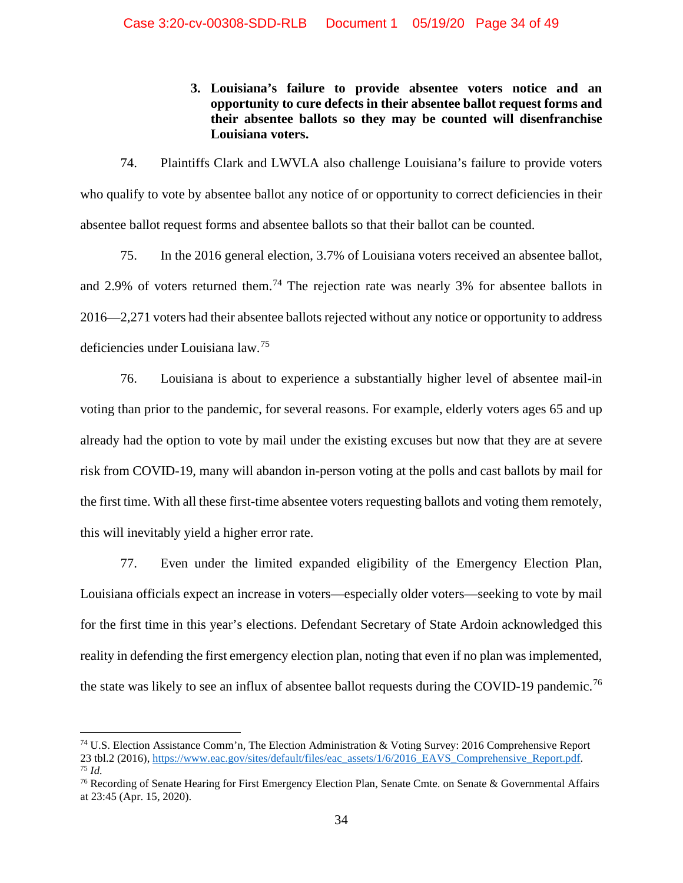### 3. Louisiana's failure to provide absentee voters notice and an opportunity to cure defects in their absentee ballot request forms and their absentee ballots so they may be counted will disenfranchise Louisiana voters.

74. Plaintiffs Clark and LWVLA also challenge Louisiana's failure to provide voters who qualify to vote by absentee ballot any notice of or opportunity to correct deficiencies in their absentee ballot request forms and absentee ballots so that their ballot can be counted.

75. In the 2016 general election, 3.7% of Louisiana voters received an absentee ballot, and 2.9% of voters returned them.[74] The rejection rate was nearly 3% for absentee ballots in 2016—2,271 voters had their absentee ballots rejected without any notice or opportunity to address deficiencies under Louisiana law.[75]

76. Louisiana is about to experience a substantially higher level of absentee mail-in voting than prior to the pandemic, for several reasons. For example, elderly voters ages 65 and up already had the option to vote by mail under the existing excuses but now that they are at severe risk from COVID-19, many will abandon in-person voting at the polls and cast ballots by mail for the first time. With all these first-time absentee voters requesting ballots and voting them remotely, this will inevitably yield a higher error rate.

77. Even under the limited expanded eligibility of the Emergency Election Plan, Louisiana officials expect an increase in voters—especially older voters—seeking to vote by mail for the first time in this year's elections. Defendant Secretary of State Ardoin acknowledged this reality in defending the first emergency election plan, noting that even if no plan was implemented, the state was likely to see an influx of absentee ballot requests during the COVID-19 pandemic.[76]

---

[74] U.S. Election Assistance Comm'n, The Election Administration & Voting Survey: 2016 Comprehensive Report 23 tbl.2 (2016), https://www.eac.gov/sites/default/files/eac_assets/1/6/2016_EAVS_Comprehensive_Report.pdf.

[75] *Id.*

[76] Recording of Senate Hearing for First Emergency Election Plan, Senate Cmte. on Senate & Governmental Affairs at 23:45 (Apr. 15, 2020).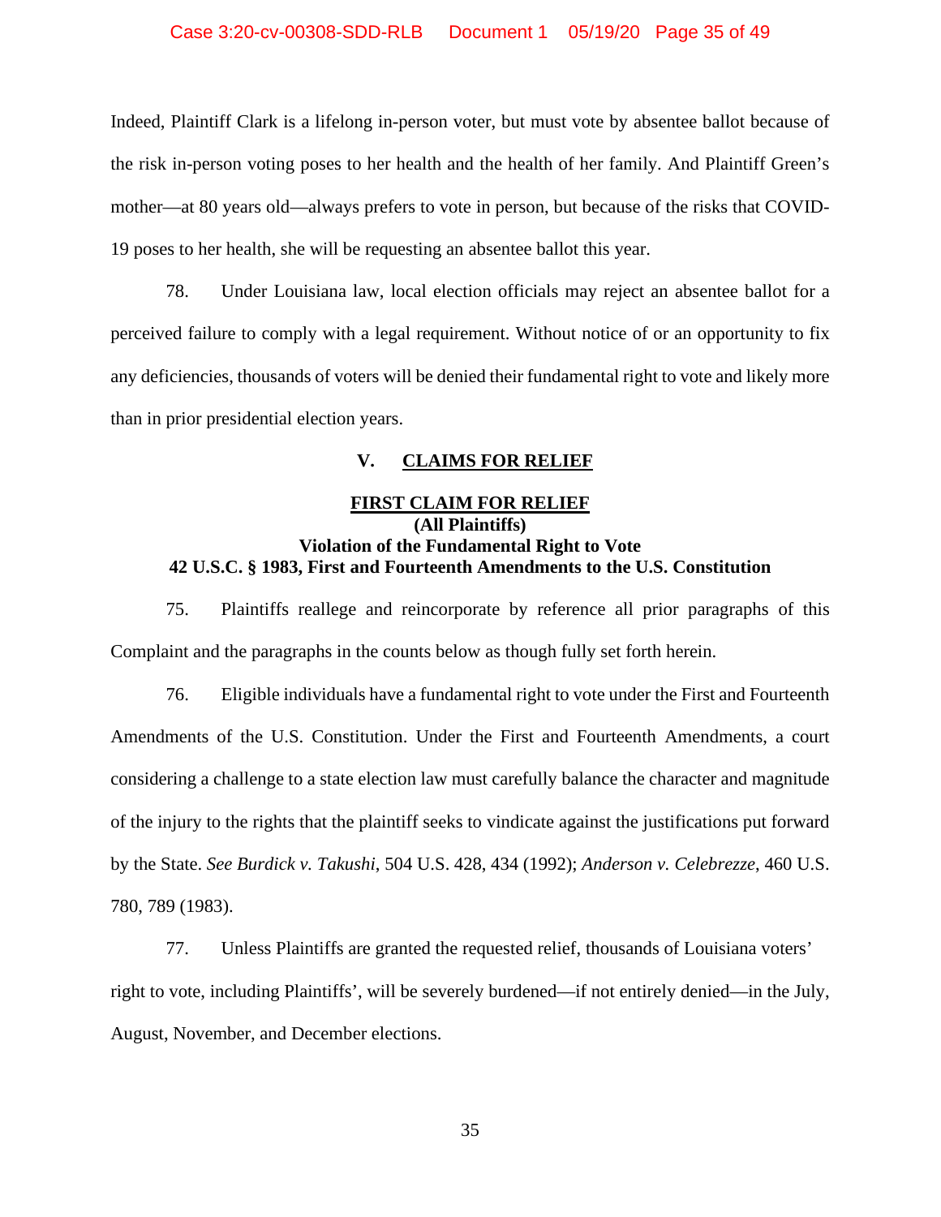Indeed, Plaintiff Clark is a lifelong in-person voter, but must vote by absentee ballot because of the risk in-person voting poses to her health and the health of her family. And Plaintiff Green's mother—at 80 years old—always prefers to vote in person, but because of the risks that COVID-19 poses to her health, she will be requesting an absentee ballot this year.

78. Under Louisiana law, local election officials may reject an absentee ballot for a perceived failure to comply with a legal requirement. Without notice of or an opportunity to fix any deficiencies, thousands of voters will be denied their fundamental right to vote and likely more than in prior presidential election years.

## V. CLAIMS FOR RELIEF

### FIRST CLAIM FOR RELIEF
**(All Plaintiffs)**
**Violation of the Fundamental Right to Vote**
**42 U.S.C. § 1983, First and Fourteenth Amendments to the U.S. Constitution**

75. Plaintiffs reallege and reincorporate by reference all prior paragraphs of this Complaint and the paragraphs in the counts below as though fully set forth herein.

76. Eligible individuals have a fundamental right to vote under the First and Fourteenth Amendments of the U.S. Constitution. Under the First and Fourteenth Amendments, a court considering a challenge to a state election law must carefully balance the character and magnitude of the injury to the rights that the plaintiff seeks to vindicate against the justifications put forward by the State. *See Burdick v. Takushi*, 504 U.S. 428, 434 (1992); *Anderson v. Celebrezze*, 460 U.S. 780, 789 (1983).

77. Unless Plaintiffs are granted the requested relief, thousands of Louisiana voters' right to vote, including Plaintiffs', will be severely burdened—if not entirely denied—in the July, August, November, and December elections.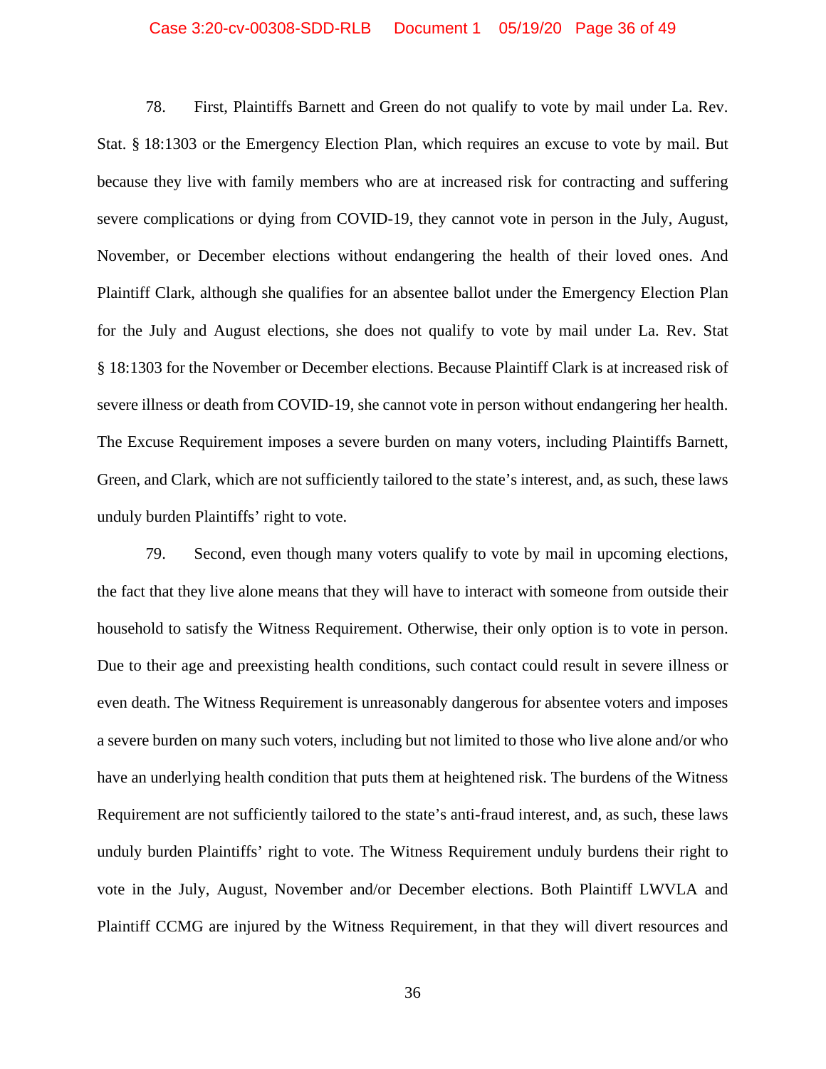78. First, Plaintiffs Barnett and Green do not qualify to vote by mail under La. Rev. Stat. § 18:1303 or the Emergency Election Plan, which requires an excuse to vote by mail. But because they live with family members who are at increased risk for contracting and suffering severe complications or dying from COVID-19, they cannot vote in person in the July, August, November, or December elections without endangering the health of their loved ones. And Plaintiff Clark, although she qualifies for an absentee ballot under the Emergency Election Plan for the July and August elections, she does not qualify to vote by mail under La. Rev. Stat § 18:1303 for the November or December elections. Because Plaintiff Clark is at increased risk of severe illness or death from COVID-19, she cannot vote in person without endangering her health. The Excuse Requirement imposes a severe burden on many voters, including Plaintiffs Barnett, Green, and Clark, which are not sufficiently tailored to the state's interest, and, as such, these laws unduly burden Plaintiffs' right to vote.

79. Second, even though many voters qualify to vote by mail in upcoming elections, the fact that they live alone means that they will have to interact with someone from outside their household to satisfy the Witness Requirement. Otherwise, their only option is to vote in person. Due to their age and preexisting health conditions, such contact could result in severe illness or even death. The Witness Requirement is unreasonably dangerous for absentee voters and imposes a severe burden on many such voters, including but not limited to those who live alone and/or who have an underlying health condition that puts them at heightened risk. The burdens of the Witness Requirement are not sufficiently tailored to the state's anti-fraud interest, and, as such, these laws unduly burden Plaintiffs' right to vote. The Witness Requirement unduly burdens their right to vote in the July, August, November and/or December elections. Both Plaintiff LWVLA and Plaintiff CCMG are injured by the Witness Requirement, in that they will divert resources and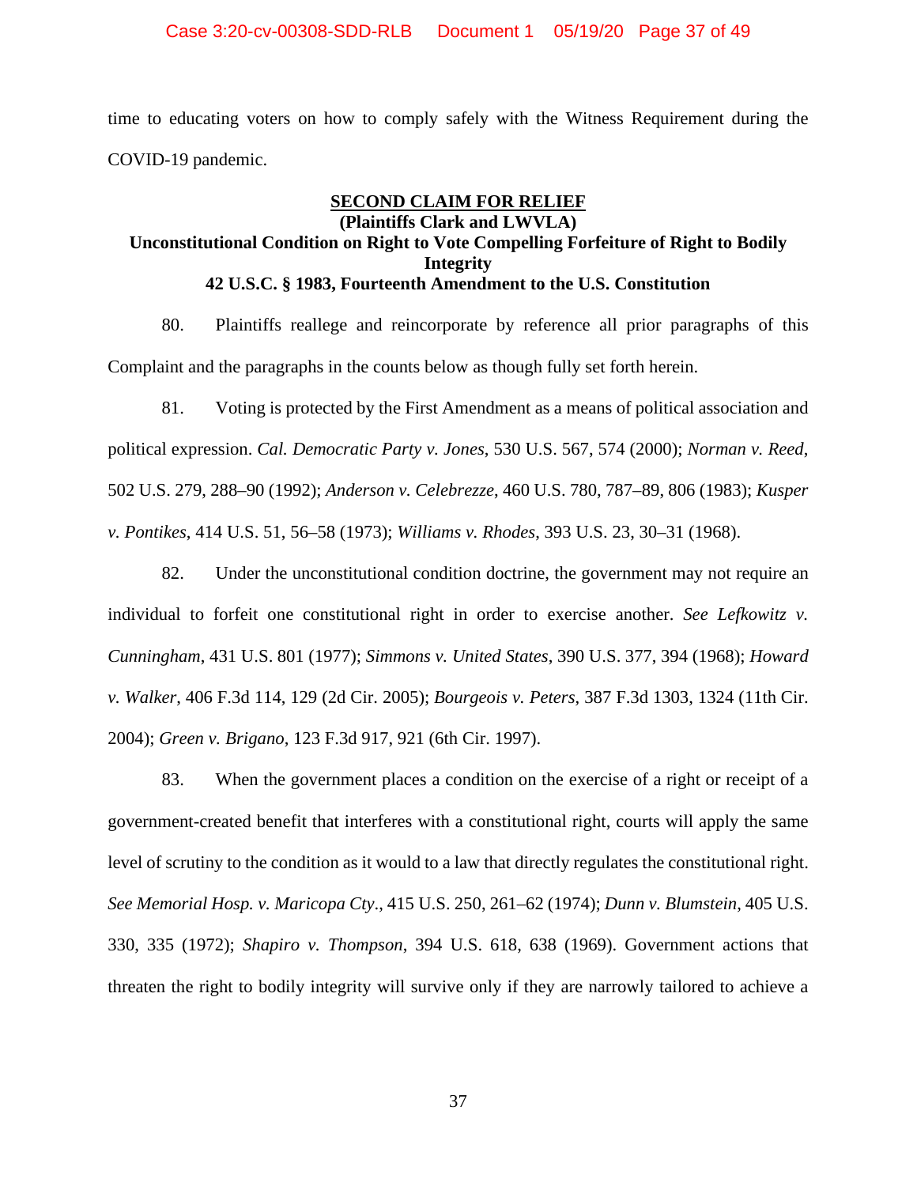time to educating voters on how to comply safely with the Witness Requirement during the COVID-19 pandemic.

## SECOND CLAIM FOR RELIEF

### (Plaintiffs Clark and LWVLA)

### Unconstitutional Condition on Right to Vote Compelling Forfeiture of Right to Bodily Integrity

### 42 U.S.C. § 1983, Fourteenth Amendment to the U.S. Constitution

80. Plaintiffs reallege and reincorporate by reference all prior paragraphs of this Complaint and the paragraphs in the counts below as though fully set forth herein.

81. Voting is protected by the First Amendment as a means of political association and political expression. *Cal. Democratic Party v. Jones*, 530 U.S. 567, 574 (2000); *Norman v. Reed*, 502 U.S. 279, 288–90 (1992); *Anderson v. Celebrezze*, 460 U.S. 780, 787–89, 806 (1983); *Kusper v. Pontikes*, 414 U.S. 51, 56–58 (1973); *Williams v. Rhodes*, 393 U.S. 23, 30–31 (1968).

82. Under the unconstitutional condition doctrine, the government may not require an individual to forfeit one constitutional right in order to exercise another. *See Lefkowitz v. Cunningham*, 431 U.S. 801 (1977); *Simmons v. United States*, 390 U.S. 377, 394 (1968); *Howard v. Walker*, 406 F.3d 114, 129 (2d Cir. 2005); *Bourgeois v. Peters*, 387 F.3d 1303, 1324 (11th Cir. 2004); *Green v. Brigano*, 123 F.3d 917, 921 (6th Cir. 1997).

83. When the government places a condition on the exercise of a right or receipt of a government-created benefit that interferes with a constitutional right, courts will apply the same level of scrutiny to the condition as it would to a law that directly regulates the constitutional right. *See Memorial Hosp. v. Maricopa Cty.*, 415 U.S. 250, 261–62 (1974); *Dunn v. Blumstein*, 405 U.S. 330, 335 (1972); *Shapiro v. Thompson*, 394 U.S. 618, 638 (1969). Government actions that threaten the right to bodily integrity will survive only if they are narrowly tailored to achieve a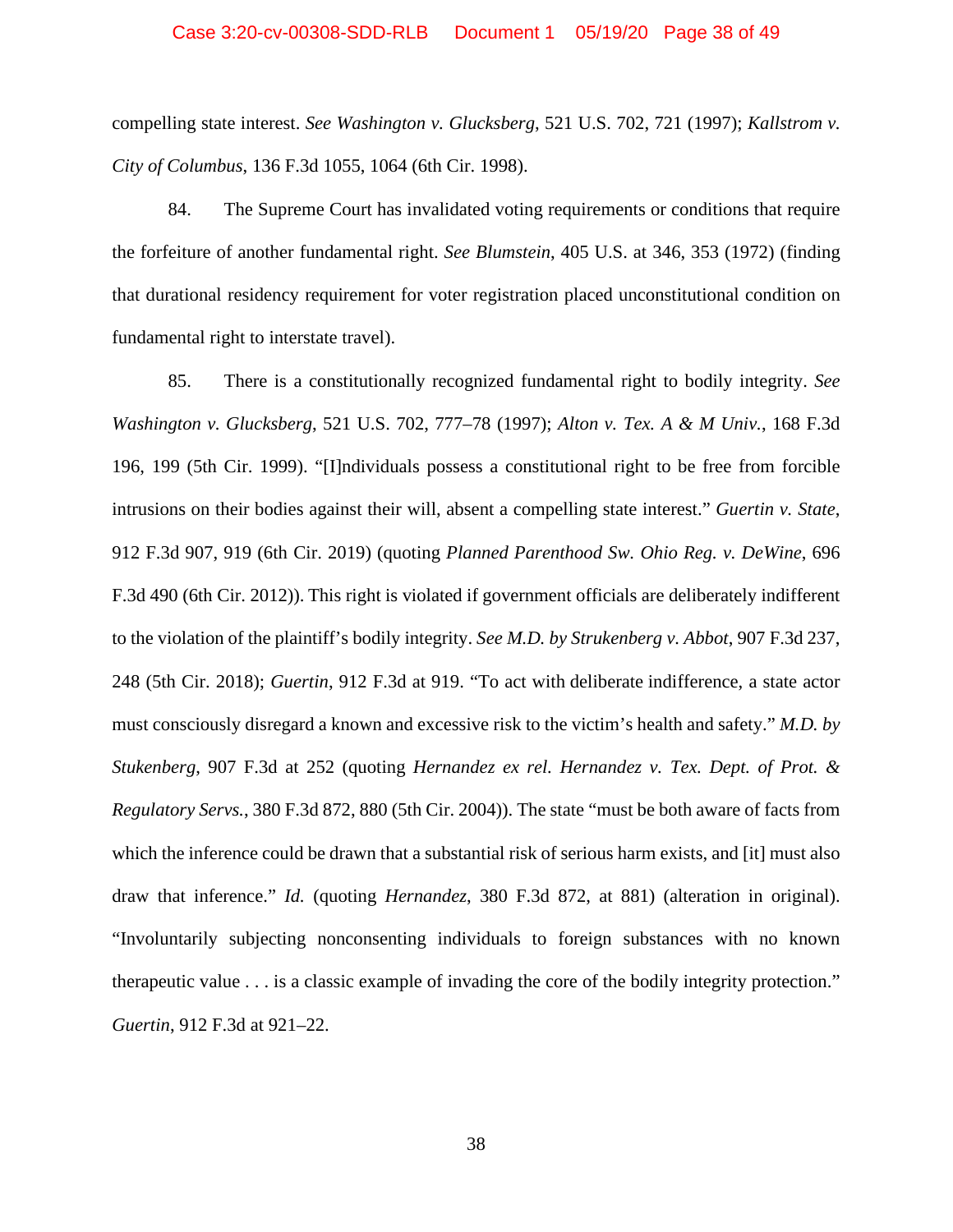compelling state interest. *See Washington v. Glucksberg*, 521 U.S. 702, 721 (1997); *Kallstrom v. City of Columbus*, 136 F.3d 1055, 1064 (6th Cir. 1998).

84. The Supreme Court has invalidated voting requirements or conditions that require the forfeiture of another fundamental right. *See Blumstein*, 405 U.S. at 346, 353 (1972) (finding that durational residency requirement for voter registration placed unconstitutional condition on fundamental right to interstate travel).

85. There is a constitutionally recognized fundamental right to bodily integrity. *See Washington v. Glucksberg*, 521 U.S. 702, 777–78 (1997); *Alton v. Tex. A & M Univ.*, 168 F.3d 196, 199 (5th Cir. 1999). "[I]ndividuals possess a constitutional right to be free from forcible intrusions on their bodies against their will, absent a compelling state interest." *Guertin v. State*, 912 F.3d 907, 919 (6th Cir. 2019) (quoting *Planned Parenthood Sw. Ohio Reg. v. DeWine*, 696 F.3d 490 (6th Cir. 2012)). This right is violated if government officials are deliberately indifferent to the violation of the plaintiff's bodily integrity. *See M.D. by Strukenberg v. Abbot*, 907 F.3d 237, 248 (5th Cir. 2018); *Guertin*, 912 F.3d at 919. "To act with deliberate indifference, a state actor must consciously disregard a known and excessive risk to the victim's health and safety." *M.D. by Stukenberg*, 907 F.3d at 252 (quoting *Hernandez ex rel. Hernandez v. Tex. Dept. of Prot. & Regulatory Servs.*, 380 F.3d 872, 880 (5th Cir. 2004)). The state "must be both aware of facts from which the inference could be drawn that a substantial risk of serious harm exists, and [it] must also draw that inference." *Id.* (quoting *Hernandez*, 380 F.3d 872, at 881) (alteration in original). "Involuntarily subjecting nonconsenting individuals to foreign substances with no known therapeutic value . . . is a classic example of invading the core of the bodily integrity protection." *Guertin*, 912 F.3d at 921–22.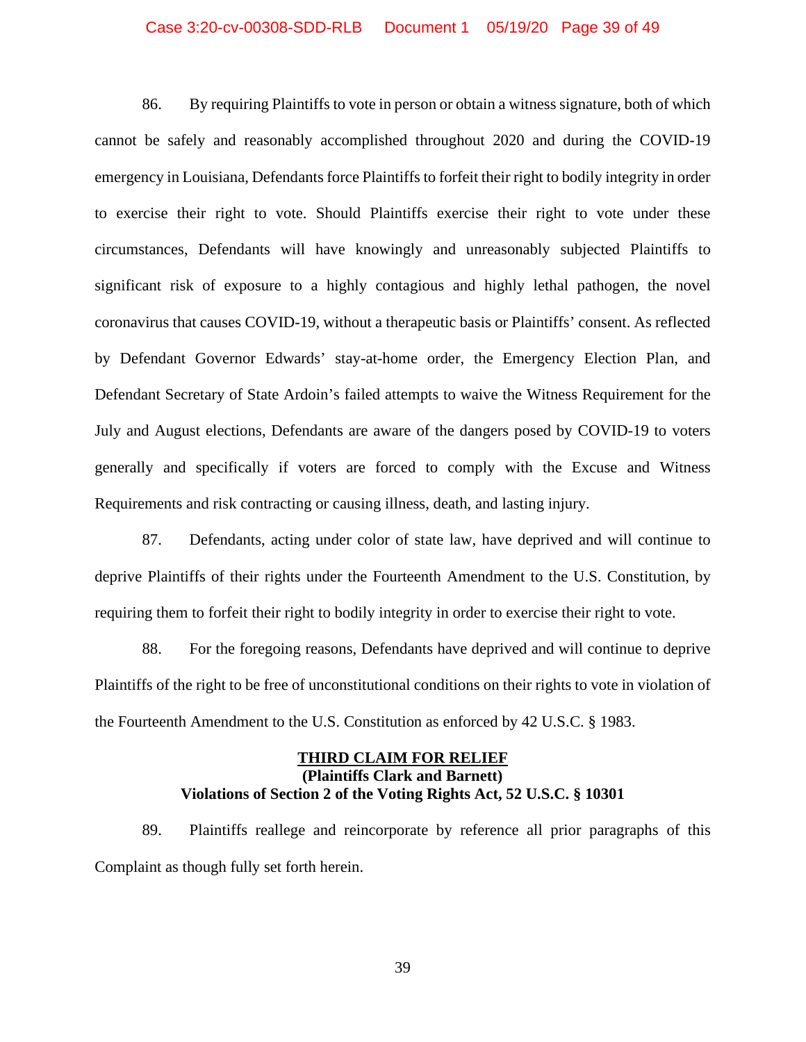86. By requiring Plaintiffs to vote in person or obtain a witness signature, both of which cannot be safely and reasonably accomplished throughout 2020 and during the COVID-19 emergency in Louisiana, Defendants force Plaintiffs to forfeit their right to bodily integrity in order to exercise their right to vote. Should Plaintiffs exercise their right to vote under these circumstances, Defendants will have knowingly and unreasonably subjected Plaintiffs to significant risk of exposure to a highly contagious and highly lethal pathogen, the novel coronavirus that causes COVID-19, without a therapeutic basis or Plaintiffs' consent. As reflected by Defendant Governor Edwards' stay-at-home order, the Emergency Election Plan, and Defendant Secretary of State Ardoin's failed attempts to waive the Witness Requirement for the July and August elections, Defendants are aware of the dangers posed by COVID-19 to voters generally and specifically if voters are forced to comply with the Excuse and Witness Requirements and risk contracting or causing illness, death, and lasting injury.

87. Defendants, acting under color of state law, have deprived and will continue to deprive Plaintiffs of their rights under the Fourteenth Amendment to the U.S. Constitution, by requiring them to forfeit their right to bodily integrity in order to exercise their right to vote.

88. For the foregoing reasons, Defendants have deprived and will continue to deprive Plaintiffs of the right to be free of unconstitutional conditions on their rights to vote in violation of the Fourteenth Amendment to the U.S. Constitution as enforced by 42 U.S.C. § 1983.

## THIRD CLAIM FOR RELIEF
**(Plaintiffs Clark and Barnett)**
**Violations of Section 2 of the Voting Rights Act, 52 U.S.C. § 10301**

89. Plaintiffs reallege and reincorporate by reference all prior paragraphs of this Complaint as though fully set forth herein.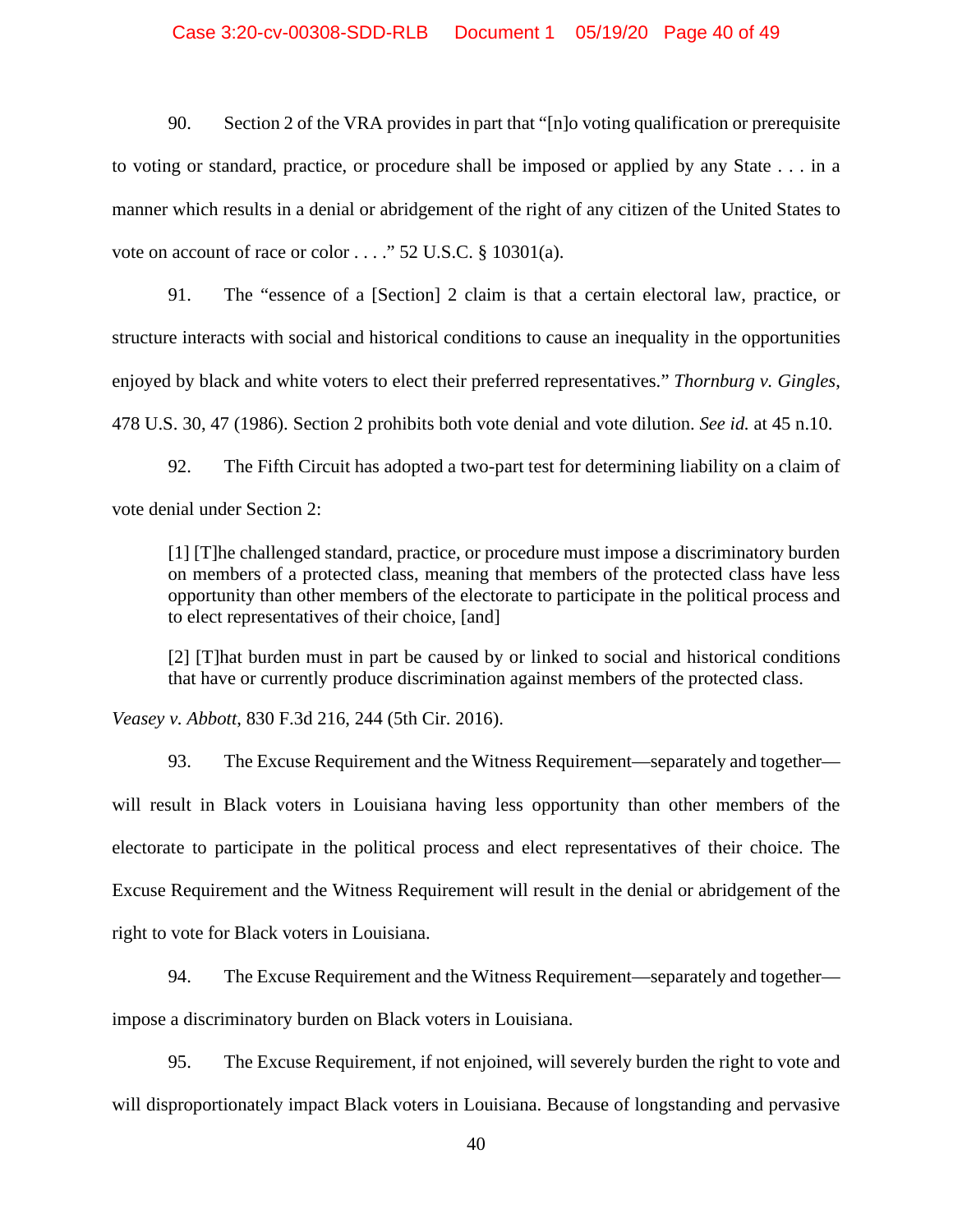90. Section 2 of the VRA provides in part that "[n]o voting qualification or prerequisite to voting or standard, practice, or procedure shall be imposed or applied by any State . . . in a manner which results in a denial or abridgement of the right of any citizen of the United States to vote on account of race or color . . . ." 52 U.S.C. § 10301(a).

91. The "essence of a [Section] 2 claim is that a certain electoral law, practice, or structure interacts with social and historical conditions to cause an inequality in the opportunities enjoyed by black and white voters to elect their preferred representatives." *Thornburg v. Gingles*, 478 U.S. 30, 47 (1986). Section 2 prohibits both vote denial and vote dilution. *See id.* at 45 n.10.

92. The Fifth Circuit has adopted a two-part test for determining liability on a claim of vote denial under Section 2:

> [1] [T]he challenged standard, practice, or procedure must impose a discriminatory burden on members of a protected class, meaning that members of the protected class have less opportunity than other members of the electorate to participate in the political process and to elect representatives of their choice, [and]
>
> [2] [T]hat burden must in part be caused by or linked to social and historical conditions that have or currently produce discrimination against members of the protected class.

*Veasey v. Abbott*, 830 F.3d 216, 244 (5th Cir. 2016).

93. The Excuse Requirement and the Witness Requirement—separately and together—will result in Black voters in Louisiana having less opportunity than other members of the electorate to participate in the political process and elect representatives of their choice. The Excuse Requirement and the Witness Requirement will result in the denial or abridgement of the right to vote for Black voters in Louisiana.

94. The Excuse Requirement and the Witness Requirement—separately and together—impose a discriminatory burden on Black voters in Louisiana.

95. The Excuse Requirement, if not enjoined, will severely burden the right to vote and will disproportionately impact Black voters in Louisiana. Because of longstanding and pervasive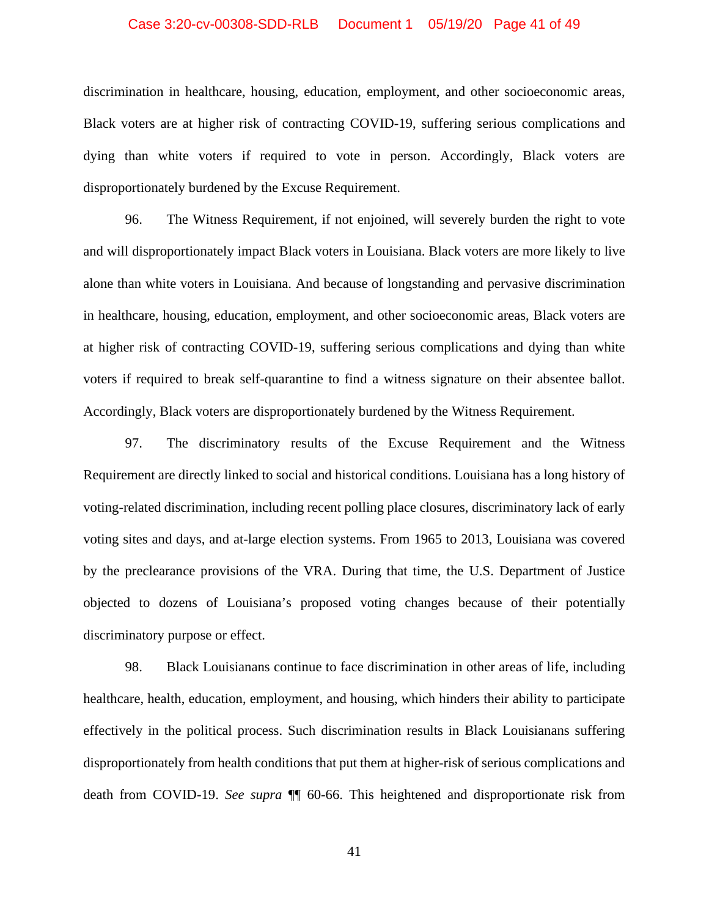discrimination in healthcare, housing, education, employment, and other socioeconomic areas, Black voters are at higher risk of contracting COVID-19, suffering serious complications and dying than white voters if required to vote in person. Accordingly, Black voters are disproportionately burdened by the Excuse Requirement.

96. The Witness Requirement, if not enjoined, will severely burden the right to vote and will disproportionately impact Black voters in Louisiana. Black voters are more likely to live alone than white voters in Louisiana. And because of longstanding and pervasive discrimination in healthcare, housing, education, employment, and other socioeconomic areas, Black voters are at higher risk of contracting COVID-19, suffering serious complications and dying than white voters if required to break self-quarantine to find a witness signature on their absentee ballot. Accordingly, Black voters are disproportionately burdened by the Witness Requirement.

97. The discriminatory results of the Excuse Requirement and the Witness Requirement are directly linked to social and historical conditions. Louisiana has a long history of voting-related discrimination, including recent polling place closures, discriminatory lack of early voting sites and days, and at-large election systems. From 1965 to 2013, Louisiana was covered by the preclearance provisions of the VRA. During that time, the U.S. Department of Justice objected to dozens of Louisiana's proposed voting changes because of their potentially discriminatory purpose or effect.

98. Black Louisianans continue to face discrimination in other areas of life, including healthcare, health, education, employment, and housing, which hinders their ability to participate effectively in the political process. Such discrimination results in Black Louisianans suffering disproportionately from health conditions that put them at higher-risk of serious complications and death from COVID-19. *See supra* ¶¶ 60-66. This heightened and disproportionate risk from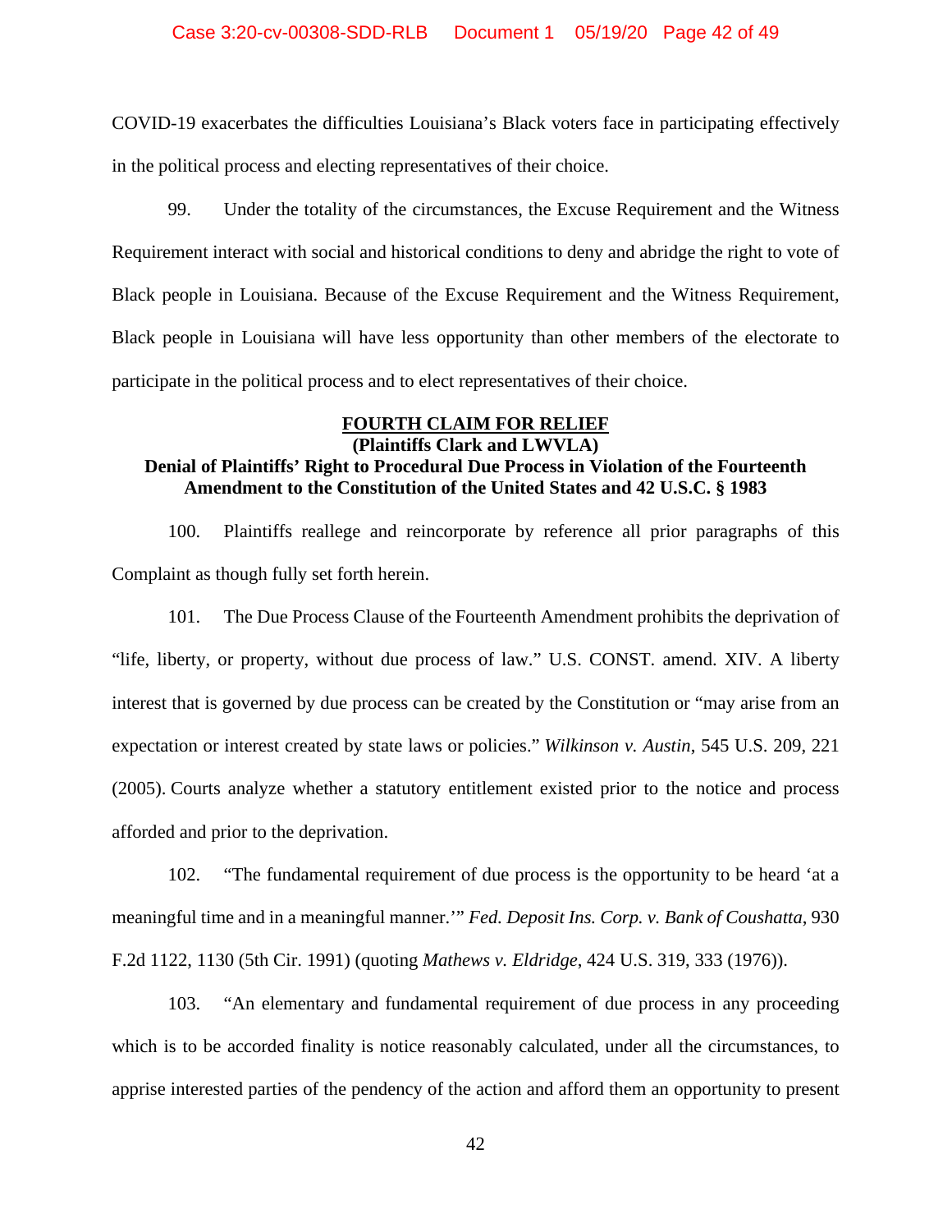COVID-19 exacerbates the difficulties Louisiana's Black voters face in participating effectively in the political process and electing representatives of their choice.

99. Under the totality of the circumstances, the Excuse Requirement and the Witness Requirement interact with social and historical conditions to deny and abridge the right to vote of Black people in Louisiana. Because of the Excuse Requirement and the Witness Requirement, Black people in Louisiana will have less opportunity than other members of the electorate to participate in the political process and to elect representatives of their choice.

## FOURTH CLAIM FOR RELIEF

**(Plaintiffs Clark and LWVLA)**

**Denial of Plaintiffs' Right to Procedural Due Process in Violation of the Fourteenth Amendment to the Constitution of the United States and 42 U.S.C. § 1983**

100. Plaintiffs reallege and reincorporate by reference all prior paragraphs of this Complaint as though fully set forth herein.

101. The Due Process Clause of the Fourteenth Amendment prohibits the deprivation of "life, liberty, or property, without due process of law." U.S. CONST. amend. XIV. A liberty interest that is governed by due process can be created by the Constitution or "may arise from an expectation or interest created by state laws or policies." *Wilkinson v. Austin*, 545 U.S. 209, 221 (2005). Courts analyze whether a statutory entitlement existed prior to the notice and process afforded and prior to the deprivation.

102. "The fundamental requirement of due process is the opportunity to be heard 'at a meaningful time and in a meaningful manner.'" *Fed. Deposit Ins. Corp. v. Bank of Coushatta*, 930 F.2d 1122, 1130 (5th Cir. 1991) (quoting *Mathews v. Eldridge*, 424 U.S. 319, 333 (1976)).

103. "An elementary and fundamental requirement of due process in any proceeding which is to be accorded finality is notice reasonably calculated, under all the circumstances, to apprise interested parties of the pendency of the action and afford them an opportunity to present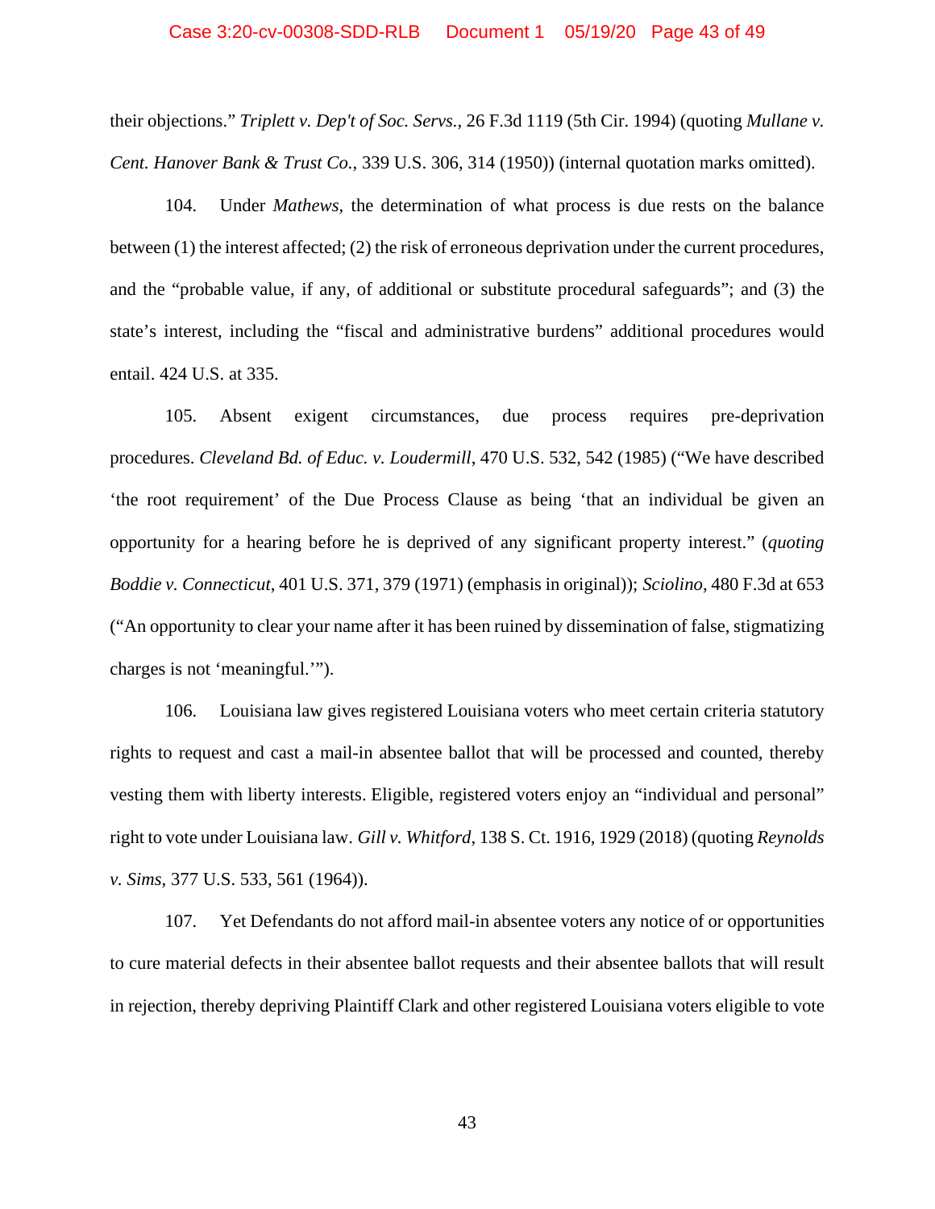their objections." *Triplett v. Dep't of Soc. Servs.*, 26 F.3d 1119 (5th Cir. 1994) (quoting *Mullane v. Cent. Hanover Bank & Trust Co.*, 339 U.S. 306, 314 (1950)) (internal quotation marks omitted).

104. Under *Mathews*, the determination of what process is due rests on the balance between (1) the interest affected; (2) the risk of erroneous deprivation under the current procedures, and the "probable value, if any, of additional or substitute procedural safeguards"; and (3) the state's interest, including the "fiscal and administrative burdens" additional procedures would entail. 424 U.S. at 335.

105. Absent exigent circumstances, due process requires pre-deprivation procedures. *Cleveland Bd. of Educ. v. Loudermill*, 470 U.S. 532, 542 (1985) ("We have described 'the root requirement' of the Due Process Clause as being 'that an individual be given an opportunity for a hearing before he is deprived of any significant property interest." (*quoting Boddie v. Connecticut*, 401 U.S. 371, 379 (1971) (emphasis in original)); *Sciolino*, 480 F.3d at 653 ("An opportunity to clear your name after it has been ruined by dissemination of false, stigmatizing charges is not 'meaningful.'").

106. Louisiana law gives registered Louisiana voters who meet certain criteria statutory rights to request and cast a mail-in absentee ballot that will be processed and counted, thereby vesting them with liberty interests. Eligible, registered voters enjoy an "individual and personal" right to vote under Louisiana law. *Gill v. Whitford*, 138 S. Ct. 1916, 1929 (2018) (quoting *Reynolds v. Sims*, 377 U.S. 533, 561 (1964)).

107. Yet Defendants do not afford mail-in absentee voters any notice of or opportunities to cure material defects in their absentee ballot requests and their absentee ballots that will result in rejection, thereby depriving Plaintiff Clark and other registered Louisiana voters eligible to vote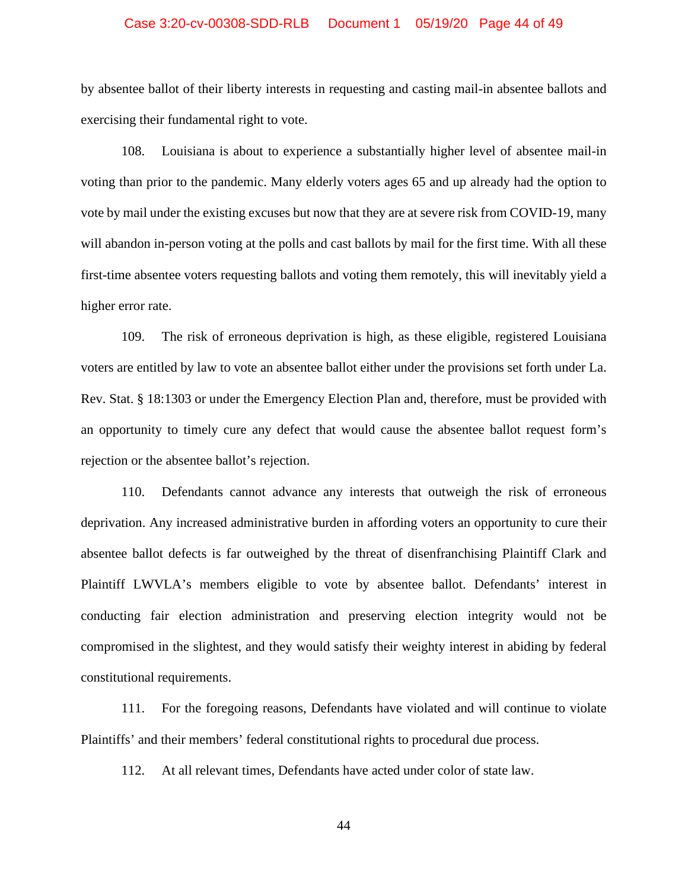by absentee ballot of their liberty interests in requesting and casting mail-in absentee ballots and exercising their fundamental right to vote.

108. Louisiana is about to experience a substantially higher level of absentee mail-in voting than prior to the pandemic. Many elderly voters ages 65 and up already had the option to vote by mail under the existing excuses but now that they are at severe risk from COVID-19, many will abandon in-person voting at the polls and cast ballots by mail for the first time. With all these first-time absentee voters requesting ballots and voting them remotely, this will inevitably yield a higher error rate.

109. The risk of erroneous deprivation is high, as these eligible, registered Louisiana voters are entitled by law to vote an absentee ballot either under the provisions set forth under La. Rev. Stat. § 18:1303 or under the Emergency Election Plan and, therefore, must be provided with an opportunity to timely cure any defect that would cause the absentee ballot request form's rejection or the absentee ballot's rejection.

110. Defendants cannot advance any interests that outweigh the risk of erroneous deprivation. Any increased administrative burden in affording voters an opportunity to cure their absentee ballot defects is far outweighed by the threat of disenfranchising Plaintiff Clark and Plaintiff LWVLA's members eligible to vote by absentee ballot. Defendants' interest in conducting fair election administration and preserving election integrity would not be compromised in the slightest, and they would satisfy their weighty interest in abiding by federal constitutional requirements.

111. For the foregoing reasons, Defendants have violated and will continue to violate Plaintiffs' and their members' federal constitutional rights to procedural due process.

112. At all relevant times, Defendants have acted under color of state law.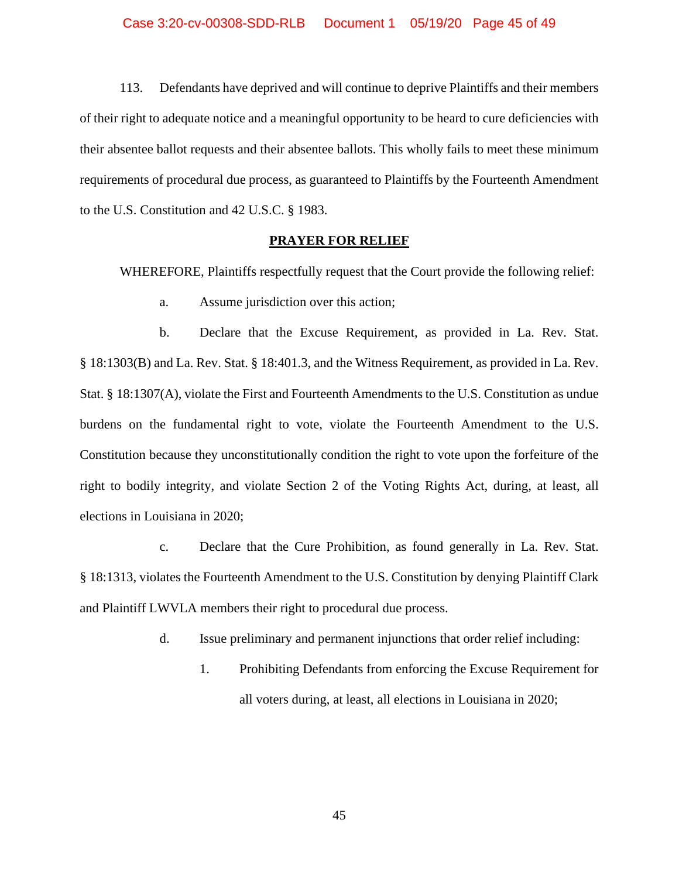113. Defendants have deprived and will continue to deprive Plaintiffs and their members of their right to adequate notice and a meaningful opportunity to be heard to cure deficiencies with their absentee ballot requests and their absentee ballots. This wholly fails to meet these minimum requirements of procedural due process, as guaranteed to Plaintiffs by the Fourteenth Amendment to the U.S. Constitution and 42 U.S.C. § 1983.

## PRAYER FOR RELIEF

WHEREFORE, Plaintiffs respectfully request that the Court provide the following relief:

a. Assume jurisdiction over this action;

b. Declare that the Excuse Requirement, as provided in La. Rev. Stat. § 18:1303(B) and La. Rev. Stat. § 18:401.3, and the Witness Requirement, as provided in La. Rev. Stat. § 18:1307(A), violate the First and Fourteenth Amendments to the U.S. Constitution as undue burdens on the fundamental right to vote, violate the Fourteenth Amendment to the U.S. Constitution because they unconstitutionally condition the right to vote upon the forfeiture of the right to bodily integrity, and violate Section 2 of the Voting Rights Act, during, at least, all elections in Louisiana in 2020;

c. Declare that the Cure Prohibition, as found generally in La. Rev. Stat. § 18:1313, violates the Fourteenth Amendment to the U.S. Constitution by denying Plaintiff Clark and Plaintiff LWVLA members their right to procedural due process.

d. Issue preliminary and permanent injunctions that order relief including:

1. Prohibiting Defendants from enforcing the Excuse Requirement for all voters during, at least, all elections in Louisiana in 2020;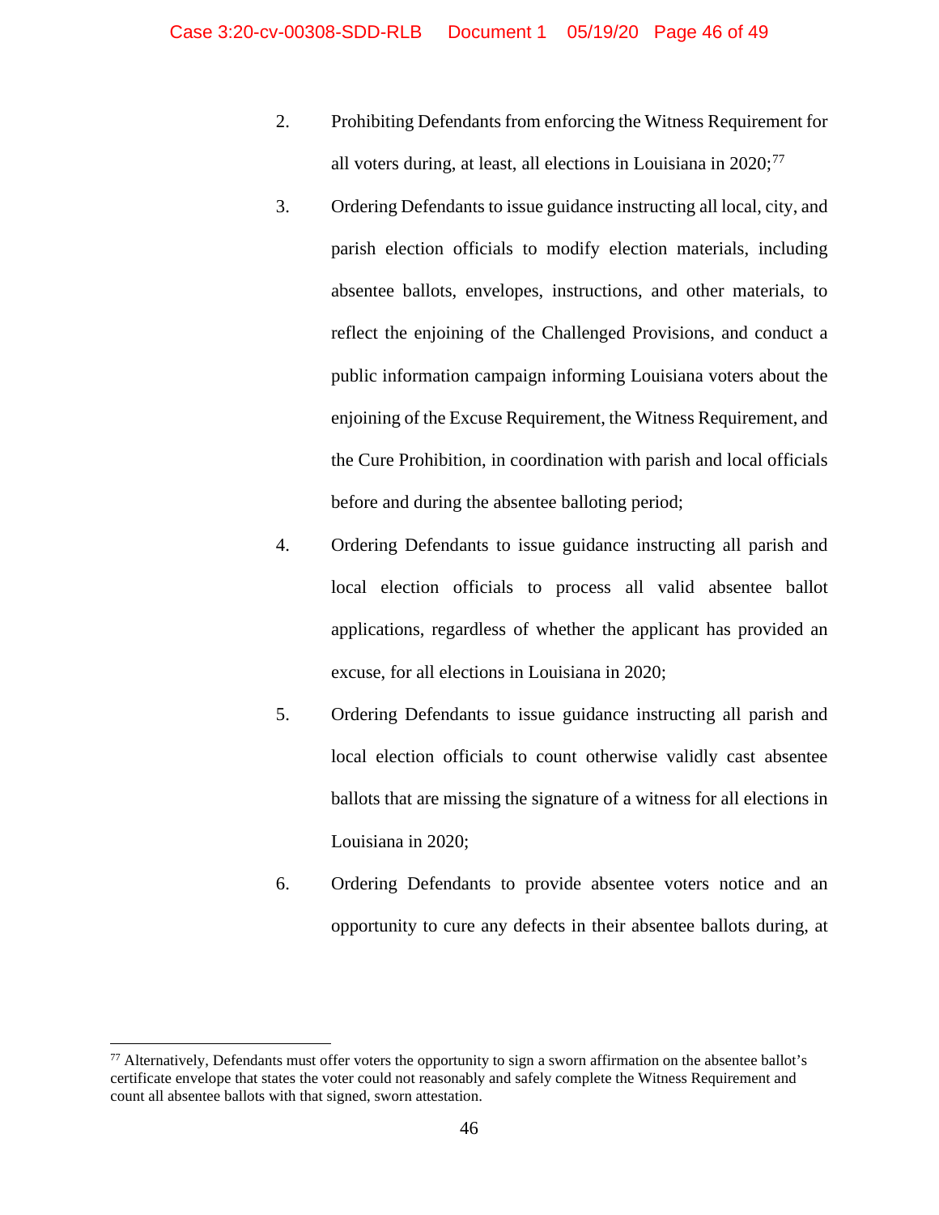2. Prohibiting Defendants from enforcing the Witness Requirement for all voters during, at least, all elections in Louisiana in 2020;[77]

3. Ordering Defendants to issue guidance instructing all local, city, and parish election officials to modify election materials, including absentee ballots, envelopes, instructions, and other materials, to reflect the enjoining of the Challenged Provisions, and conduct a public information campaign informing Louisiana voters about the enjoining of the Excuse Requirement, the Witness Requirement, and the Cure Prohibition, in coordination with parish and local officials before and during the absentee balloting period;

4. Ordering Defendants to issue guidance instructing all parish and local election officials to process all valid absentee ballot applications, regardless of whether the applicant has provided an excuse, for all elections in Louisiana in 2020;

5. Ordering Defendants to issue guidance instructing all parish and local election officials to count otherwise validly cast absentee ballots that are missing the signature of a witness for all elections in Louisiana in 2020;

6. Ordering Defendants to provide absentee voters notice and an opportunity to cure any defects in their absentee ballots during, at

---

[77] Alternatively, Defendants must offer voters the opportunity to sign a sworn affirmation on the absentee ballot's certificate envelope that states the voter could not reasonably and safely complete the Witness Requirement and count all absentee ballots with that signed, sworn attestation.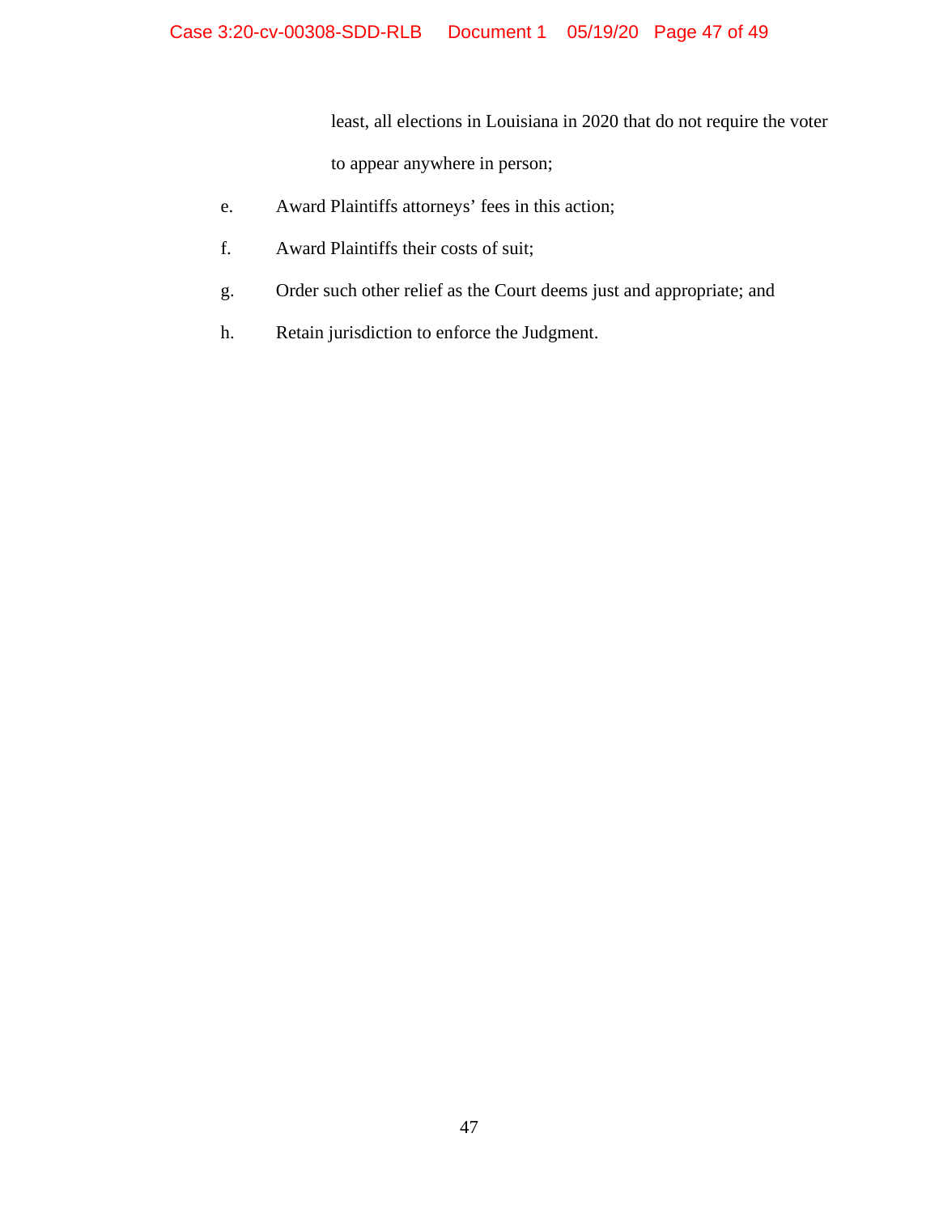least, all elections in Louisiana in 2020 that do not require the voter to appear anywhere in person;

e. Award Plaintiffs attorneys' fees in this action;

f. Award Plaintiffs their costs of suit;

g. Order such other relief as the Court deems just and appropriate; and

h. Retain jurisdiction to enforce the Judgment.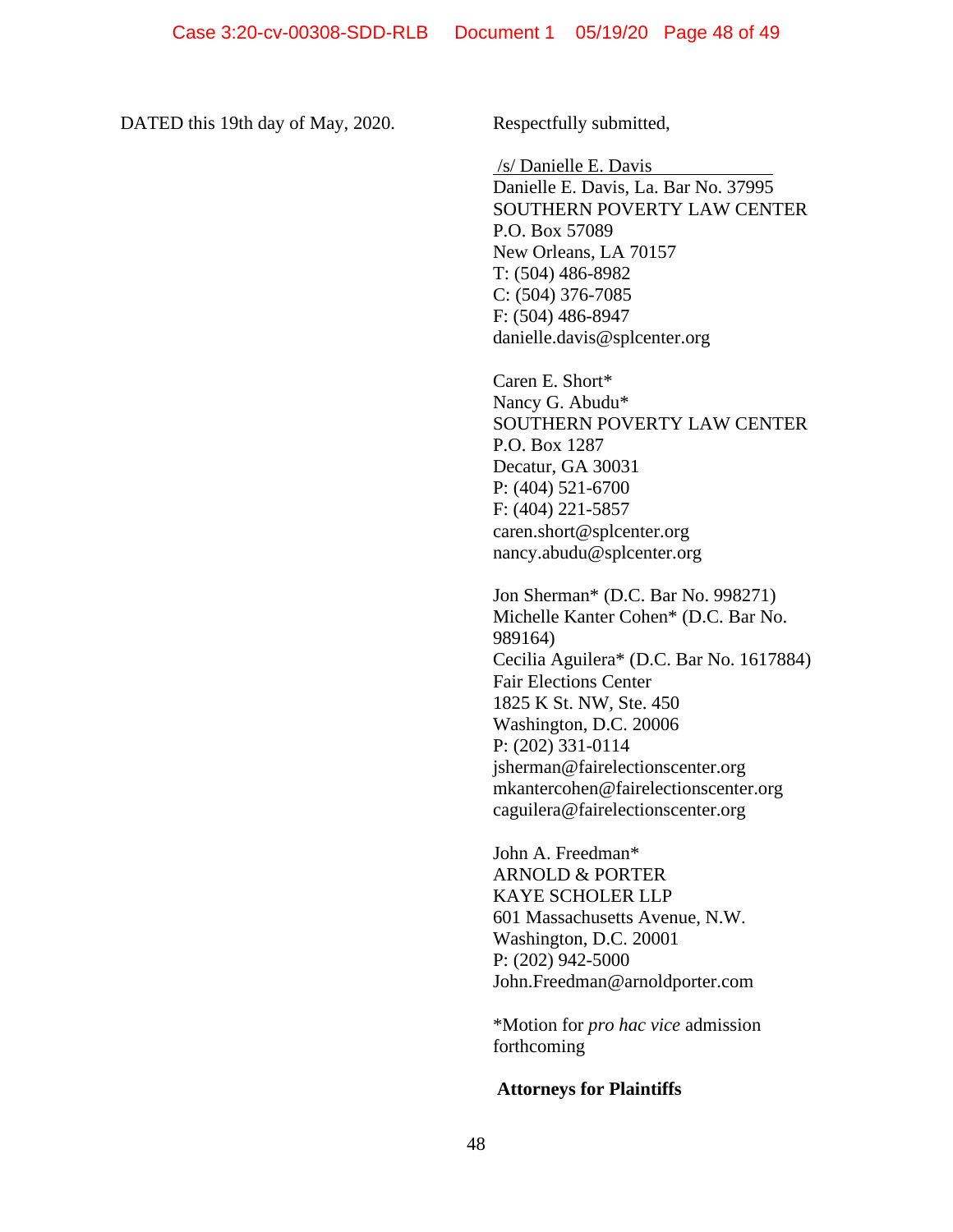DATED this 19th day of May, 2020.

Respectfully submitted,

/s/ Danielle E. Davis
Danielle E. Davis, La. Bar No. 37995
SOUTHERN POVERTY LAW CENTER
P.O. Box 57089
New Orleans, LA 70157
T: (504) 486-8982
C: (504) 376-7085
F: (504) 486-8947
danielle.davis@splcenter.org

Caren E. Short*
Nancy G. Abudu*
SOUTHERN POVERTY LAW CENTER
P.O. Box 1287
Decatur, GA 30031
P: (404) 521-6700
F: (404) 221-5857
caren.short@splcenter.org
nancy.abudu@splcenter.org

Jon Sherman* (D.C. Bar No. 998271)
Michelle Kanter Cohen* (D.C. Bar No. 989164)
Cecilia Aguilera* (D.C. Bar No. 1617884)
Fair Elections Center
1825 K St. NW, Ste. 450
Washington, D.C. 20006
P: (202) 331-0114
jsherman@fairelectionscenter.org
mkantercohen@fairelectionscenter.org
caguilera@fairelectionscenter.org

John A. Freedman*
ARNOLD & PORTER
KAYE SCHOLER LLP
601 Massachusetts Avenue, N.W.
Washington, D.C. 20001
P: (202) 942-5000
John.Freedman@arnoldporter.com

*Motion for *pro hac vice* admission forthcoming

**Attorneys for Plaintiffs**